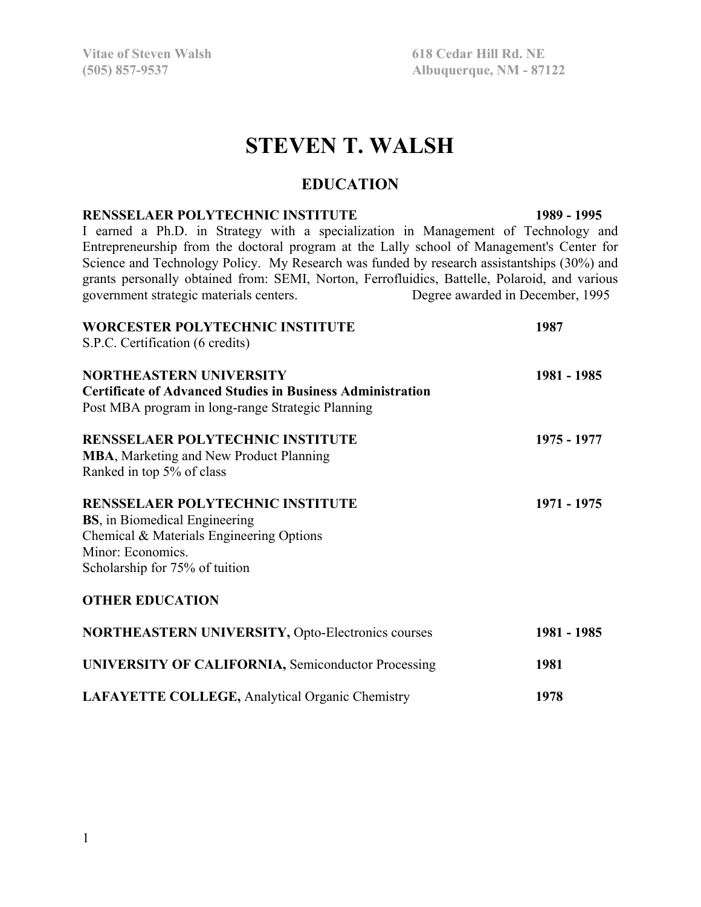Vitae of Steven Walsh
(505) 857-9537

618 Cedar Hill Rd. NE
Albuquerque, NM - 87122

# STEVEN T. WALSH

## EDUCATION

**RENSSELAER POLYTECHNIC INSTITUTE** **1989 - 1995**
I earned a Ph.D. in Strategy with a specialization in Management of Technology and Entrepreneurship from the doctoral program at the Lally school of Management's Center for Science and Technology Policy. My Research was funded by research assistantships (30%) and grants personally obtained from: SEMI, Norton, Ferrofluidics, Battelle, Polaroid, and various government strategic materials centers. Degree awarded in December, 1995

**WORCESTER POLYTECHNIC INSTITUTE** **1987**
S.P.C. Certification (6 credits)

**NORTHEASTERN UNIVERSITY** **1981 - 1985**
**Certificate of Advanced Studies in Business Administration**
Post MBA program in long-range Strategic Planning

**RENSSELAER POLYTECHNIC INSTITUTE** **1975 - 1977**
**MBA**, Marketing and New Product Planning
Ranked in top 5% of class

**RENSSELAER POLYTECHNIC INSTITUTE** **1971 - 1975**
**BS**, in Biomedical Engineering
Chemical & Materials Engineering Options
Minor: Economics.
Scholarship for 75% of tuition

**OTHER EDUCATION**

**NORTHEASTERN UNIVERSITY,** Opto-Electronics courses **1981 - 1985**

**UNIVERSITY OF CALIFORNIA,** Semiconductor Processing **1981**

**LAFAYETTE COLLEGE,** Analytical Organic Chemistry **1978**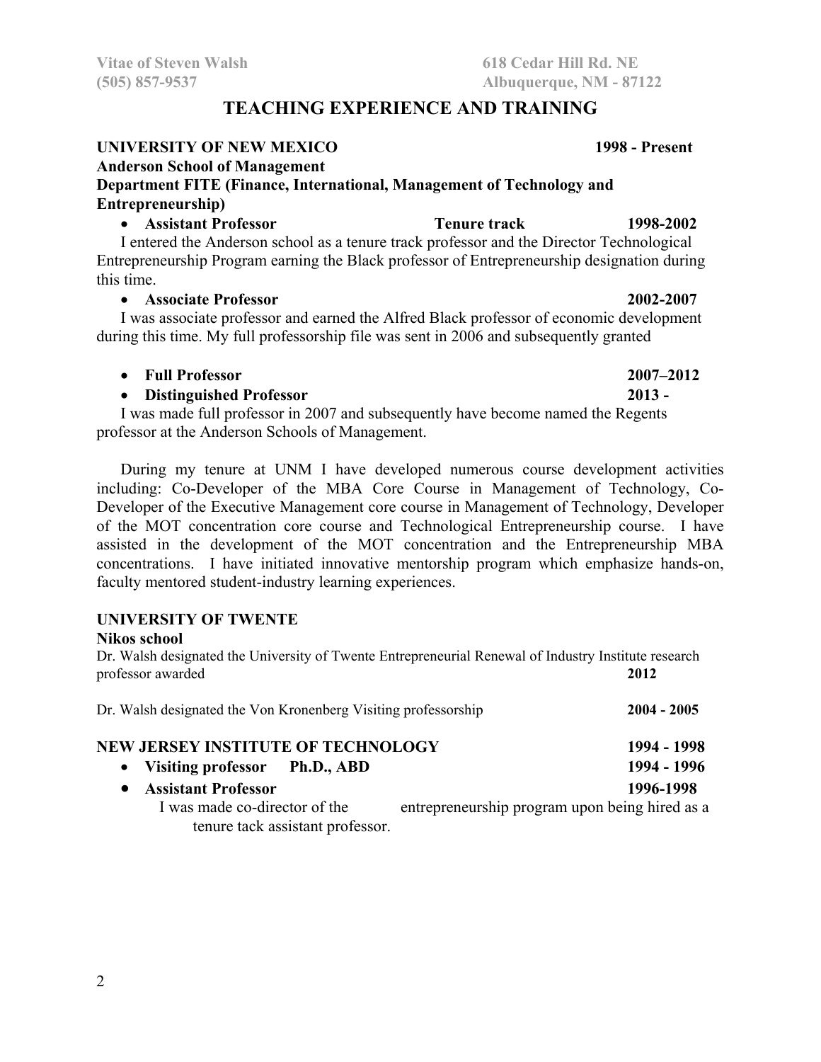# TEACHING EXPERIENCE AND TRAINING

**UNIVERSITY OF NEW MEXICO** **1998 - Present**
**Anderson School of Management**
**Department FITE (Finance, International, Management of Technology and Entrepreneurship)**

- **Assistant Professor** **Tenure track** **1998-2002**

I entered the Anderson school as a tenure track professor and the Director Technological Entrepreneurship Program earning the Black professor of Entrepreneurship designation during this time.

- **Associate Professor** **2002-2007**

I was associate professor and earned the Alfred Black professor of economic development during this time. My full professorship file was sent in 2006 and subsequently granted

- **Full Professor** **2007–2012**
- **Distinguished Professor** **2013 -**

I was made full professor in 2007 and subsequently have become named the Regents professor at the Anderson Schools of Management.

During my tenure at UNM I have developed numerous course development activities including: Co-Developer of the MBA Core Course in Management of Technology, Co-Developer of the Executive Management core course in Management of Technology, Developer of the MOT concentration core course and Technological Entrepreneurship course. I have assisted in the development of the MOT concentration and the Entrepreneurship MBA concentrations. I have initiated innovative mentorship program which emphasize hands-on, faculty mentored student-industry learning experiences.

**UNIVERSITY OF TWENTE**
**Nikos school**

Dr. Walsh designated the University of Twente Entrepreneurial Renewal of Industry Institute research professor awarded **2012**

Dr. Walsh designated the Von Kronenberg Visiting professorship **2004 - 2005**

**NEW JERSEY INSTITUTE OF TECHNOLOGY** **1994 - 1998**

- **Visiting professor Ph.D., ABD** **1994 - 1996**
- **Assistant Professor** **1996-1998**

  I was made co-director of the entrepreneurship program upon being hired as a tenure tack assistant professor.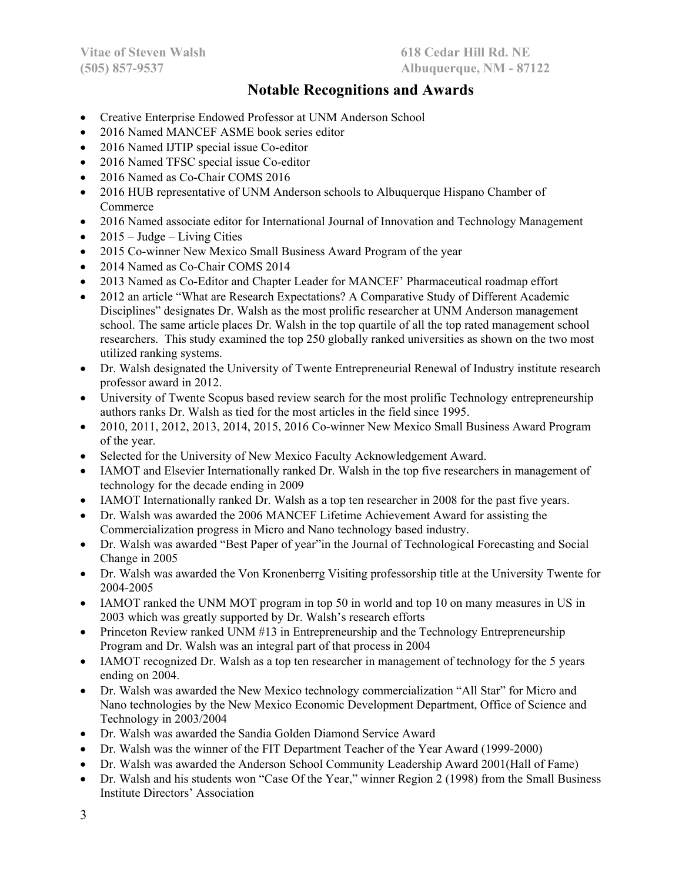## Notable Recognitions and Awards

- Creative Enterprise Endowed Professor at UNM Anderson School
- 2016 Named MANCEF ASME book series editor
- 2016 Named IJTIP special issue Co-editor
- 2016 Named TFSC special issue Co-editor
- 2016 Named as Co-Chair COMS 2016
- 2016 HUB representative of UNM Anderson schools to Albuquerque Hispano Chamber of Commerce
- 2016 Named associate editor for International Journal of Innovation and Technology Management
- 2015 – Judge – Living Cities
- 2015 Co-winner New Mexico Small Business Award Program of the year
- 2014 Named as Co-Chair COMS 2014
- 2013 Named as Co-Editor and Chapter Leader for MANCEF' Pharmaceutical roadmap effort
- 2012 an article "What are Research Expectations? A Comparative Study of Different Academic Disciplines" designates Dr. Walsh as the most prolific researcher at UNM Anderson management school. The same article places Dr. Walsh in the top quartile of all the top rated management school researchers. This study examined the top 250 globally ranked universities as shown on the two most utilized ranking systems.
- Dr. Walsh designated the University of Twente Entrepreneurial Renewal of Industry institute research professor award in 2012.
- University of Twente Scopus based review search for the most prolific Technology entrepreneurship authors ranks Dr. Walsh as tied for the most articles in the field since 1995.
- 2010, 2011, 2012, 2013, 2014, 2015, 2016 Co-winner New Mexico Small Business Award Program of the year.
- Selected for the University of New Mexico Faculty Acknowledgement Award.
- IAMOT and Elsevier Internationally ranked Dr. Walsh in the top five researchers in management of technology for the decade ending in 2009
- IAMOT Internationally ranked Dr. Walsh as a top ten researcher in 2008 for the past five years.
- Dr. Walsh was awarded the 2006 MANCEF Lifetime Achievement Award for assisting the Commercialization progress in Micro and Nano technology based industry.
- Dr. Walsh was awarded "Best Paper of year"in the Journal of Technological Forecasting and Social Change in 2005
- Dr. Walsh was awarded the Von Kronenberrg Visiting professorship title at the University Twente for 2004-2005
- IAMOT ranked the UNM MOT program in top 50 in world and top 10 on many measures in US in 2003 which was greatly supported by Dr. Walsh's research efforts
- Princeton Review ranked UNM #13 in Entrepreneurship and the Technology Entrepreneurship Program and Dr. Walsh was an integral part of that process in 2004
- IAMOT recognized Dr. Walsh as a top ten researcher in management of technology for the 5 years ending on 2004.
- Dr. Walsh was awarded the New Mexico technology commercialization "All Star" for Micro and Nano technologies by the New Mexico Economic Development Department, Office of Science and Technology in 2003/2004
- Dr. Walsh was awarded the Sandia Golden Diamond Service Award
- Dr. Walsh was the winner of the FIT Department Teacher of the Year Award (1999-2000)
- Dr. Walsh was awarded the Anderson School Community Leadership Award 2001(Hall of Fame)
- Dr. Walsh and his students won "Case Of the Year," winner Region 2 (1998) from the Small Business Institute Directors' Association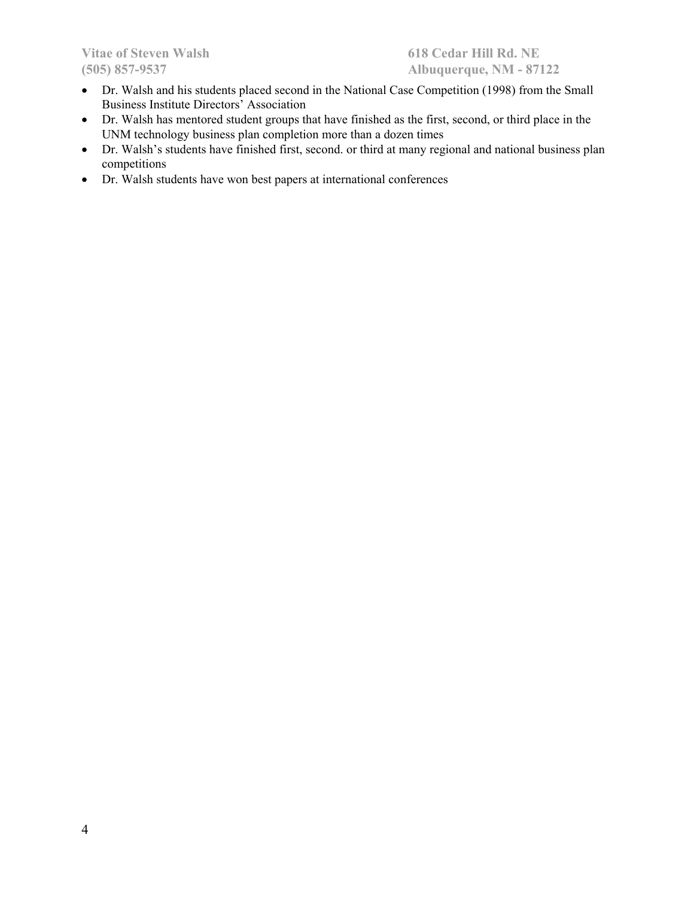- Dr. Walsh and his students placed second in the National Case Competition (1998) from the Small Business Institute Directors' Association
- Dr. Walsh has mentored student groups that have finished as the first, second, or third place in the UNM technology business plan completion more than a dozen times
- Dr. Walsh's students have finished first, second. or third at many regional and national business plan competitions
- Dr. Walsh students have won best papers at international conferences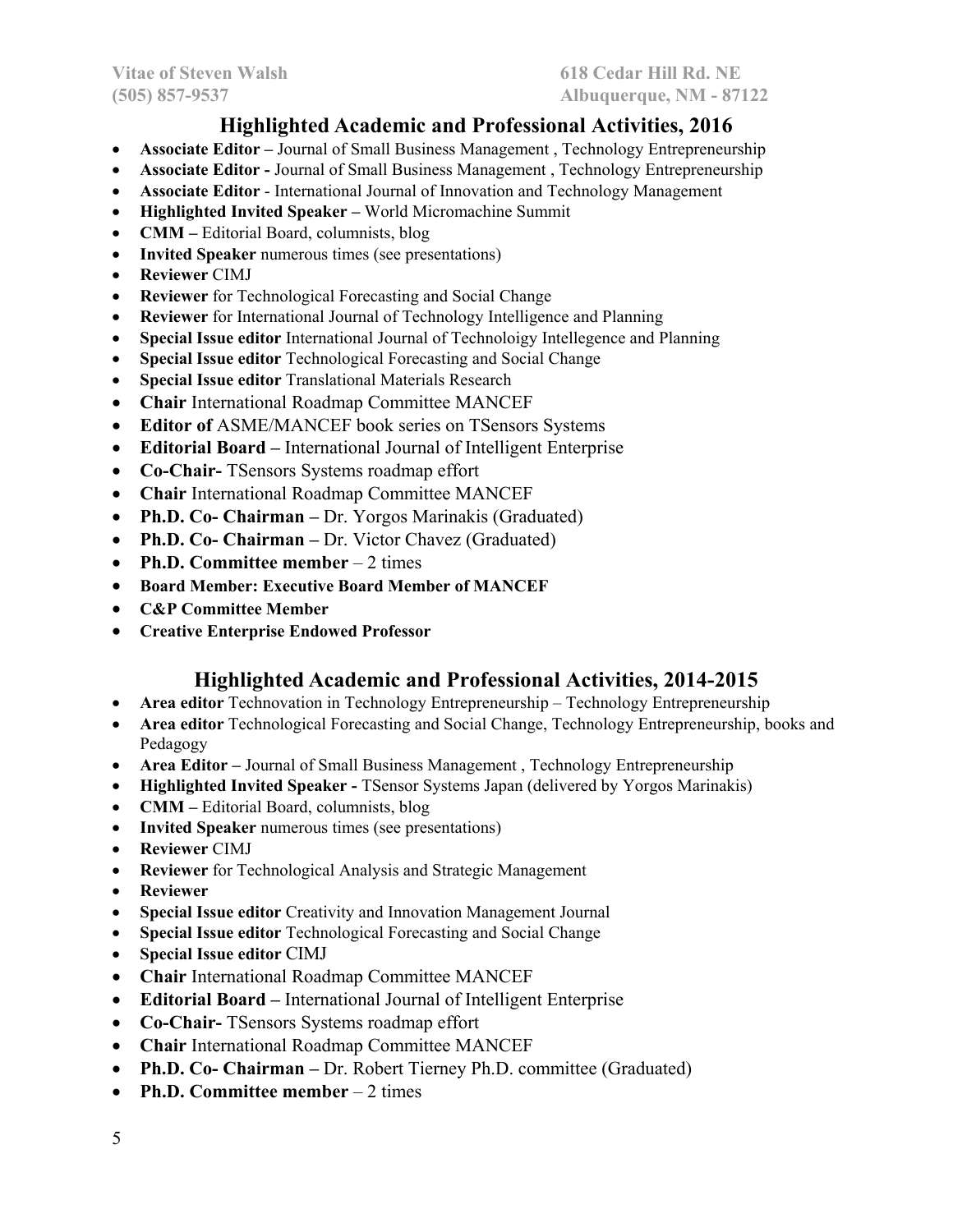## Highlighted Academic and Professional Activities, 2016

- **Associate Editor –** Journal of Small Business Management , Technology Entrepreneurship
- **Associate Editor -** Journal of Small Business Management , Technology Entrepreneurship
- **Associate Editor** - International Journal of Innovation and Technology Management
- **Highlighted Invited Speaker –** World Micromachine Summit
- **CMM –** Editorial Board, columnists, blog
- **Invited Speaker** numerous times (see presentations)
- **Reviewer** CIMJ
- **Reviewer** for Technological Forecasting and Social Change
- **Reviewer** for International Journal of Technology Intelligence and Planning
- **Special Issue editor** International Journal of Technoloigy Intellegence and Planning
- **Special Issue editor** Technological Forecasting and Social Change
- **Special Issue editor** Translational Materials Research
- **Chair** International Roadmap Committee MANCEF
- **Editor of** ASME/MANCEF book series on TSensors Systems
- **Editorial Board –** International Journal of Intelligent Enterprise
- **Co-Chair-** TSensors Systems roadmap effort
- **Chair** International Roadmap Committee MANCEF
- **Ph.D. Co- Chairman –** Dr. Yorgos Marinakis (Graduated)
- **Ph.D. Co- Chairman –** Dr. Victor Chavez (Graduated)
- **Ph.D. Committee member** – 2 times
- **Board Member: Executive Board Member of MANCEF**
- **C&P Committee Member**
- **Creative Enterprise Endowed Professor**

## Highlighted Academic and Professional Activities, 2014-2015

- **Area editor** Technovation in Technology Entrepreneurship – Technology Entrepreneurship
- **Area editor** Technological Forecasting and Social Change, Technology Entrepreneurship, books and Pedagogy
- **Area Editor –** Journal of Small Business Management , Technology Entrepreneurship
- **Highlighted Invited Speaker -** TSensor Systems Japan (delivered by Yorgos Marinakis)
- **CMM –** Editorial Board, columnists, blog
- **Invited Speaker** numerous times (see presentations)
- **Reviewer** CIMJ
- **Reviewer** for Technological Analysis and Strategic Management
- **Reviewer**
- **Special Issue editor** Creativity and Innovation Management Journal
- **Special Issue editor** Technological Forecasting and Social Change
- **Special Issue editor** CIMJ
- **Chair** International Roadmap Committee MANCEF
- **Editorial Board –** International Journal of Intelligent Enterprise
- **Co-Chair-** TSensors Systems roadmap effort
- **Chair** International Roadmap Committee MANCEF
- **Ph.D. Co- Chairman –** Dr. Robert Tierney Ph.D. committee (Graduated)
- **Ph.D. Committee member** – 2 times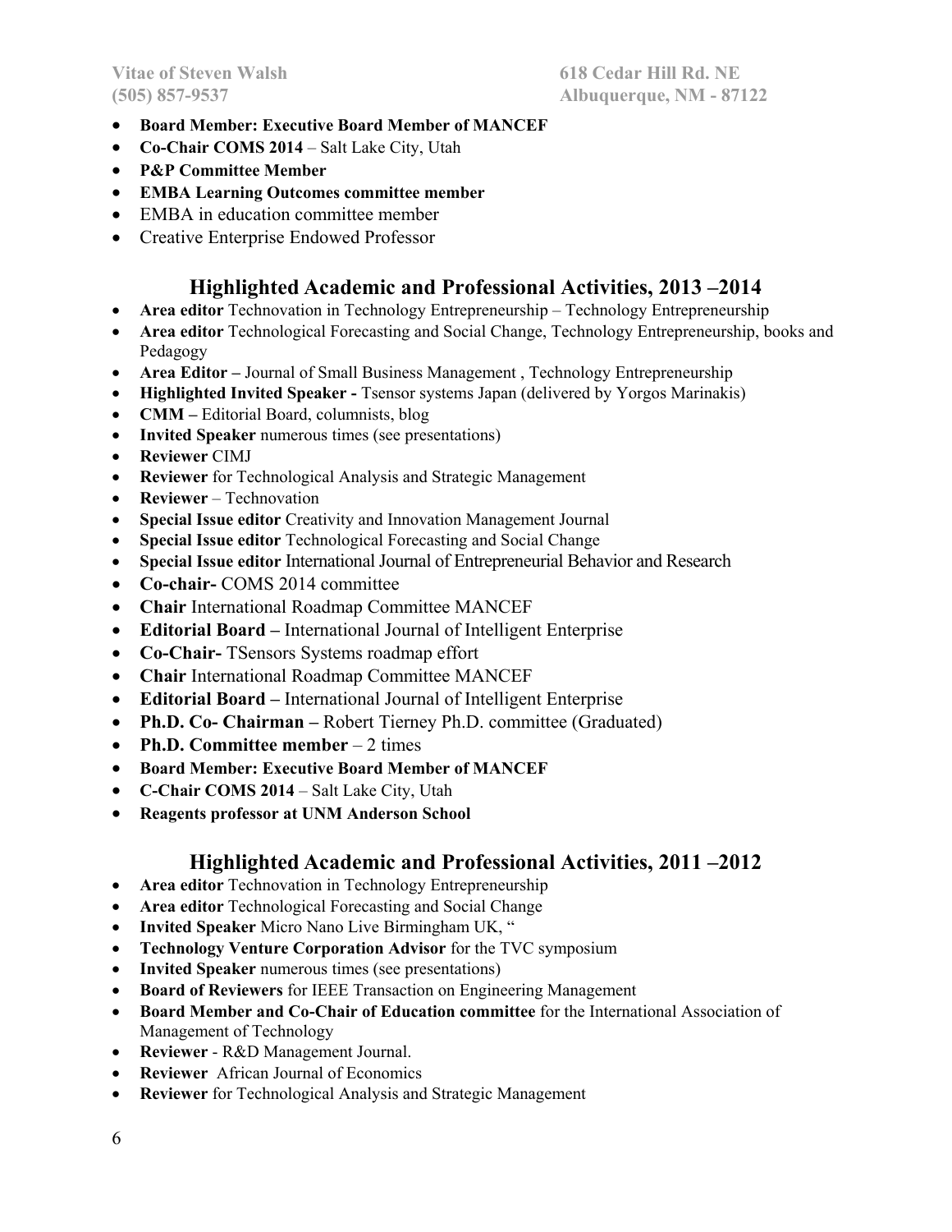- **Board Member: Executive Board Member of MANCEF**
- **Co-Chair COMS 2014** – Salt Lake City, Utah
- **P&P Committee Member**
- **EMBA Learning Outcomes committee member**
- EMBA in education committee member
- Creative Enterprise Endowed Professor

## Highlighted Academic and Professional Activities, 2013 –2014

- **Area editor** Technovation in Technology Entrepreneurship – Technology Entrepreneurship
- **Area editor** Technological Forecasting and Social Change, Technology Entrepreneurship, books and Pedagogy
- **Area Editor –** Journal of Small Business Management , Technology Entrepreneurship
- **Highlighted Invited Speaker -** Tsensor systems Japan (delivered by Yorgos Marinakis)
- **CMM –** Editorial Board, columnists, blog
- **Invited Speaker** numerous times (see presentations)
- **Reviewer** CIMJ
- **Reviewer** for Technological Analysis and Strategic Management
- **Reviewer** – Technovation
- **Special Issue editor** Creativity and Innovation Management Journal
- **Special Issue editor** Technological Forecasting and Social Change
- **Special Issue editor** International Journal of Entrepreneurial Behavior and Research
- **Co-chair-** COMS 2014 committee
- **Chair** International Roadmap Committee MANCEF
- **Editorial Board –** International Journal of Intelligent Enterprise
- **Co-Chair-** TSensors Systems roadmap effort
- **Chair** International Roadmap Committee MANCEF
- **Editorial Board –** International Journal of Intelligent Enterprise
- **Ph.D. Co- Chairman –** Robert Tierney Ph.D. committee (Graduated)
- **Ph.D. Committee member** – 2 times
- **Board Member: Executive Board Member of MANCEF**
- **C-Chair COMS 2014** – Salt Lake City, Utah
- **Reagents professor at UNM Anderson School**

## Highlighted Academic and Professional Activities, 2011 –2012

- **Area editor** Technovation in Technology Entrepreneurship
- **Area editor** Technological Forecasting and Social Change
- **Invited Speaker** Micro Nano Live Birmingham UK, "
- **Technology Venture Corporation Advisor** for the TVC symposium
- **Invited Speaker** numerous times (see presentations)
- **Board of Reviewers** for IEEE Transaction on Engineering Management
- **Board Member and Co-Chair of Education committee** for the International Association of Management of Technology
- **Reviewer** - R&D Management Journal.
- **Reviewer** African Journal of Economics
- **Reviewer** for Technological Analysis and Strategic Management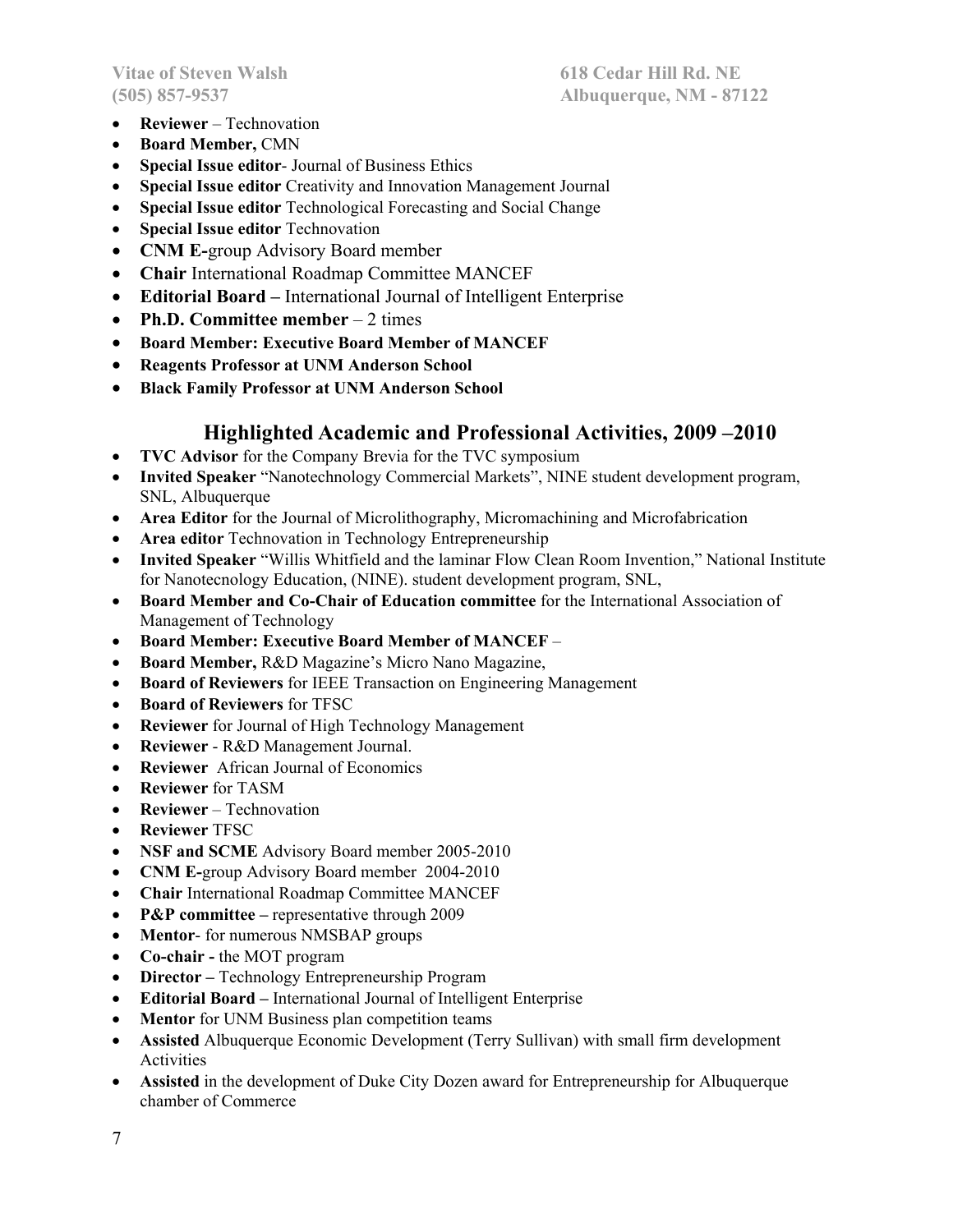- **Reviewer** – Technovation
- **Board Member,** CMN
- **Special Issue editor**- Journal of Business Ethics
- **Special Issue editor** Creativity and Innovation Management Journal
- **Special Issue editor** Technological Forecasting and Social Change
- **Special Issue editor** Technovation
- **CNM E-**group Advisory Board member
- **Chair** International Roadmap Committee MANCEF
- **Editorial Board –** International Journal of Intelligent Enterprise
- **Ph.D. Committee member** – 2 times
- **Board Member: Executive Board Member of MANCEF**
- **Reagents Professor at UNM Anderson School**
- **Black Family Professor at UNM Anderson School**

## Highlighted Academic and Professional Activities, 2009 –2010

- **TVC Advisor** for the Company Brevia for the TVC symposium
- **Invited Speaker** "Nanotechnology Commercial Markets", NINE student development program, SNL, Albuquerque
- **Area Editor** for the Journal of Microlithography, Micromachining and Microfabrication
- **Area editor** Technovation in Technology Entrepreneurship
- **Invited Speaker** "Willis Whitfield and the laminar Flow Clean Room Invention," National Institute for Nanotecnology Education, (NINE). student development program, SNL,
- **Board Member and Co-Chair of Education committee** for the International Association of Management of Technology
- **Board Member: Executive Board Member of MANCEF** –
- **Board Member,** R&D Magazine's Micro Nano Magazine,
- **Board of Reviewers** for IEEE Transaction on Engineering Management
- **Board of Reviewers** for TFSC
- **Reviewer** for Journal of High Technology Management
- **Reviewer** - R&D Management Journal.
- **Reviewer** African Journal of Economics
- **Reviewer** for TASM
- **Reviewer** – Technovation
- **Reviewer** TFSC
- **NSF and SCME** Advisory Board member 2005-2010
- **CNM E-**group Advisory Board member 2004-2010
- **Chair** International Roadmap Committee MANCEF
- **P&P committee –** representative through 2009
- **Mentor**- for numerous NMSBAP groups
- **Co-chair -** the MOT program
- **Director –** Technology Entrepreneurship Program
- **Editorial Board –** International Journal of Intelligent Enterprise
- **Mentor** for UNM Business plan competition teams
- **Assisted** Albuquerque Economic Development (Terry Sullivan) with small firm development Activities
- **Assisted** in the development of Duke City Dozen award for Entrepreneurship for Albuquerque chamber of Commerce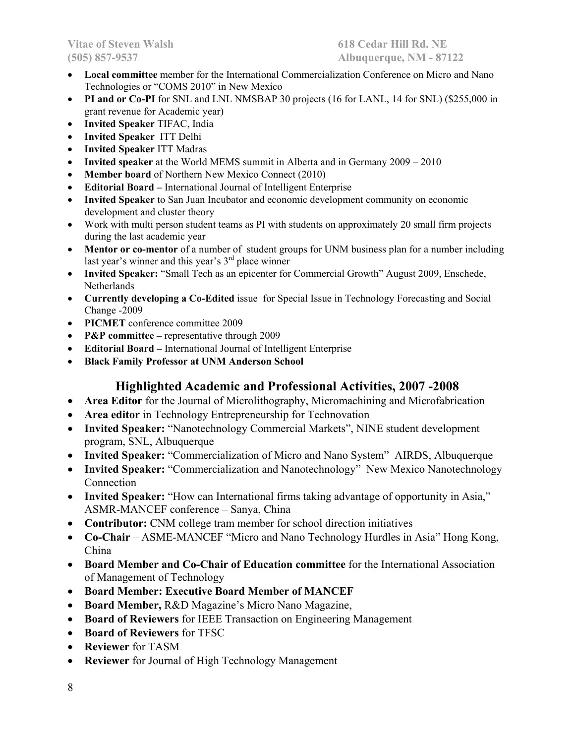- **Local committee** member for the International Commercialization Conference on Micro and Nano Technologies or "COMS 2010" in New Mexico
- **PI and or Co-PI** for SNL and LNL NMSBAP 30 projects (16 for LANL, 14 for SNL) ($255,000 in grant revenue for Academic year)
- **Invited Speaker** TIFAC, India
- **Invited Speaker** ITT Delhi
- **Invited Speaker** ITT Madras
- **Invited speaker** at the World MEMS summit in Alberta and in Germany 2009 – 2010
- **Member board** of Northern New Mexico Connect (2010)
- **Editorial Board –** International Journal of Intelligent Enterprise
- **Invited Speaker** to San Juan Incubator and economic development community on economic development and cluster theory
- Work with multi person student teams as PI with students on approximately 20 small firm projects during the last academic year
- **Mentor or co-mentor** of a number of student groups for UNM business plan for a number including last year's winner and this year's 3rd place winner
- **Invited Speaker:** "Small Tech as an epicenter for Commercial Growth" August 2009, Enschede, Netherlands
- **Currently developing a Co-Edited** issue for Special Issue in Technology Forecasting and Social Change -2009
- **PICMET** conference committee 2009
- **P&P committee –** representative through 2009
- **Editorial Board –** International Journal of Intelligent Enterprise
- **Black Family Professor at UNM Anderson School**

## Highlighted Academic and Professional Activities, 2007 -2008

- **Area Editor** for the Journal of Microlithography, Micromachining and Microfabrication
- **Area editor** in Technology Entrepreneurship for Technovation
- **Invited Speaker:** "Nanotechnology Commercial Markets", NINE student development program, SNL, Albuquerque
- **Invited Speaker:** "Commercialization of Micro and Nano System" AIRDS, Albuquerque
- **Invited Speaker:** "Commercialization and Nanotechnology" New Mexico Nanotechnology Connection
- **Invited Speaker:** "How can International firms taking advantage of opportunity in Asia," ASMR-MANCEF conference – Sanya, China
- **Contributor:** CNM college tram member for school direction initiatives
- **Co-Chair** – ASME-MANCEF "Micro and Nano Technology Hurdles in Asia" Hong Kong, China
- **Board Member and Co-Chair of Education committee** for the International Association of Management of Technology
- **Board Member: Executive Board Member of MANCEF** –
- **Board Member,** R&D Magazine's Micro Nano Magazine,
- **Board of Reviewers** for IEEE Transaction on Engineering Management
- **Board of Reviewers** for TFSC
- **Reviewer** for TASM
- **Reviewer** for Journal of High Technology Management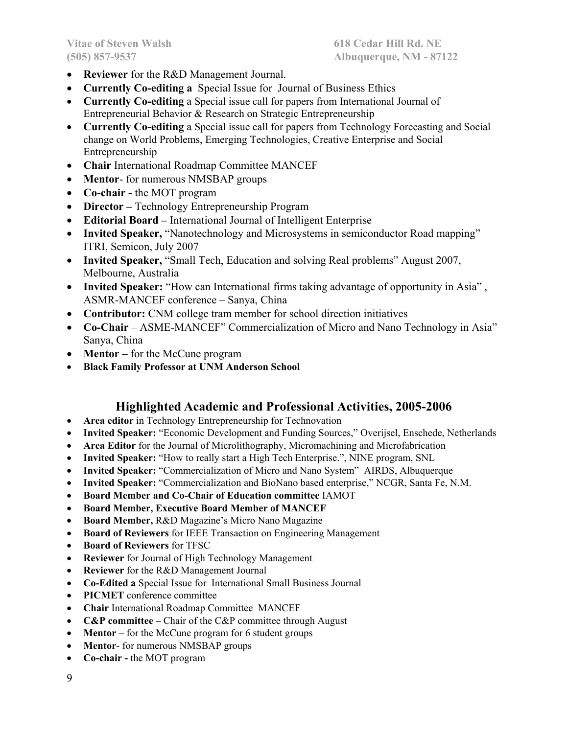- **Reviewer** for the R&D Management Journal.
- **Currently Co-editing a** Special Issue for Journal of Business Ethics
- **Currently Co-editing** a Special issue call for papers from International Journal of Entrepreneurial Behavior & Research on Strategic Entrepreneurship
- **Currently Co-editing** a Special issue call for papers from Technology Forecasting and Social change on World Problems, Emerging Technologies, Creative Enterprise and Social Entrepreneurship
- **Chair** International Roadmap Committee MANCEF
- **Mentor**- for numerous NMSBAP groups
- **Co-chair -** the MOT program
- **Director –** Technology Entrepreneurship Program
- **Editorial Board –** International Journal of Intelligent Enterprise
- **Invited Speaker,** "Nanotechnology and Microsystems in semiconductor Road mapping" ITRI, Semicon, July 2007
- **Invited Speaker,** "Small Tech, Education and solving Real problems" August 2007, Melbourne, Australia
- **Invited Speaker:** "How can International firms taking advantage of opportunity in Asia" , ASMR-MANCEF conference – Sanya, China
- **Contributor:** CNM college tram member for school direction initiatives
- **Co-Chair** – ASME-MANCEF" Commercialization of Micro and Nano Technology in Asia" Sanya, China
- **Mentor –** for the McCune program
- **Black Family Professor at UNM Anderson School**

## Highlighted Academic and Professional Activities, 2005-2006

- **Area editor** in Technology Entrepreneurship for Technovation
- **Invited Speaker:** "Economic Development and Funding Sources," Overijsel, Enschede, Netherlands
- **Area Editor** for the Journal of Microlithography, Micromachining and Microfabrication
- **Invited Speaker:** "How to really start a High Tech Enterprise.", NINE program, SNL
- **Invited Speaker:** "Commercialization of Micro and Nano System" AIRDS, Albuquerque
- **Invited Speaker:** "Commercialization and BioNano based enterprise," NCGR, Santa Fe, N.M.
- **Board Member and Co-Chair of Education committee** IAMOT
- **Board Member, Executive Board Member of MANCEF**
- **Board Member,** R&D Magazine's Micro Nano Magazine
- **Board of Reviewers** for IEEE Transaction on Engineering Management
- **Board of Reviewers** for TFSC
- **Reviewer** for Journal of High Technology Management
- **Reviewer** for the R&D Management Journal
- **Co-Edited a** Special Issue for International Small Business Journal
- **PICMET** conference committee
- **Chair** International Roadmap Committee MANCEF
- **C&P committee –** Chair of the C&P committee through August
- **Mentor –** for the McCune program for 6 student groups
- **Mentor**- for numerous NMSBAP groups
- **Co-chair -** the MOT program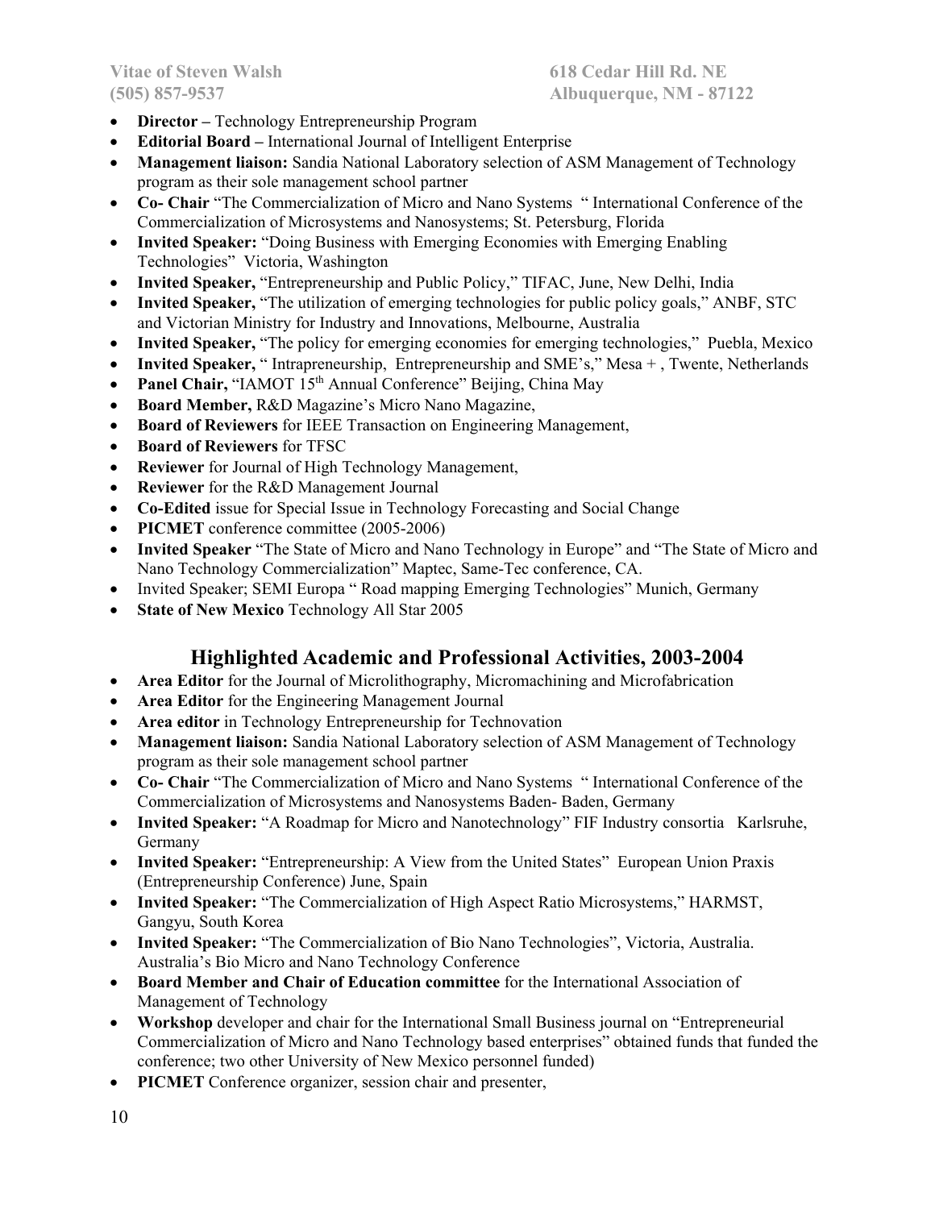- **Director –** Technology Entrepreneurship Program
- **Editorial Board –** International Journal of Intelligent Enterprise
- **Management liaison:** Sandia National Laboratory selection of ASM Management of Technology program as their sole management school partner
- **Co- Chair** "The Commercialization of Micro and Nano Systems " International Conference of the Commercialization of Microsystems and Nanosystems; St. Petersburg, Florida
- **Invited Speaker:** "Doing Business with Emerging Economies with Emerging Enabling Technologies" Victoria, Washington
- **Invited Speaker,** "Entrepreneurship and Public Policy," TIFAC, June, New Delhi, India
- **Invited Speaker,** "The utilization of emerging technologies for public policy goals," ANBF, STC and Victorian Ministry for Industry and Innovations, Melbourne, Australia
- **Invited Speaker,** "The policy for emerging economies for emerging technologies," Puebla, Mexico
- **Invited Speaker,** " Intrapreneurship, Entrepreneurship and SME's," Mesa + , Twente, Netherlands
- **Panel Chair,** "IAMOT 15th Annual Conference" Beijing, China May
- **Board Member,** R&D Magazine's Micro Nano Magazine,
- **Board of Reviewers** for IEEE Transaction on Engineering Management,
- **Board of Reviewers** for TFSC
- **Reviewer** for Journal of High Technology Management,
- **Reviewer** for the R&D Management Journal
- **Co-Edited** issue for Special Issue in Technology Forecasting and Social Change
- **PICMET** conference committee (2005-2006)
- **Invited Speaker** "The State of Micro and Nano Technology in Europe" and "The State of Micro and Nano Technology Commercialization" Maptec, Same-Tec conference, CA.
- Invited Speaker; SEMI Europa " Road mapping Emerging Technologies" Munich, Germany
- **State of New Mexico** Technology All Star 2005

## Highlighted Academic and Professional Activities, 2003-2004

- **Area Editor** for the Journal of Microlithography, Micromachining and Microfabrication
- **Area Editor** for the Engineering Management Journal
- **Area editor** in Technology Entrepreneurship for Technovation
- **Management liaison:** Sandia National Laboratory selection of ASM Management of Technology program as their sole management school partner
- **Co- Chair** "The Commercialization of Micro and Nano Systems " International Conference of the Commercialization of Microsystems and Nanosystems Baden- Baden, Germany
- **Invited Speaker:** "A Roadmap for Micro and Nanotechnology" FIF Industry consortia Karlsruhe, Germany
- **Invited Speaker:** "Entrepreneurship: A View from the United States" European Union Praxis (Entrepreneurship Conference) June, Spain
- **Invited Speaker:** "The Commercialization of High Aspect Ratio Microsystems," HARMST, Gangyu, South Korea
- **Invited Speaker:** "The Commercialization of Bio Nano Technologies", Victoria, Australia. Australia's Bio Micro and Nano Technology Conference
- **Board Member and Chair of Education committee** for the International Association of Management of Technology
- **Workshop** developer and chair for the International Small Business journal on "Entrepreneurial Commercialization of Micro and Nano Technology based enterprises" obtained funds that funded the conference; two other University of New Mexico personnel funded)
- **PICMET** Conference organizer, session chair and presenter,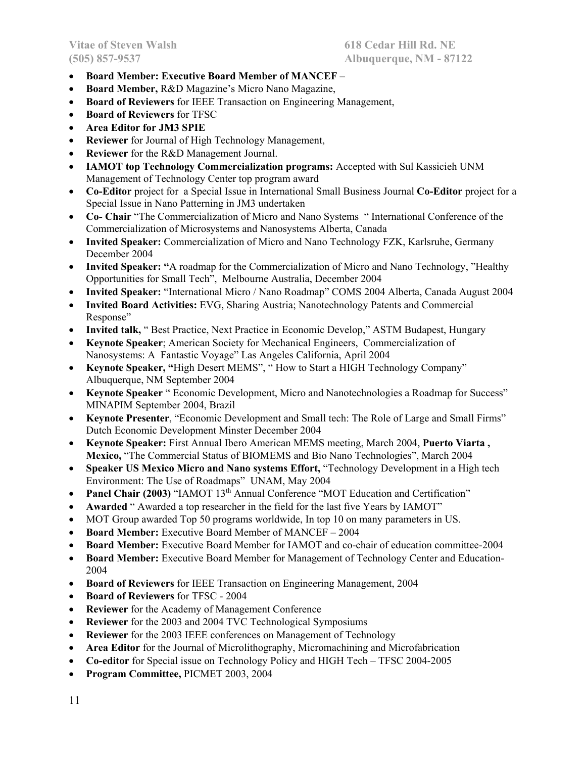- **Board Member: Executive Board Member of MANCEF** –
- **Board Member,** R&D Magazine's Micro Nano Magazine,
- **Board of Reviewers** for IEEE Transaction on Engineering Management,
- **Board of Reviewers** for TFSC
- **Area Editor for JM3 SPIE**
- **Reviewer** for Journal of High Technology Management,
- **Reviewer** for the R&D Management Journal.
- **IAMOT top Technology Commercialization programs:** Accepted with Sul Kassicieh UNM Management of Technology Center top program award
- **Co-Editor** project for a Special Issue in International Small Business Journal **Co-Editor** project for a Special Issue in Nano Patterning in JM3 undertaken
- **Co- Chair** "The Commercialization of Micro and Nano Systems " International Conference of the Commercialization of Microsystems and Nanosystems Alberta, Canada
- **Invited Speaker:** Commercialization of Micro and Nano Technology FZK, Karlsruhe, Germany December 2004
- **Invited Speaker: "**A roadmap for the Commercialization of Micro and Nano Technology, "Healthy Opportunities for Small Tech", Melbourne Australia, December 2004
- **Invited Speaker:** "International Micro / Nano Roadmap" COMS 2004 Alberta, Canada August 2004
- **Invited Board Activities:** EVG, Sharing Austria; Nanotechnology Patents and Commercial Response"
- **Invited talk,** " Best Practice, Next Practice in Economic Develop," ASTM Budapest, Hungary
- **Keynote Speaker**; American Society for Mechanical Engineers, Commercialization of Nanosystems: A Fantastic Voyage" Las Angeles California, April 2004
- **Keynote Speaker, "**High Desert MEMS", " How to Start a HIGH Technology Company" Albuquerque, NM September 2004
- **Keynote Speaker** " Economic Development, Micro and Nanotechnologies a Roadmap for Success" MINAPIM September 2004, Brazil
- **Keynote Presenter**, "Economic Development and Small tech: The Role of Large and Small Firms" Dutch Economic Development Minster December 2004
- **Keynote Speaker:** First Annual Ibero American MEMS meeting, March 2004, **Puerto Viarta , Mexico,** "The Commercial Status of BIOMEMS and Bio Nano Technologies", March 2004
- **Speaker US Mexico Micro and Nano systems Effort,** "Technology Development in a High tech Environment: The Use of Roadmaps" UNAM, May 2004
- **Panel Chair (2003)** "IAMOT 13th Annual Conference "MOT Education and Certification"
- **Awarded** " Awarded a top researcher in the field for the last five Years by IAMOT"
- MOT Group awarded Top 50 programs worldwide, In top 10 on many parameters in US.
- **Board Member:** Executive Board Member of MANCEF – 2004
- **Board Member:** Executive Board Member for IAMOT and co-chair of education committee-2004
- **Board Member:** Executive Board Member for Management of Technology Center and Education-2004
- **Board of Reviewers** for IEEE Transaction on Engineering Management, 2004
- **Board of Reviewers** for TFSC - 2004
- **Reviewer** for the Academy of Management Conference
- **Reviewer** for the 2003 and 2004 TVC Technological Symposiums
- **Reviewer** for the 2003 IEEE conferences on Management of Technology
- **Area Editor** for the Journal of Microlithography, Micromachining and Microfabrication
- **Co-editor** for Special issue on Technology Policy and HIGH Tech – TFSC 2004-2005
- **Program Committee,** PICMET 2003, 2004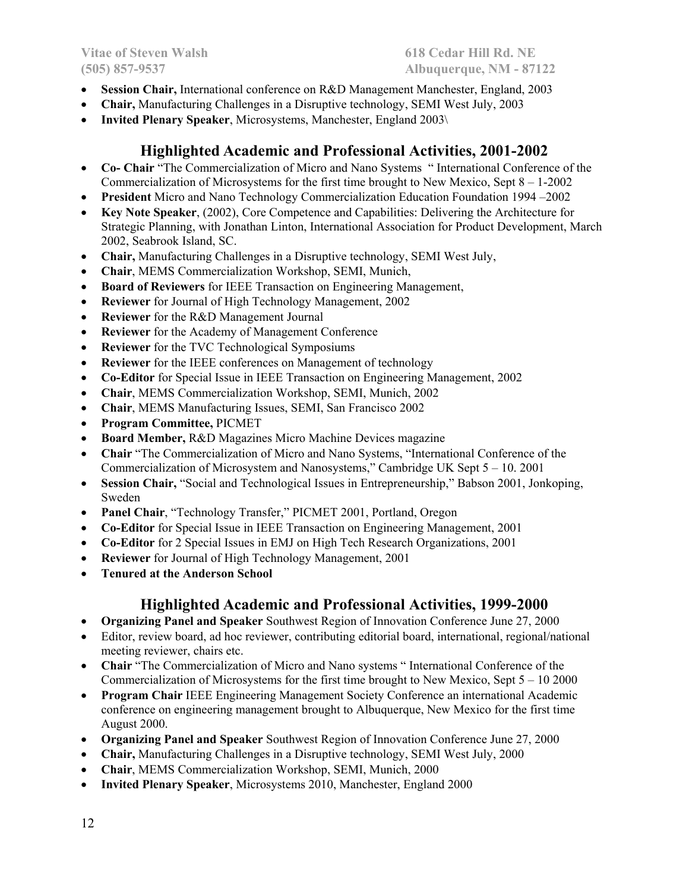- **Session Chair,** International conference on R&D Management Manchester, England, 2003
- **Chair,** Manufacturing Challenges in a Disruptive technology, SEMI West July, 2003
- **Invited Plenary Speaker**, Microsystems, Manchester, England 2003\

## Highlighted Academic and Professional Activities, 2001-2002

- **Co- Chair** "The Commercialization of Micro and Nano Systems " International Conference of the Commercialization of Microsystems for the first time brought to New Mexico, Sept 8 – 1-2002
- **President** Micro and Nano Technology Commercialization Education Foundation 1994 –2002
- **Key Note Speaker**, (2002), Core Competence and Capabilities: Delivering the Architecture for Strategic Planning, with Jonathan Linton, International Association for Product Development, March 2002, Seabrook Island, SC.
- **Chair,** Manufacturing Challenges in a Disruptive technology, SEMI West July,
- **Chair**, MEMS Commercialization Workshop, SEMI, Munich,
- **Board of Reviewers** for IEEE Transaction on Engineering Management,
- **Reviewer** for Journal of High Technology Management, 2002
- **Reviewer** for the R&D Management Journal
- **Reviewer** for the Academy of Management Conference
- **Reviewer** for the TVC Technological Symposiums
- **Reviewer** for the IEEE conferences on Management of technology
- **Co-Editor** for Special Issue in IEEE Transaction on Engineering Management, 2002
- **Chair**, MEMS Commercialization Workshop, SEMI, Munich, 2002
- **Chair**, MEMS Manufacturing Issues, SEMI, San Francisco 2002
- **Program Committee,** PICMET
- **Board Member,** R&D Magazines Micro Machine Devices magazine
- **Chair** "The Commercialization of Micro and Nano Systems, "International Conference of the Commercialization of Microsystem and Nanosystems," Cambridge UK Sept 5 – 10. 2001
- **Session Chair,** "Social and Technological Issues in Entrepreneurship," Babson 2001, Jonkoping, Sweden
- **Panel Chair**, "Technology Transfer," PICMET 2001, Portland, Oregon
- **Co-Editor** for Special Issue in IEEE Transaction on Engineering Management, 2001
- **Co-Editor** for 2 Special Issues in EMJ on High Tech Research Organizations, 2001
- **Reviewer** for Journal of High Technology Management, 2001
- **Tenured at the Anderson School**

## Highlighted Academic and Professional Activities, 1999-2000

- **Organizing Panel and Speaker** Southwest Region of Innovation Conference June 27, 2000
- Editor, review board, ad hoc reviewer, contributing editorial board, international, regional/national meeting reviewer, chairs etc.
- **Chair** "The Commercialization of Micro and Nano systems " International Conference of the Commercialization of Microsystems for the first time brought to New Mexico, Sept 5 – 10 2000
- **Program Chair** IEEE Engineering Management Society Conference an international Academic conference on engineering management brought to Albuquerque, New Mexico for the first time August 2000.
- **Organizing Panel and Speaker** Southwest Region of Innovation Conference June 27, 2000
- **Chair,** Manufacturing Challenges in a Disruptive technology, SEMI West July, 2000
- **Chair**, MEMS Commercialization Workshop, SEMI, Munich, 2000
- **Invited Plenary Speaker**, Microsystems 2010, Manchester, England 2000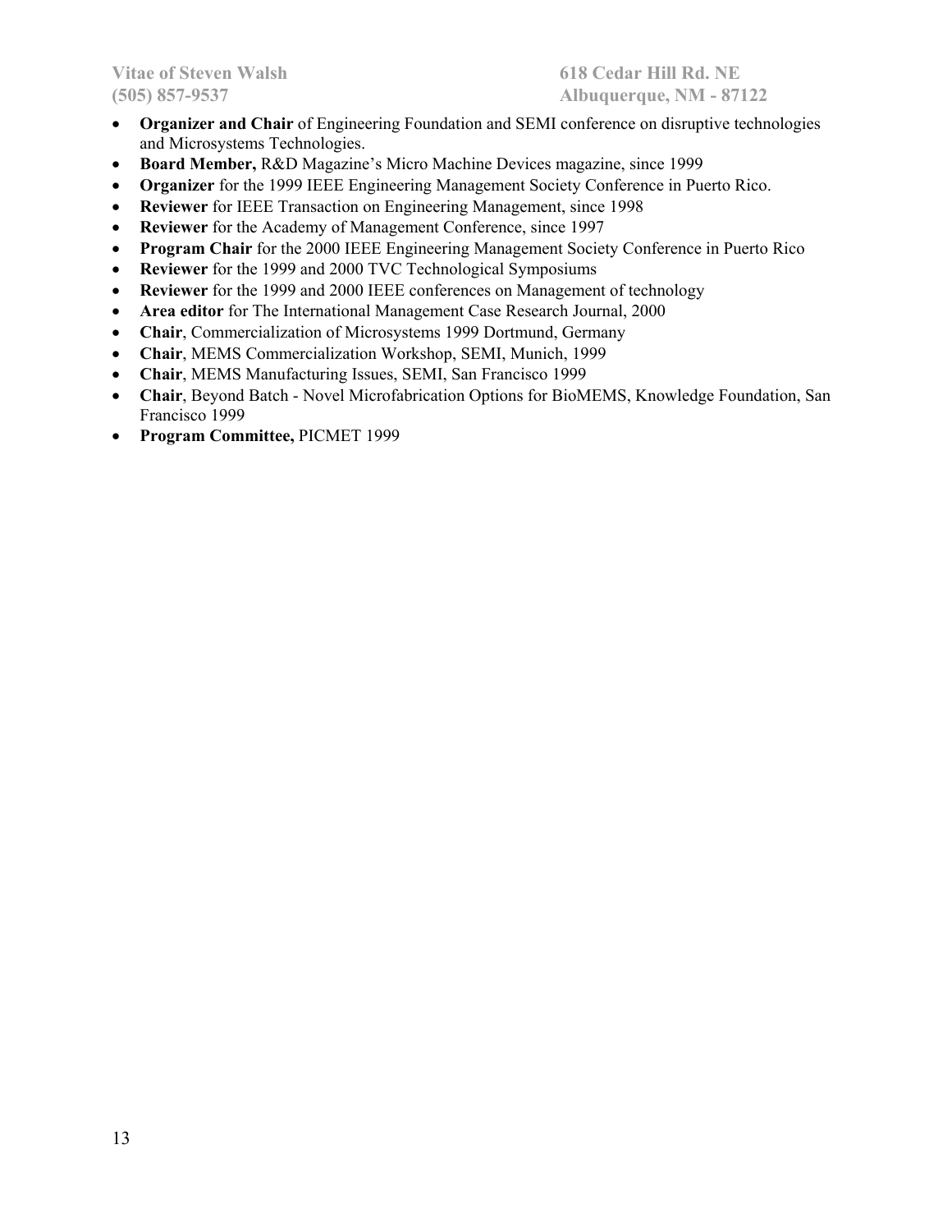- **Organizer and Chair** of Engineering Foundation and SEMI conference on disruptive technologies and Microsystems Technologies.
- **Board Member,** R&D Magazine's Micro Machine Devices magazine, since 1999
- **Organizer** for the 1999 IEEE Engineering Management Society Conference in Puerto Rico.
- **Reviewer** for IEEE Transaction on Engineering Management, since 1998
- **Reviewer** for the Academy of Management Conference, since 1997
- **Program Chair** for the 2000 IEEE Engineering Management Society Conference in Puerto Rico
- **Reviewer** for the 1999 and 2000 TVC Technological Symposiums
- **Reviewer** for the 1999 and 2000 IEEE conferences on Management of technology
- **Area editor** for The International Management Case Research Journal, 2000
- **Chair**, Commercialization of Microsystems 1999 Dortmund, Germany
- **Chair**, MEMS Commercialization Workshop, SEMI, Munich, 1999
- **Chair**, MEMS Manufacturing Issues, SEMI, San Francisco 1999
- **Chair**, Beyond Batch - Novel Microfabrication Options for BioMEMS, Knowledge Foundation, San Francisco 1999
- **Program Committee,** PICMET 1999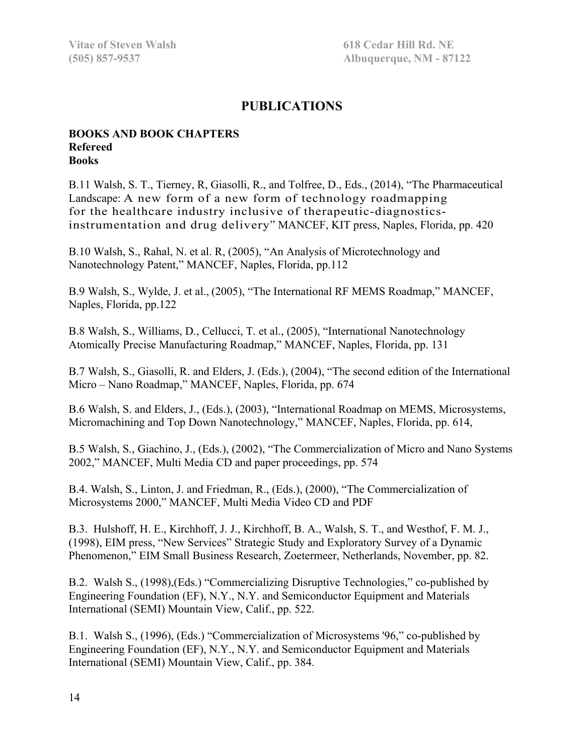# PUBLICATIONS

**BOOKS AND BOOK CHAPTERS**
**Refereed**
**Books**

B.11 Walsh, S. T., Tierney, R, Giasolli, R., and Tolfree, D., Eds., (2014), "The Pharmaceutical Landscape: A new form of a new form of technology roadmapping for the healthcare industry inclusive of therapeutic-diagnostics-instrumentation and drug delivery" MANCEF, KIT press, Naples, Florida, pp. 420

B.10 Walsh, S., Rahal, N. et al. R, (2005), "An Analysis of Microtechnology and Nanotechnology Patent," MANCEF, Naples, Florida, pp.112

B.9 Walsh, S., Wylde, J. et al., (2005), "The International RF MEMS Roadmap," MANCEF, Naples, Florida, pp.122

B.8 Walsh, S., Williams, D., Cellucci, T. et al., (2005), "International Nanotechnology Atomically Precise Manufacturing Roadmap," MANCEF, Naples, Florida, pp. 131

B.7 Walsh, S., Giasolli, R. and Elders, J. (Eds.), (2004), "The second edition of the International Micro – Nano Roadmap," MANCEF, Naples, Florida, pp. 674

B.6 Walsh, S. and Elders, J., (Eds.), (2003), "International Roadmap on MEMS, Microsystems, Micromachining and Top Down Nanotechnology," MANCEF, Naples, Florida, pp. 614,

B.5 Walsh, S., Giachino, J., (Eds.), (2002), "The Commercialization of Micro and Nano Systems 2002," MANCEF, Multi Media CD and paper proceedings, pp. 574

B.4. Walsh, S., Linton, J. and Friedman, R., (Eds.), (2000), "The Commercialization of Microsystems 2000," MANCEF, Multi Media Video CD and PDF

B.3. Hulshoff, H. E., Kirchhoff, J. J., Kirchhoff, B. A., Walsh, S. T., and Westhof, F. M. J., (1998), EIM press, "New Services" Strategic Study and Exploratory Survey of a Dynamic Phenomenon," EIM Small Business Research, Zoetermeer, Netherlands, November, pp. 82.

B.2. Walsh S., (1998),(Eds.) "Commercializing Disruptive Technologies," co-published by Engineering Foundation (EF), N.Y., N.Y. and Semiconductor Equipment and Materials International (SEMI) Mountain View, Calif., pp. 522.

B.1. Walsh S., (1996), (Eds.) "Commercialization of Microsystems '96," co-published by Engineering Foundation (EF), N.Y., N.Y. and Semiconductor Equipment and Materials International (SEMI) Mountain View, Calif., pp. 384.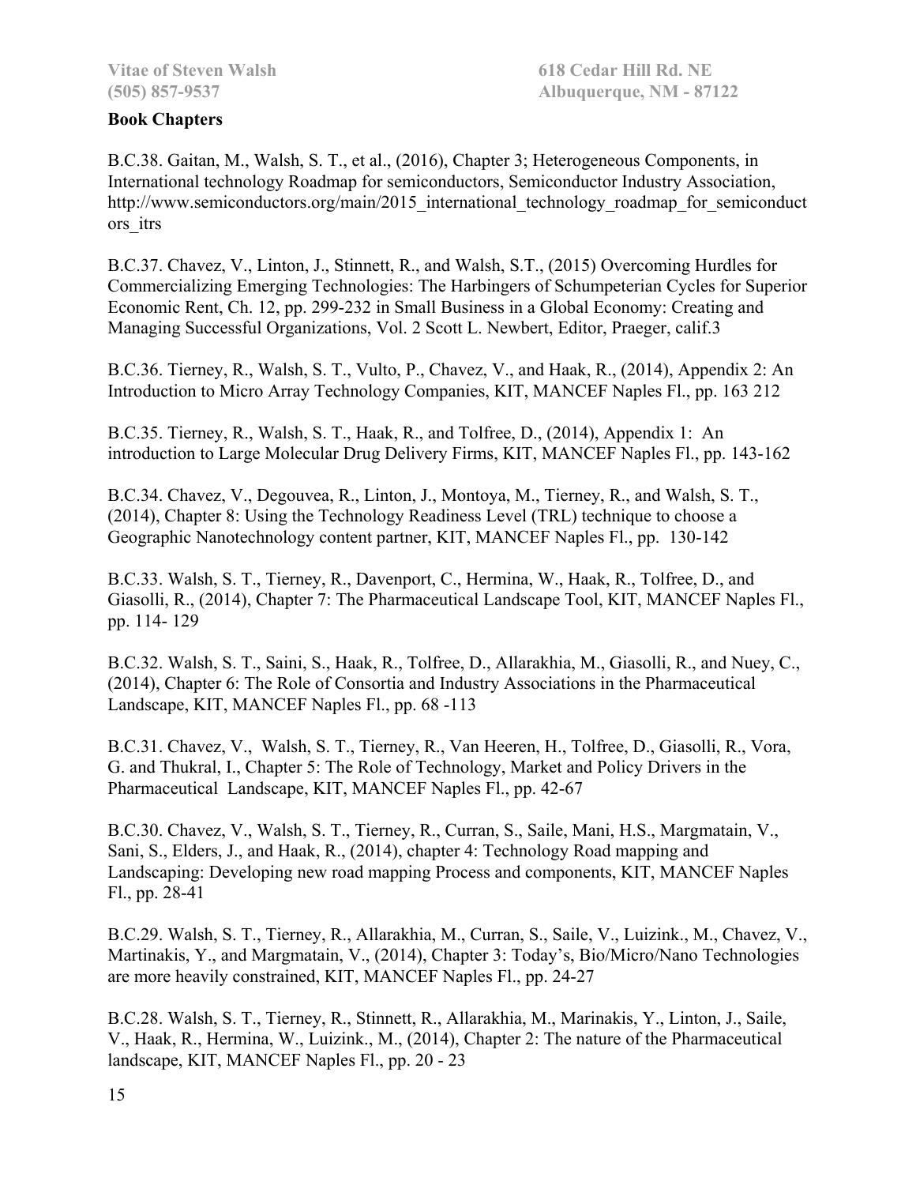## Book Chapters

B.C.38. Gaitan, M., Walsh, S. T., et al., (2016), Chapter 3; Heterogeneous Components, in International technology Roadmap for semiconductors, Semiconductor Industry Association, http://www.semiconductors.org/main/2015_international_technology_roadmap_for_semiconductors_itrs

B.C.37. Chavez, V., Linton, J., Stinnett, R., and Walsh, S.T., (2015) Overcoming Hurdles for Commercializing Emerging Technologies: The Harbingers of Schumpeterian Cycles for Superior Economic Rent, Ch. 12, pp. 299-232 in Small Business in a Global Economy: Creating and Managing Successful Organizations, Vol. 2 Scott L. Newbert, Editor, Praeger, calif.3

B.C.36. Tierney, R., Walsh, S. T., Vulto, P., Chavez, V., and Haak, R., (2014), Appendix 2: An Introduction to Micro Array Technology Companies, KIT, MANCEF Naples Fl., pp. 163 212

B.C.35. Tierney, R., Walsh, S. T., Haak, R., and Tolfree, D., (2014), Appendix 1: An introduction to Large Molecular Drug Delivery Firms, KIT, MANCEF Naples Fl., pp. 143-162

B.C.34. Chavez, V., Degouvea, R., Linton, J., Montoya, M., Tierney, R., and Walsh, S. T., (2014), Chapter 8: Using the Technology Readiness Level (TRL) technique to choose a Geographic Nanotechnology content partner, KIT, MANCEF Naples Fl., pp. 130-142

B.C.33. Walsh, S. T., Tierney, R., Davenport, C., Hermina, W., Haak, R., Tolfree, D., and Giasolli, R., (2014), Chapter 7: The Pharmaceutical Landscape Tool, KIT, MANCEF Naples Fl., pp. 114- 129

B.C.32. Walsh, S. T., Saini, S., Haak, R., Tolfree, D., Allarakhia, M., Giasolli, R., and Nuey, C., (2014), Chapter 6: The Role of Consortia and Industry Associations in the Pharmaceutical Landscape, KIT, MANCEF Naples Fl., pp. 68 -113

B.C.31. Chavez, V., Walsh, S. T., Tierney, R., Van Heeren, H., Tolfree, D., Giasolli, R., Vora, G. and Thukral, I., Chapter 5: The Role of Technology, Market and Policy Drivers in the Pharmaceutical Landscape, KIT, MANCEF Naples Fl., pp. 42-67

B.C.30. Chavez, V., Walsh, S. T., Tierney, R., Curran, S., Saile, Mani, H.S., Margmatain, V., Sani, S., Elders, J., and Haak, R., (2014), chapter 4: Technology Road mapping and Landscaping: Developing new road mapping Process and components, KIT, MANCEF Naples Fl., pp. 28-41

B.C.29. Walsh, S. T., Tierney, R., Allarakhia, M., Curran, S., Saile, V., Luizink., M., Chavez, V., Martinakis, Y., and Margmatain, V., (2014), Chapter 3: Today's, Bio/Micro/Nano Technologies are more heavily constrained, KIT, MANCEF Naples Fl., pp. 24-27

B.C.28. Walsh, S. T., Tierney, R., Stinnett, R., Allarakhia, M., Marinakis, Y., Linton, J., Saile, V., Haak, R., Hermina, W., Luizink., M., (2014), Chapter 2: The nature of the Pharmaceutical landscape, KIT, MANCEF Naples Fl., pp. 20 - 23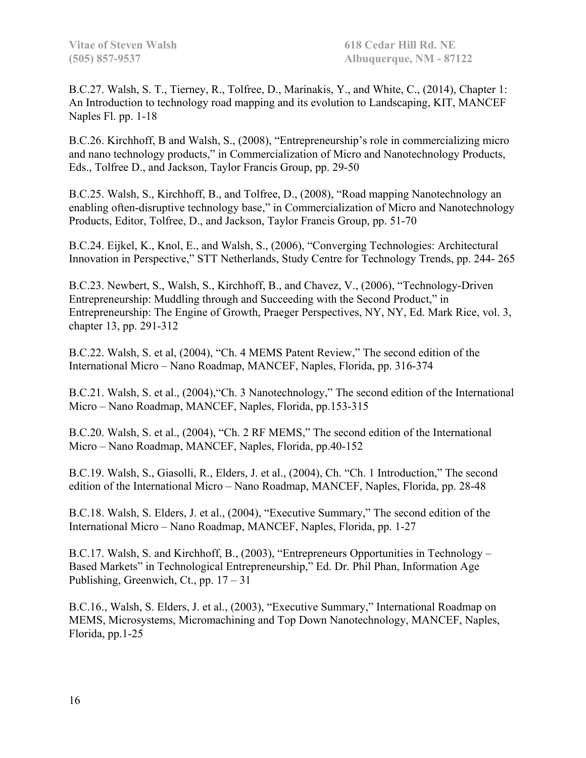B.C.27. Walsh, S. T., Tierney, R., Tolfree, D., Marinakis, Y., and White, C., (2014), Chapter 1: An Introduction to technology road mapping and its evolution to Landscaping, KIT, MANCEF Naples Fl. pp. 1-18

B.C.26. Kirchhoff, B and Walsh, S., (2008), "Entrepreneurship's role in commercializing micro and nano technology products," in Commercialization of Micro and Nanotechnology Products, Eds., Tolfree D., and Jackson, Taylor Francis Group, pp. 29-50

B.C.25. Walsh, S., Kirchhoff, B., and Tolfree, D., (2008), "Road mapping Nanotechnology an enabling often-disruptive technology base," in Commercialization of Micro and Nanotechnology Products, Editor, Tolfree, D., and Jackson, Taylor Francis Group, pp. 51-70

B.C.24. Eijkel, K., Knol, E., and Walsh, S., (2006), "Converging Technologies: Architectural Innovation in Perspective," STT Netherlands, Study Centre for Technology Trends, pp. 244- 265

B.C.23. Newbert, S., Walsh, S., Kirchhoff, B., and Chavez, V., (2006), "Technology-Driven Entrepreneurship: Muddling through and Succeeding with the Second Product," in Entrepreneurship: The Engine of Growth, Praeger Perspectives, NY, NY, Ed. Mark Rice, vol. 3, chapter 13, pp. 291-312

B.C.22. Walsh, S. et al, (2004), "Ch. 4 MEMS Patent Review," The second edition of the International Micro – Nano Roadmap, MANCEF, Naples, Florida, pp. 316-374

B.C.21. Walsh, S. et al., (2004),"Ch. 3 Nanotechnology," The second edition of the International Micro – Nano Roadmap, MANCEF, Naples, Florida, pp.153-315

B.C.20. Walsh, S. et al., (2004), "Ch. 2 RF MEMS," The second edition of the International Micro – Nano Roadmap, MANCEF, Naples, Florida, pp.40-152

B.C.19. Walsh, S., Giasolli, R., Elders, J. et al., (2004), Ch. "Ch. 1 Introduction," The second edition of the International Micro – Nano Roadmap, MANCEF, Naples, Florida, pp. 28-48

B.C.18. Walsh, S. Elders, J. et al., (2004), "Executive Summary," The second edition of the International Micro – Nano Roadmap, MANCEF, Naples, Florida, pp. 1-27

B.C.17. Walsh, S. and Kirchhoff, B., (2003), "Entrepreneurs Opportunities in Technology – Based Markets" in Technological Entrepreneurship," Ed. Dr. Phil Phan, Information Age Publishing, Greenwich, Ct., pp. 17 – 31

B.C.16., Walsh, S. Elders, J. et al., (2003), "Executive Summary," International Roadmap on MEMS, Microsystems, Micromachining and Top Down Nanotechnology, MANCEF, Naples, Florida, pp.1-25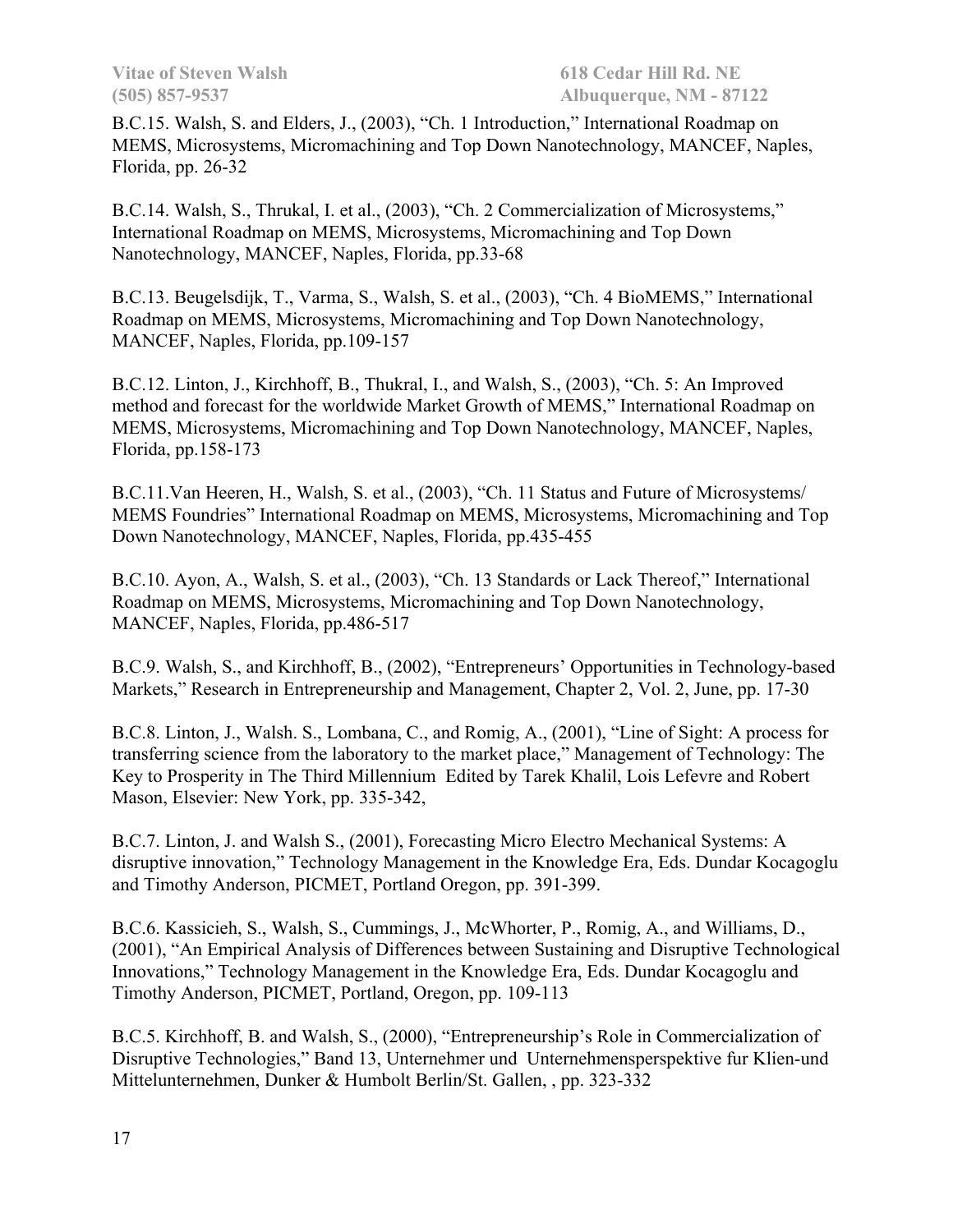B.C.15. Walsh, S. and Elders, J., (2003), "Ch. 1 Introduction," International Roadmap on MEMS, Microsystems, Micromachining and Top Down Nanotechnology, MANCEF, Naples, Florida, pp. 26-32

B.C.14. Walsh, S., Thrukal, I. et al., (2003), "Ch. 2 Commercialization of Microsystems," International Roadmap on MEMS, Microsystems, Micromachining and Top Down Nanotechnology, MANCEF, Naples, Florida, pp.33-68

B.C.13. Beugelsdijk, T., Varma, S., Walsh, S. et al., (2003), "Ch. 4 BioMEMS," International Roadmap on MEMS, Microsystems, Micromachining and Top Down Nanotechnology, MANCEF, Naples, Florida, pp.109-157

B.C.12. Linton, J., Kirchhoff, B., Thukral, I., and Walsh, S., (2003), "Ch. 5: An Improved method and forecast for the worldwide Market Growth of MEMS," International Roadmap on MEMS, Microsystems, Micromachining and Top Down Nanotechnology, MANCEF, Naples, Florida, pp.158-173

B.C.11.Van Heeren, H., Walsh, S. et al., (2003), "Ch. 11 Status and Future of Microsystems/ MEMS Foundries" International Roadmap on MEMS, Microsystems, Micromachining and Top Down Nanotechnology, MANCEF, Naples, Florida, pp.435-455

B.C.10. Ayon, A., Walsh, S. et al., (2003), "Ch. 13 Standards or Lack Thereof," International Roadmap on MEMS, Microsystems, Micromachining and Top Down Nanotechnology, MANCEF, Naples, Florida, pp.486-517

B.C.9. Walsh, S., and Kirchhoff, B., (2002), "Entrepreneurs' Opportunities in Technology-based Markets," Research in Entrepreneurship and Management, Chapter 2, Vol. 2, June, pp. 17-30

B.C.8. Linton, J., Walsh. S., Lombana, C., and Romig, A., (2001), "Line of Sight: A process for transferring science from the laboratory to the market place," Management of Technology: The Key to Prosperity in The Third Millennium Edited by Tarek Khalil, Lois Lefevre and Robert Mason, Elsevier: New York, pp. 335-342,

B.C.7. Linton, J. and Walsh S., (2001), Forecasting Micro Electro Mechanical Systems: A disruptive innovation," Technology Management in the Knowledge Era, Eds. Dundar Kocagoglu and Timothy Anderson, PICMET, Portland Oregon, pp. 391-399.

B.C.6. Kassicieh, S., Walsh, S., Cummings, J., McWhorter, P., Romig, A., and Williams, D., (2001), "An Empirical Analysis of Differences between Sustaining and Disruptive Technological Innovations," Technology Management in the Knowledge Era, Eds. Dundar Kocagoglu and Timothy Anderson, PICMET, Portland, Oregon, pp. 109-113

B.C.5. Kirchhoff, B. and Walsh, S., (2000), "Entrepreneurship's Role in Commercialization of Disruptive Technologies," Band 13, Unternehmer und Unternehmensperspektive fur Klien-und Mittelunternehmen, Dunker & Humbolt Berlin/St. Gallen, , pp. 323-332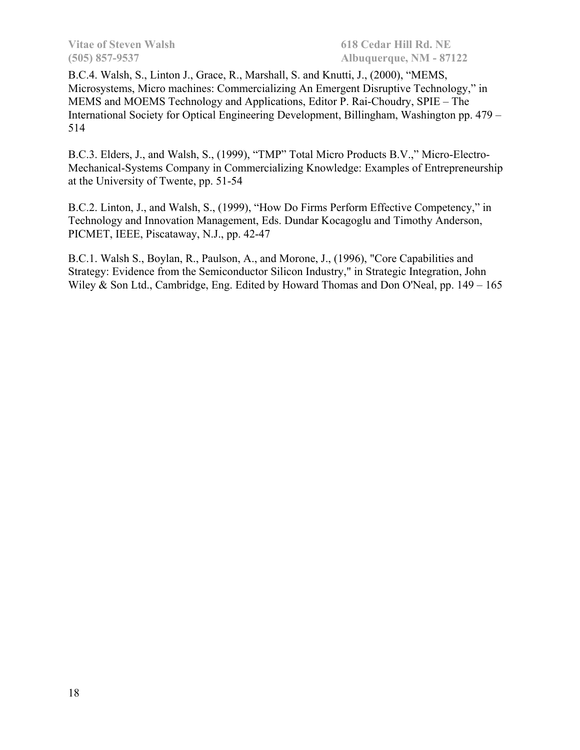B.C.4. Walsh, S., Linton J., Grace, R., Marshall, S. and Knutti, J., (2000), “MEMS, Microsystems, Micro machines: Commercializing An Emergent Disruptive Technology,” in MEMS and MOEMS Technology and Applications, Editor P. Rai-Choudry, SPIE – The International Society for Optical Engineering Development, Billingham, Washington pp. 479 – 514

B.C.3. Elders, J., and Walsh, S., (1999), “TMP” Total Micro Products B.V.,” Micro-Electro-Mechanical-Systems Company in Commercializing Knowledge: Examples of Entrepreneurship at the University of Twente, pp. 51-54

B.C.2. Linton, J., and Walsh, S., (1999), “How Do Firms Perform Effective Competency,” in Technology and Innovation Management, Eds. Dundar Kocagoglu and Timothy Anderson, PICMET, IEEE, Piscataway, N.J., pp. 42-47

B.C.1. Walsh S., Boylan, R., Paulson, A., and Morone, J., (1996), "Core Capabilities and Strategy: Evidence from the Semiconductor Silicon Industry," in Strategic Integration, John Wiley & Son Ltd., Cambridge, Eng. Edited by Howard Thomas and Don O'Neal, pp. 149 – 165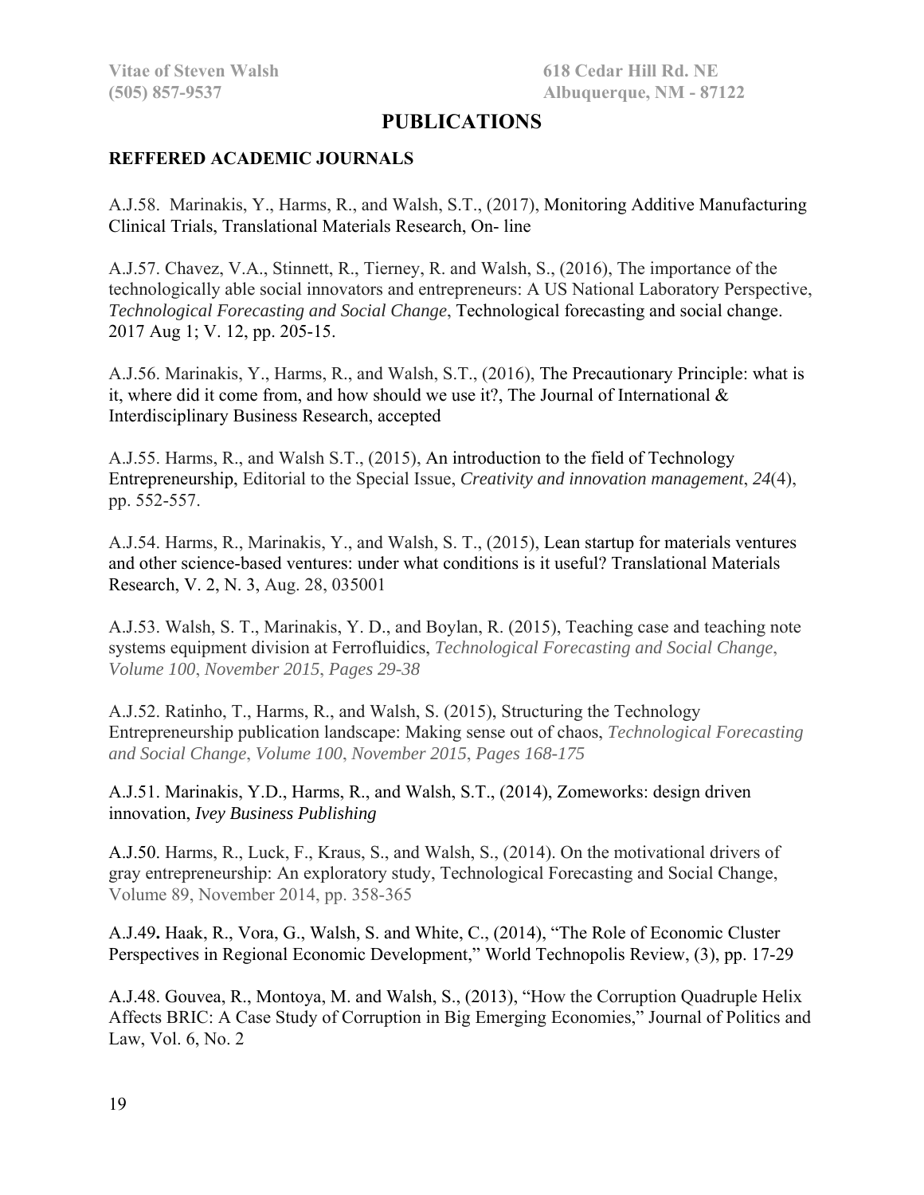# PUBLICATIONS

## REFFERED ACADEMIC JOURNALS

A.J.58. Marinakis, Y., Harms, R., and Walsh, S.T., (2017), Monitoring Additive Manufacturing Clinical Trials, Translational Materials Research, On- line

A.J.57. Chavez, V.A., Stinnett, R., Tierney, R. and Walsh, S., (2016), The importance of the technologically able social innovators and entrepreneurs: A US National Laboratory Perspective, *Technological Forecasting and Social Change*, Technological forecasting and social change. 2017 Aug 1; V. 12, pp. 205-15.

A.J.56. Marinakis, Y., Harms, R., and Walsh, S.T., (2016), The Precautionary Principle: what is it, where did it come from, and how should we use it?, The Journal of International & Interdisciplinary Business Research, accepted

A.J.55. Harms, R., and Walsh S.T., (2015), An introduction to the field of Technology Entrepreneurship, Editorial to the Special Issue, *Creativity and innovation management*, *24*(4), pp. 552-557.

A.J.54. Harms, R., Marinakis, Y., and Walsh, S. T., (2015), Lean startup for materials ventures and other science-based ventures: under what conditions is it useful? Translational Materials Research, V. 2, N. 3, Aug. 28, 035001

A.J.53. Walsh, S. T., Marinakis, Y. D., and Boylan, R. (2015), Teaching case and teaching note systems equipment division at Ferrofluidics, *Technological Forecasting and Social Change*, *Volume 100*, *November 2015*, *Pages 29-38*

A.J.52. Ratinho, T., Harms, R., and Walsh, S. (2015), Structuring the Technology Entrepreneurship publication landscape: Making sense out of chaos, *Technological Forecasting and Social Change*, *Volume 100*, *November 2015*, *Pages 168-175*

A.J.51. Marinakis, Y.D., Harms, R., and Walsh, S.T., (2014), Zomeworks: design driven innovation, *Ivey Business Publishing*

A.J.50. Harms, R., Luck, F., Kraus, S., and Walsh, S., (2014). On the motivational drivers of gray entrepreneurship: An exploratory study, Technological Forecasting and Social Change, Volume 89, November 2014, pp. 358-365

A.J.49**.** Haak, R., Vora, G., Walsh, S. and White, C., (2014), "The Role of Economic Cluster Perspectives in Regional Economic Development," World Technopolis Review, (3), pp. 17-29

A.J.48. Gouvea, R., Montoya, M. and Walsh, S., (2013), "How the Corruption Quadruple Helix Affects BRIC: A Case Study of Corruption in Big Emerging Economies," Journal of Politics and Law, Vol. 6, No. 2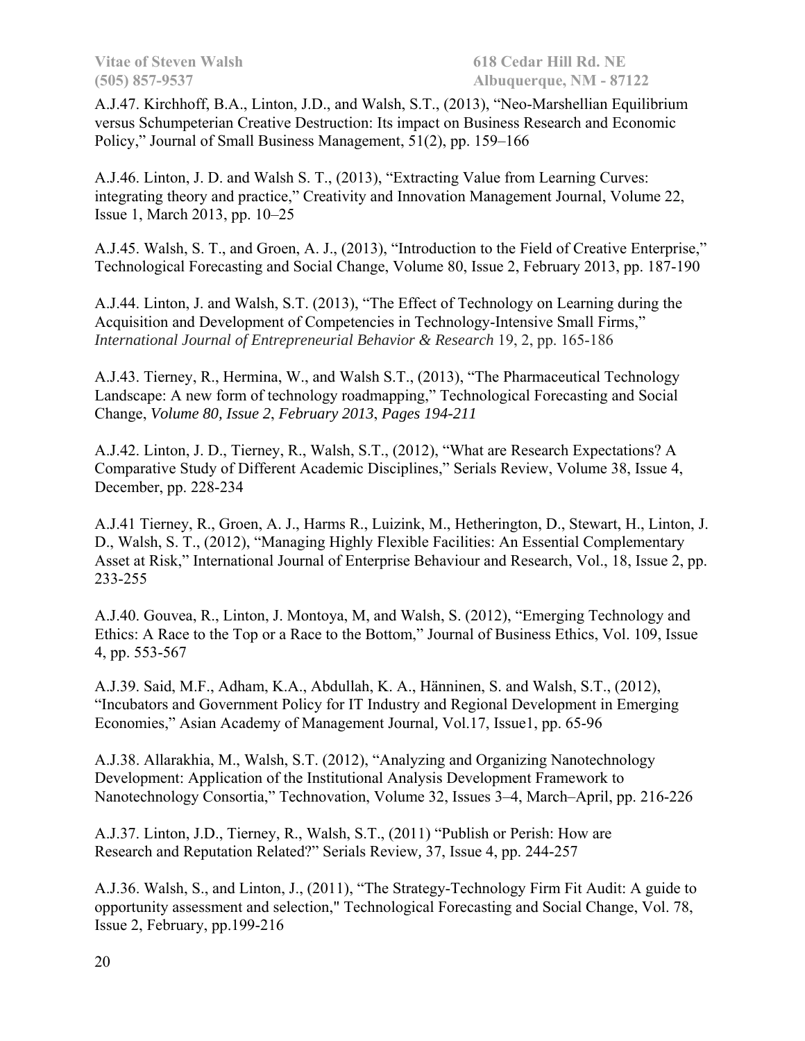A.J.47. Kirchhoff, B.A., Linton, J.D., and Walsh, S.T., (2013), "Neo-Marshellian Equilibrium versus Schumpeterian Creative Destruction: Its impact on Business Research and Economic Policy," Journal of Small Business Management, 51(2), pp. 159–166

A.J.46. Linton, J. D. and Walsh S. T., (2013), "Extracting Value from Learning Curves: integrating theory and practice," Creativity and Innovation Management Journal, Volume 22, Issue 1, March 2013, pp. 10–25

A.J.45. Walsh, S. T., and Groen, A. J., (2013), "Introduction to the Field of Creative Enterprise," Technological Forecasting and Social Change, Volume 80, Issue 2, February 2013, pp. 187-190

A.J.44. Linton, J. and Walsh, S.T. (2013), "The Effect of Technology on Learning during the Acquisition and Development of Competencies in Technology-Intensive Small Firms," *International Journal of Entrepreneurial Behavior & Research* 19, 2, pp. 165-186

A.J.43. Tierney, R., Hermina, W., and Walsh S.T., (2013), "The Pharmaceutical Technology Landscape: A new form of technology roadmapping," Technological Forecasting and Social Change, *Volume 80, Issue 2*, *February 2013*, *Pages 194-211*

A.J.42. Linton, J. D., Tierney, R., Walsh, S.T., (2012), "What are Research Expectations? A Comparative Study of Different Academic Disciplines," Serials Review, Volume 38, Issue 4, December, pp. 228-234

A.J.41 Tierney, R., Groen, A. J., Harms R., Luizink, M., Hetherington, D., Stewart, H., Linton, J. D., Walsh, S. T., (2012), "Managing Highly Flexible Facilities: An Essential Complementary Asset at Risk," International Journal of Enterprise Behaviour and Research, Vol., 18, Issue 2, pp. 233-255

A.J.40. Gouvea, R., Linton, J. Montoya, M, and Walsh, S. (2012), "Emerging Technology and Ethics: A Race to the Top or a Race to the Bottom," Journal of Business Ethics, Vol. 109, Issue 4, pp. 553-567

A.J.39. Said, M.F., Adham, K.A., Abdullah, K. A., Hänninen, S. and Walsh, S.T., (2012), "Incubators and Government Policy for IT Industry and Regional Development in Emerging Economies," Asian Academy of Management Journal, Vol.17, Issue1, pp. 65-96

A.J.38. Allarakhia, M., Walsh, S.T. (2012), "Analyzing and Organizing Nanotechnology Development: Application of the Institutional Analysis Development Framework to Nanotechnology Consortia," Technovation, Volume 32, Issues 3–4, March–April, pp. 216-226

A.J.37. Linton, J.D., Tierney, R., Walsh, S.T., (2011) "Publish or Perish: How are Research and Reputation Related?" Serials Review, 37, Issue 4, pp. 244-257

A.J.36. Walsh, S., and Linton, J., (2011), "The Strategy-Technology Firm Fit Audit: A guide to opportunity assessment and selection," Technological Forecasting and Social Change, Vol. 78, Issue 2, February, pp.199-216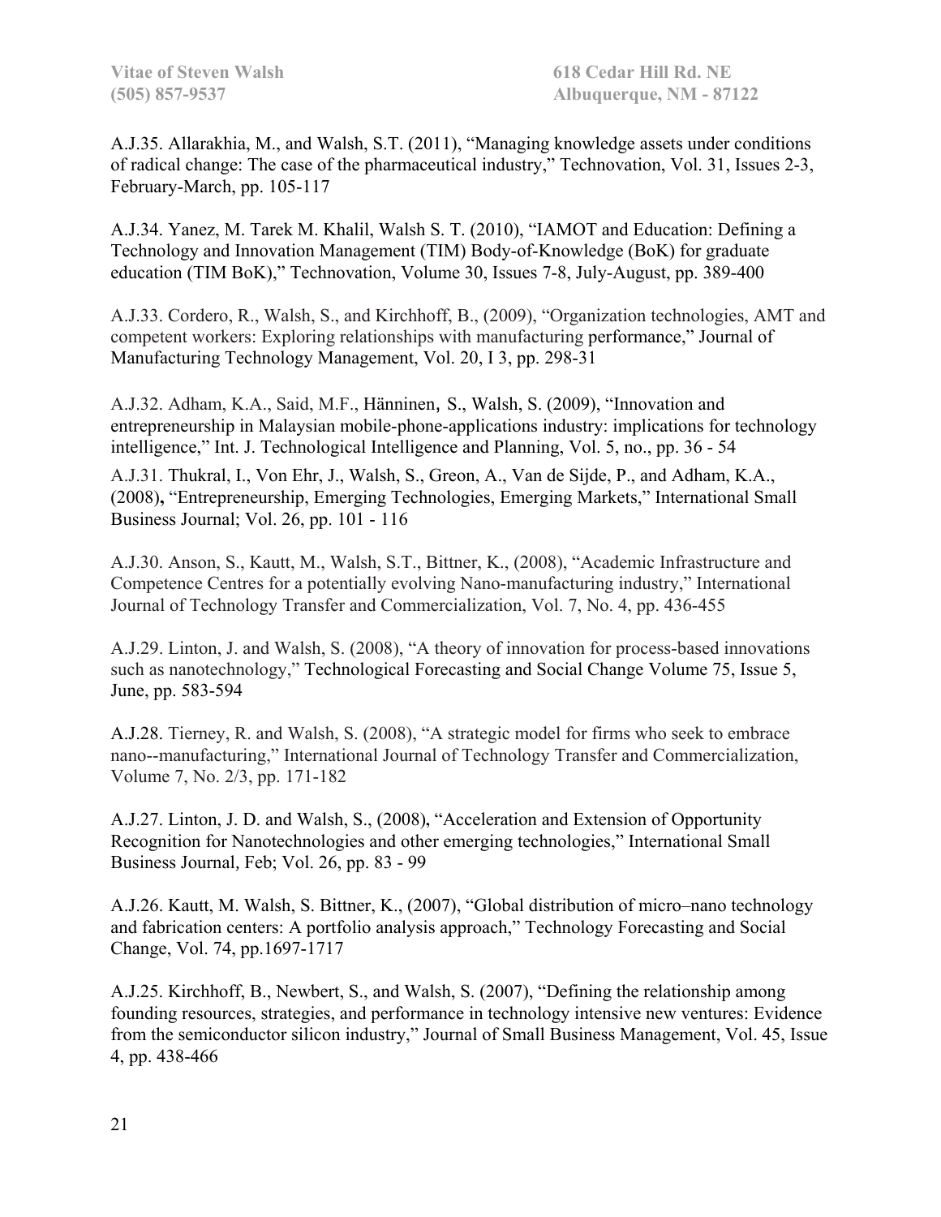A.J.35. Allarakhia, M., and Walsh, S.T. (2011), "Managing knowledge assets under conditions of radical change: The case of the pharmaceutical industry," Technovation, Vol. 31, Issues 2-3, February-March, pp. 105-117

A.J.34. Yanez, M. Tarek M. Khalil, Walsh S. T. (2010), "IAMOT and Education: Defining a Technology and Innovation Management (TIM) Body-of-Knowledge (BoK) for graduate education (TIM BoK)," Technovation, Volume 30, Issues 7-8, July-August, pp. 389-400

A.J.33. Cordero, R., Walsh, S., and Kirchhoff, B., (2009), "Organization technologies, AMT and competent workers: Exploring relationships with manufacturing performance," Journal of Manufacturing Technology Management, Vol. 20, I 3, pp. 298-31

A.J.32. Adham, K.A., Said, M.F., Hänninen, S., Walsh, S. (2009), "Innovation and entrepreneurship in Malaysian mobile-phone-applications industry: implications for technology intelligence," Int. J. Technological Intelligence and Planning, Vol. 5, no., pp. 36 - 54

A.J.31. Thukral, I., Von Ehr, J., Walsh, S., Greon, A., Van de Sijde, P., and Adham, K.A., (2008)**,** "Entrepreneurship, Emerging Technologies, Emerging Markets," International Small Business Journal; Vol. 26, pp. 101 - 116

A.J.30. Anson, S., Kautt, M., Walsh, S.T., Bittner, K., (2008), "Academic Infrastructure and Competence Centres for a potentially evolving Nano-manufacturing industry," International Journal of Technology Transfer and Commercialization, Vol. 7, No. 4, pp. 436-455

A.J.29. Linton, J. and Walsh, S. (2008), "A theory of innovation for process-based innovations such as nanotechnology," Technological Forecasting and Social Change Volume 75, Issue 5, June, pp. 583-594

A.J.28. Tierney, R. and Walsh, S. (2008), "A strategic model for firms who seek to embrace nano--manufacturing," International Journal of Technology Transfer and Commercialization, Volume 7, No. 2/3, pp. 171-182

A.J.27. Linton, J. D. and Walsh, S., (2008), "Acceleration and Extension of Opportunity Recognition for Nanotechnologies and other emerging technologies," International Small Business Journal, Feb; Vol. 26, pp. 83 - 99

A.J.26. Kautt, M. Walsh, S. Bittner, K., (2007), "Global distribution of micro–nano technology and fabrication centers: A portfolio analysis approach," Technology Forecasting and Social Change, Vol. 74, pp.1697-1717

A.J.25. Kirchhoff, B., Newbert, S., and Walsh, S. (2007), "Defining the relationship among founding resources, strategies, and performance in technology intensive new ventures: Evidence from the semiconductor silicon industry," Journal of Small Business Management, Vol. 45, Issue 4, pp. 438-466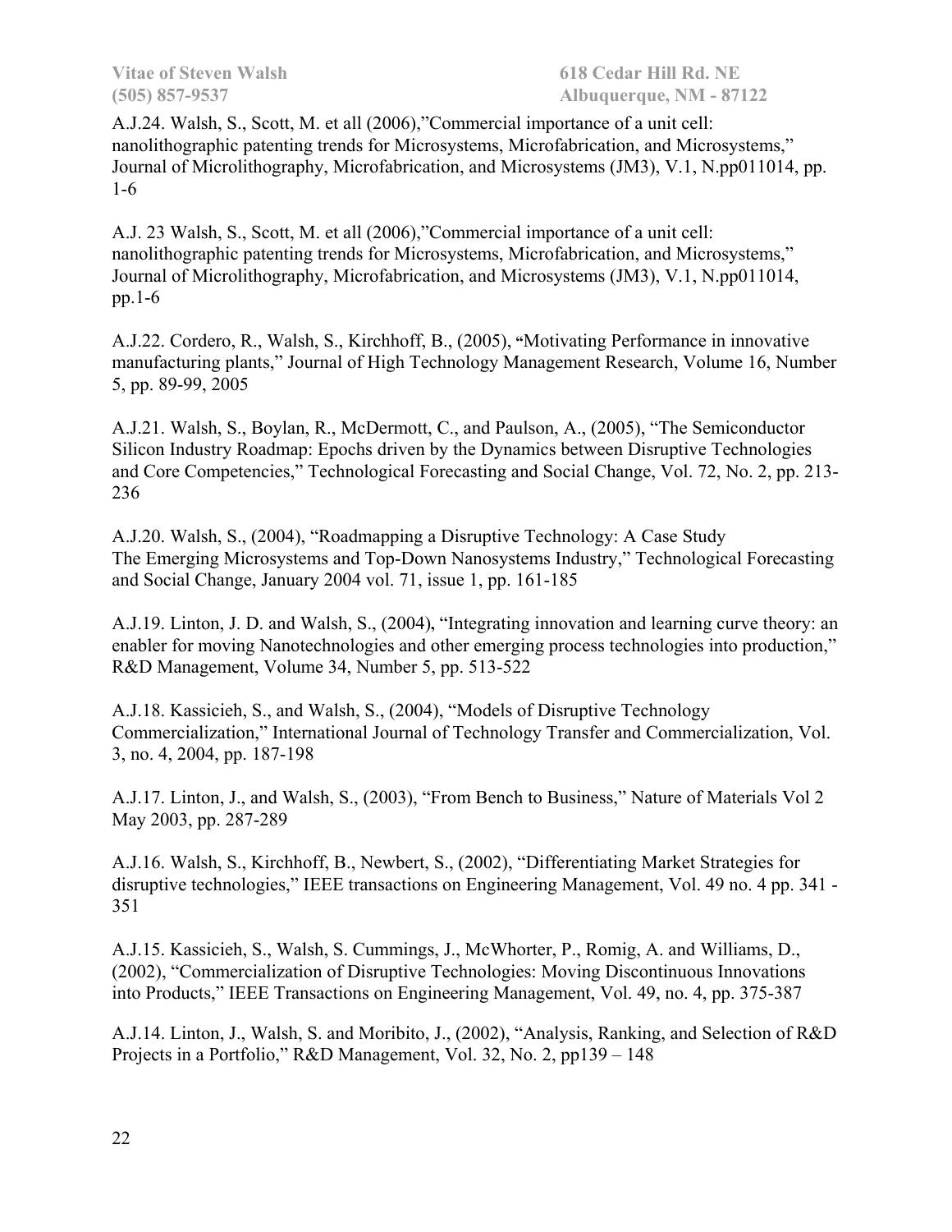A.J.24. Walsh, S., Scott, M. et all (2006),"Commercial importance of a unit cell: nanolithographic patenting trends for Microsystems, Microfabrication, and Microsystems," Journal of Microlithography, Microfabrication, and Microsystems (JM3), V.1, N.pp011014, pp. 1-6

A.J. 23 Walsh, S., Scott, M. et all (2006),"Commercial importance of a unit cell: nanolithographic patenting trends for Microsystems, Microfabrication, and Microsystems," Journal of Microlithography, Microfabrication, and Microsystems (JM3), V.1, N.pp011014, pp.1-6

A.J.22. Cordero, R., Walsh, S., Kirchhoff, B., (2005), "Motivating Performance in innovative manufacturing plants," Journal of High Technology Management Research, Volume 16, Number 5, pp. 89-99, 2005

A.J.21. Walsh, S., Boylan, R., McDermott, C., and Paulson, A., (2005), "The Semiconductor Silicon Industry Roadmap: Epochs driven by the Dynamics between Disruptive Technologies and Core Competencies," Technological Forecasting and Social Change, Vol. 72, No. 2, pp. 213-236

A.J.20. Walsh, S., (2004), "Roadmapping a Disruptive Technology: A Case Study The Emerging Microsystems and Top-Down Nanosystems Industry," Technological Forecasting and Social Change, January 2004 vol. 71, issue 1, pp. 161-185

A.J.19. Linton, J. D. and Walsh, S., (2004), "Integrating innovation and learning curve theory: an enabler for moving Nanotechnologies and other emerging process technologies into production," R&D Management, Volume 34, Number 5, pp. 513-522

A.J.18. Kassicieh, S., and Walsh, S., (2004), "Models of Disruptive Technology Commercialization," International Journal of Technology Transfer and Commercialization, Vol. 3, no. 4, 2004, pp. 187-198

A.J.17. Linton, J., and Walsh, S., (2003), "From Bench to Business," Nature of Materials Vol 2 May 2003, pp. 287-289

A.J.16. Walsh, S., Kirchhoff, B., Newbert, S., (2002), "Differentiating Market Strategies for disruptive technologies," IEEE transactions on Engineering Management, Vol. 49 no. 4 pp. 341 - 351

A.J.15. Kassicieh, S., Walsh, S. Cummings, J., McWhorter, P., Romig, A. and Williams, D., (2002), "Commercialization of Disruptive Technologies: Moving Discontinuous Innovations into Products," IEEE Transactions on Engineering Management, Vol. 49, no. 4, pp. 375-387

A.J.14. Linton, J., Walsh, S. and Moribito, J., (2002), "Analysis, Ranking, and Selection of R&D Projects in a Portfolio," R&D Management, Vol. 32, No. 2, pp139 – 148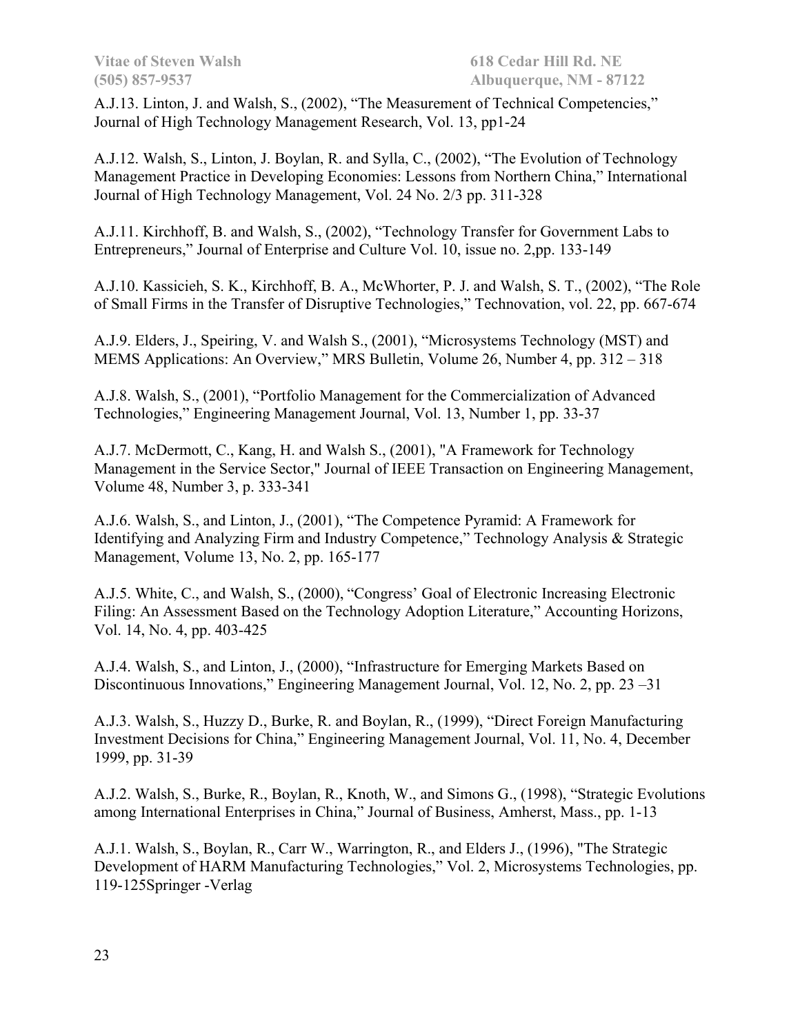A.J.13. Linton, J. and Walsh, S., (2002), "The Measurement of Technical Competencies," Journal of High Technology Management Research, Vol. 13, pp1-24

A.J.12. Walsh, S., Linton, J. Boylan, R. and Sylla, C., (2002), "The Evolution of Technology Management Practice in Developing Economies: Lessons from Northern China," International Journal of High Technology Management, Vol. 24 No. 2/3 pp. 311-328

A.J.11. Kirchhoff, B. and Walsh, S., (2002), "Technology Transfer for Government Labs to Entrepreneurs," Journal of Enterprise and Culture Vol. 10, issue no. 2,pp. 133-149

A.J.10. Kassicieh, S. K., Kirchhoff, B. A., McWhorter, P. J. and Walsh, S. T., (2002), "The Role of Small Firms in the Transfer of Disruptive Technologies," Technovation, vol. 22, pp. 667-674

A.J.9. Elders, J., Speiring, V. and Walsh S., (2001), "Microsystems Technology (MST) and MEMS Applications: An Overview," MRS Bulletin, Volume 26, Number 4, pp. 312 – 318

A.J.8. Walsh, S., (2001), "Portfolio Management for the Commercialization of Advanced Technologies," Engineering Management Journal, Vol. 13, Number 1, pp. 33-37

A.J.7. McDermott, C., Kang, H. and Walsh S., (2001), "A Framework for Technology Management in the Service Sector," Journal of IEEE Transaction on Engineering Management, Volume 48, Number 3, p. 333-341

A.J.6. Walsh, S., and Linton, J., (2001), "The Competence Pyramid: A Framework for Identifying and Analyzing Firm and Industry Competence," Technology Analysis & Strategic Management, Volume 13, No. 2, pp. 165-177

A.J.5. White, C., and Walsh, S., (2000), "Congress' Goal of Electronic Increasing Electronic Filing: An Assessment Based on the Technology Adoption Literature," Accounting Horizons, Vol. 14, No. 4, pp. 403-425

A.J.4. Walsh, S., and Linton, J., (2000), "Infrastructure for Emerging Markets Based on Discontinuous Innovations," Engineering Management Journal, Vol. 12, No. 2, pp. 23 –31

A.J.3. Walsh, S., Huzzy D., Burke, R. and Boylan, R., (1999), "Direct Foreign Manufacturing Investment Decisions for China," Engineering Management Journal, Vol. 11, No. 4, December 1999, pp. 31-39

A.J.2. Walsh, S., Burke, R., Boylan, R., Knoth, W., and Simons G., (1998), "Strategic Evolutions among International Enterprises in China," Journal of Business, Amherst, Mass., pp. 1-13

A.J.1. Walsh, S., Boylan, R., Carr W., Warrington, R., and Elders J., (1996), "The Strategic Development of HARM Manufacturing Technologies," Vol. 2, Microsystems Technologies, pp. 119-125Springer -Verlag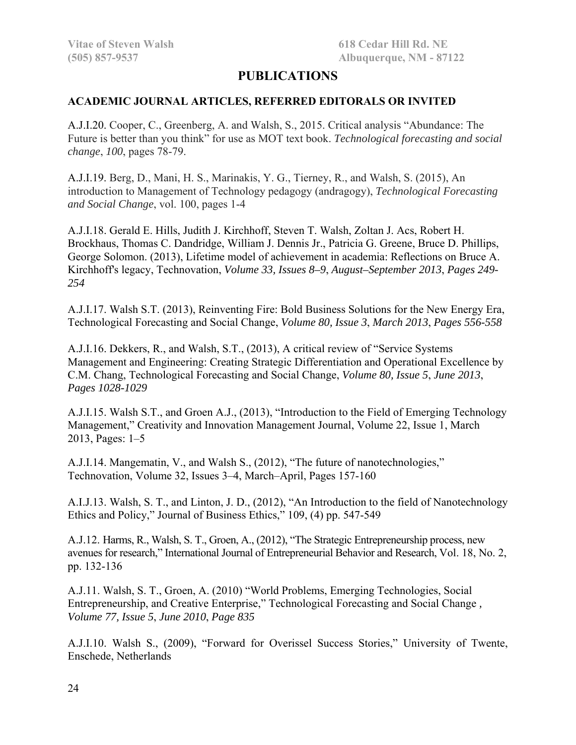# PUBLICATIONS

## ACADEMIC JOURNAL ARTICLES, REFERRED EDITORALS OR INVITED

A.J.I.20. Cooper, C., Greenberg, A. and Walsh, S., 2015. Critical analysis "Abundance: The Future is better than you think" for use as MOT text book. *Technological forecasting and social change*, *100*, pages 78-79.

A.J.I.19. Berg, D., Mani, H. S., Marinakis, Y. G., Tierney, R., and Walsh, S. (2015), An introduction to Management of Technology pedagogy (andragogy), *Technological Forecasting and Social Change*, vol. 100, pages 1-4

A.J.I.18. Gerald E. Hills, Judith J. Kirchhoff, Steven T. Walsh, Zoltan J. Acs, Robert H. Brockhaus, Thomas C. Dandridge, William J. Dennis Jr., Patricia G. Greene, Bruce D. Phillips, George Solomon. (2013), Lifetime model of achievement in academia: Reflections on Bruce A. Kirchhoff's legacy, Technovation, *Volume 33, Issues 8–9*, *August–September 2013*, *Pages 249-254*

A.J.I.17. Walsh S.T. (2013), Reinventing Fire: Bold Business Solutions for the New Energy Era, Technological Forecasting and Social Change, *Volume 80, Issue 3*, *March 2013*, *Pages 556-558*

A.J.I.16. Dekkers, R., and Walsh, S.T., (2013), A critical review of "Service Systems Management and Engineering: Creating Strategic Differentiation and Operational Excellence by C.M. Chang, Technological Forecasting and Social Change, *Volume 80, Issue 5*, *June 2013*, *Pages 1028-1029*

A.J.I.15. Walsh S.T., and Groen A.J., (2013), "Introduction to the Field of Emerging Technology Management," Creativity and Innovation Management Journal, Volume 22, Issue 1, March 2013, Pages: 1–5

A.J.I.14. Mangematin, V., and Walsh S., (2012), "The future of nanotechnologies," Technovation, Volume 32, Issues 3–4, March–April, Pages 157-160

A.I.J.13. Walsh, S. T., and Linton, J. D., (2012), "An Introduction to the field of Nanotechnology Ethics and Policy," Journal of Business Ethics," 109, (4) pp. 547-549

A.J.12. Harms, R., Walsh, S. T., Groen, A., (2012), "The Strategic Entrepreneurship process, new avenues for research," International Journal of Entrepreneurial Behavior and Research, Vol. 18, No. 2, pp. 132-136

A.J.11. Walsh, S. T., Groen, A. (2010) "World Problems, Emerging Technologies, Social Entrepreneurship, and Creative Enterprise," Technological Forecasting and Social Change *, Volume 77, Issue 5*, *June 2010*, *Page 835*

A.J.I.10. Walsh S., (2009), "Forward for Overissel Success Stories," University of Twente, Enschede, Netherlands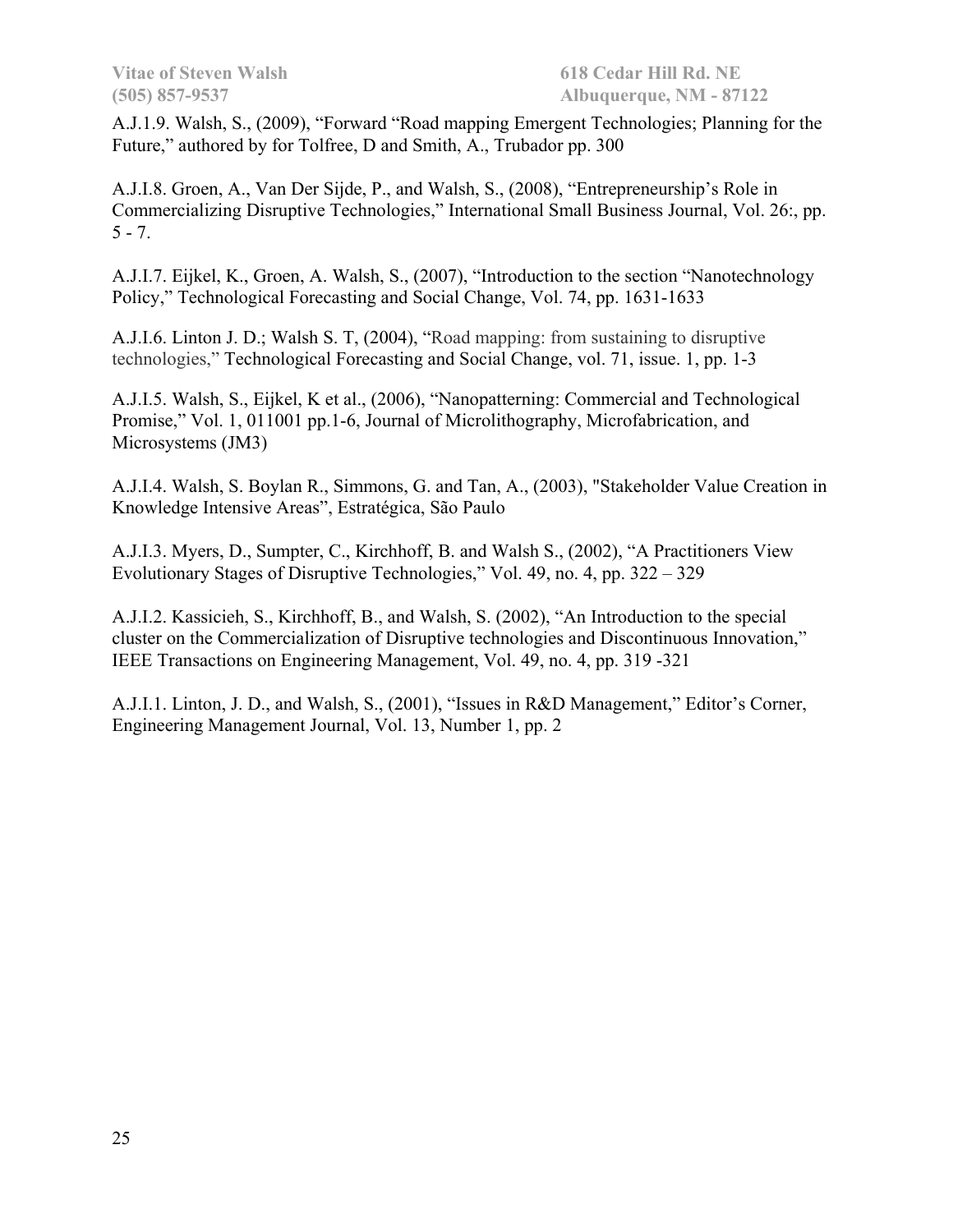A.J.1.9. Walsh, S., (2009), "Forward "Road mapping Emergent Technologies; Planning for the Future," authored by for Tolfree, D and Smith, A., Trubador pp. 300

A.J.I.8. Groen, A., Van Der Sijde, P., and Walsh, S., (2008), "Entrepreneurship's Role in Commercializing Disruptive Technologies," International Small Business Journal, Vol. 26:, pp. 5 - 7.

A.J.I.7. Eijkel, K., Groen, A. Walsh, S., (2007), "Introduction to the section "Nanotechnology Policy," Technological Forecasting and Social Change, Vol. 74, pp. 1631-1633

A.J.I.6. Linton J. D.; Walsh S. T, (2004), "Road mapping: from sustaining to disruptive technologies," Technological Forecasting and Social Change, vol. 71, issue. 1, pp. 1-3

A.J.I.5. Walsh, S., Eijkel, K et al., (2006), "Nanopatterning: Commercial and Technological Promise," Vol. 1, 011001 pp.1-6, Journal of Microlithography, Microfabrication, and Microsystems (JM3)

A.J.I.4. Walsh, S. Boylan R., Simmons, G. and Tan, A., (2003), "Stakeholder Value Creation in Knowledge Intensive Areas", Estratégica, São Paulo

A.J.I.3. Myers, D., Sumpter, C., Kirchhoff, B. and Walsh S., (2002), "A Practitioners View Evolutionary Stages of Disruptive Technologies," Vol. 49, no. 4, pp. 322 – 329

A.J.I.2. Kassicieh, S., Kirchhoff, B., and Walsh, S. (2002), "An Introduction to the special cluster on the Commercialization of Disruptive technologies and Discontinuous Innovation," IEEE Transactions on Engineering Management, Vol. 49, no. 4, pp. 319 -321

A.J.I.1. Linton, J. D., and Walsh, S., (2001), "Issues in R&D Management," Editor's Corner, Engineering Management Journal, Vol. 13, Number 1, pp. 2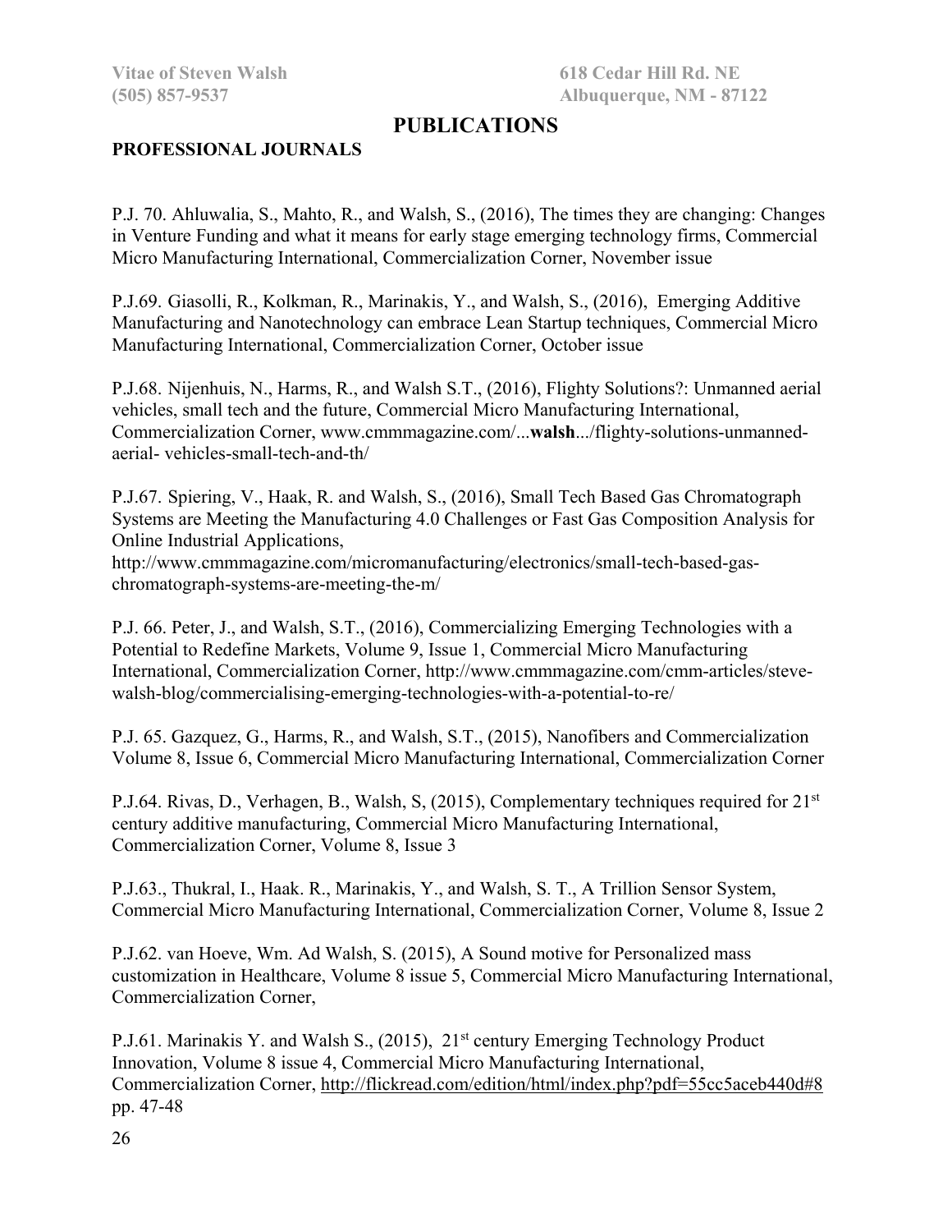# PUBLICATIONS

## PROFESSIONAL JOURNALS

P.J. 70. Ahluwalia, S., Mahto, R., and Walsh, S., (2016), The times they are changing: Changes in Venture Funding and what it means for early stage emerging technology firms, Commercial Micro Manufacturing International, Commercialization Corner, November issue

P.J.69. Giasolli, R., Kolkman, R., Marinakis, Y., and Walsh, S., (2016), Emerging Additive Manufacturing and Nanotechnology can embrace Lean Startup techniques, Commercial Micro Manufacturing International, Commercialization Corner, October issue

P.J.68. Nijenhuis, N., Harms, R., and Walsh S.T., (2016), Flighty Solutions?: Unmanned aerial vehicles, small tech and the future, Commercial Micro Manufacturing International, Commercialization Corner, www.cmmmagazine.com/...**walsh**.../flighty-solutions-unmanned-aerial- vehicles-small-tech-and-th/

P.J.67. Spiering, V., Haak, R. and Walsh, S., (2016), Small Tech Based Gas Chromatograph Systems are Meeting the Manufacturing 4.0 Challenges or Fast Gas Composition Analysis for Online Industrial Applications,
http://www.cmmmagazine.com/micromanufacturing/electronics/small-tech-based-gas-chromatograph-systems-are-meeting-the-m/

P.J. 66. Peter, J., and Walsh, S.T., (2016), Commercializing Emerging Technologies with a Potential to Redefine Markets, Volume 9, Issue 1, Commercial Micro Manufacturing International, Commercialization Corner, http://www.cmmmagazine.com/cmm-articles/steve-walsh-blog/commercialising-emerging-technologies-with-a-potential-to-re/

P.J. 65. Gazquez, G., Harms, R., and Walsh, S.T., (2015), Nanofibers and Commercialization Volume 8, Issue 6, Commercial Micro Manufacturing International, Commercialization Corner

P.J.64. Rivas, D., Verhagen, B., Walsh, S, (2015), Complementary techniques required for 21st century additive manufacturing, Commercial Micro Manufacturing International, Commercialization Corner, Volume 8, Issue 3

P.J.63., Thukral, I., Haak. R., Marinakis, Y., and Walsh, S. T., A Trillion Sensor System, Commercial Micro Manufacturing International, Commercialization Corner, Volume 8, Issue 2

P.J.62. van Hoeve, Wm. Ad Walsh, S. (2015), A Sound motive for Personalized mass customization in Healthcare, Volume 8 issue 5, Commercial Micro Manufacturing International, Commercialization Corner,

P.J.61. Marinakis Y. and Walsh S., (2015), 21st century Emerging Technology Product Innovation, Volume 8 issue 4, Commercial Micro Manufacturing International, Commercialization Corner, http://flickread.com/edition/html/index.php?pdf=55cc5aceb440d#8 pp. 47-48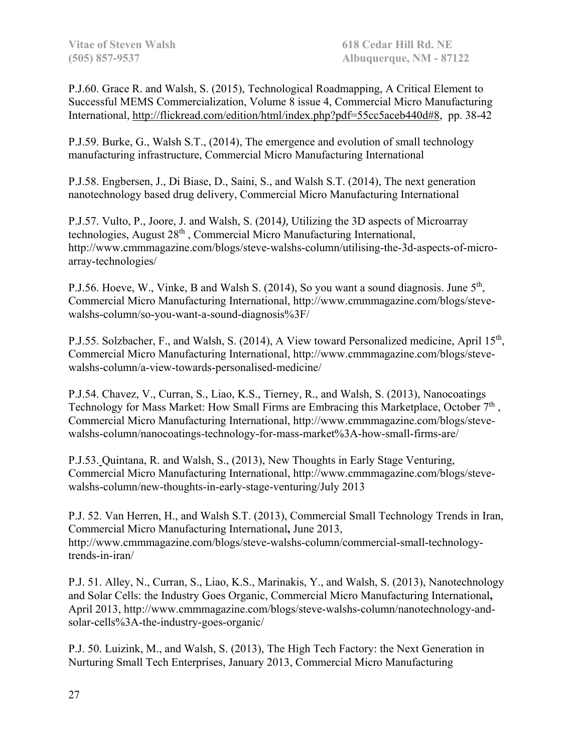P.J.60. Grace R. and Walsh, S. (2015), Technological Roadmapping, A Critical Element to Successful MEMS Commercialization, Volume 8 issue 4, Commercial Micro Manufacturing International, http://flickread.com/edition/html/index.php?pdf=55cc5aceb440d#8, pp. 38-42

P.J.59. Burke, G., Walsh S.T., (2014), The emergence and evolution of small technology manufacturing infrastructure, Commercial Micro Manufacturing International

P.J.58. Engbersen, J., Di Biase, D., Saini, S., and Walsh S.T. (2014), The next generation nanotechnology based drug delivery, Commercial Micro Manufacturing International

P.J.57. Vulto, P., Joore, J. and Walsh, S. (2014*),* Utilizing the 3D aspects of Microarray technologies, August 28th , Commercial Micro Manufacturing International, http://www.cmmmagazine.com/blogs/steve-walshs-column/utilising-the-3d-aspects-of-micro-array-technologies/

P.J.56. Hoeve, W., Vinke, B and Walsh S. (2014), So you want a sound diagnosis. June 5th, Commercial Micro Manufacturing International, http://www.cmmmagazine.com/blogs/steve-walshs-column/so-you-want-a-sound-diagnosis%3F/

P.J.55. Solzbacher, F., and Walsh, S. (2014), A View toward Personalized medicine, April 15th, Commercial Micro Manufacturing International, http://www.cmmmagazine.com/blogs/steve-walshs-column/a-view-towards-personalised-medicine/

P.J.54. Chavez, V., Curran, S., Liao, K.S., Tierney, R., and Walsh, S. (2013), Nanocoatings Technology for Mass Market: How Small Firms are Embracing this Marketplace, October 7th , Commercial Micro Manufacturing International, http://www.cmmmagazine.com/blogs/steve-walshs-column/nanocoatings-technology-for-mass-market%3A-how-small-firms-are/

P.J.53. Quintana, R. and Walsh, S., (2013), New Thoughts in Early Stage Venturing, Commercial Micro Manufacturing International, http://www.cmmmagazine.com/blogs/steve-walshs-column/new-thoughts-in-early-stage-venturing/July 2013

P.J. 52. Van Herren, H., and Walsh S.T. (2013), Commercial Small Technology Trends in Iran, Commercial Micro Manufacturing International**,** June 2013, http://www.cmmmagazine.com/blogs/steve-walshs-column/commercial-small-technology-trends-in-iran/

P.J. 51. Alley, N., Curran, S., Liao, K.S., Marinakis, Y., and Walsh, S. (2013), Nanotechnology and Solar Cells: the Industry Goes Organic, Commercial Micro Manufacturing International**,** April 2013, http://www.cmmmagazine.com/blogs/steve-walshs-column/nanotechnology-and-solar-cells%3A-the-industry-goes-organic/

P.J. 50. Luizink, M., and Walsh, S. (2013), The High Tech Factory: the Next Generation in Nurturing Small Tech Enterprises, January 2013, Commercial Micro Manufacturing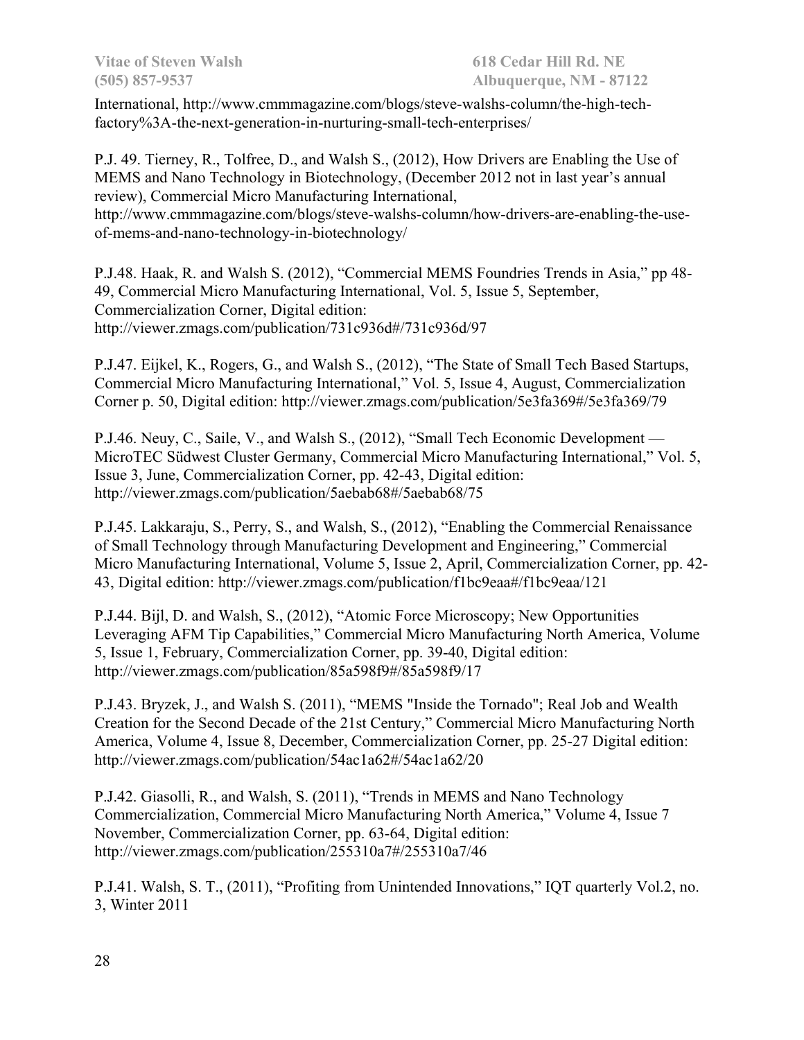International, http://www.cmmmagazine.com/blogs/steve-walshs-column/the-high-tech-factory%3A-the-next-generation-in-nurturing-small-tech-enterprises/

P.J. 49. Tierney, R., Tolfree, D., and Walsh S., (2012), How Drivers are Enabling the Use of MEMS and Nano Technology in Biotechnology, (December 2012 not in last year's annual review), Commercial Micro Manufacturing International, http://www.cmmmagazine.com/blogs/steve-walshs-column/how-drivers-are-enabling-the-use-of-mems-and-nano-technology-in-biotechnology/

P.J.48. Haak, R. and Walsh S. (2012), "Commercial MEMS Foundries Trends in Asia," pp 48-49, Commercial Micro Manufacturing International, Vol. 5, Issue 5, September, Commercialization Corner, Digital edition: http://viewer.zmags.com/publication/731c936d#/731c936d/97

P.J.47. Eijkel, K., Rogers, G., and Walsh S., (2012), "The State of Small Tech Based Startups, Commercial Micro Manufacturing International," Vol. 5, Issue 4, August, Commercialization Corner p. 50, Digital edition: http://viewer.zmags.com/publication/5e3fa369#/5e3fa369/79

P.J.46. Neuy, C., Saile, V., and Walsh S., (2012), "Small Tech Economic Development — MicroTEC Südwest Cluster Germany, Commercial Micro Manufacturing International," Vol. 5, Issue 3, June, Commercialization Corner, pp. 42-43, Digital edition: http://viewer.zmags.com/publication/5aebab68#/5aebab68/75

P.J.45. Lakkaraju, S., Perry, S., and Walsh, S., (2012), "Enabling the Commercial Renaissance of Small Technology through Manufacturing Development and Engineering," Commercial Micro Manufacturing International, Volume 5, Issue 2, April, Commercialization Corner, pp. 42-43, Digital edition: http://viewer.zmags.com/publication/f1bc9eaa#/f1bc9eaa/121

P.J.44. Bijl, D. and Walsh, S., (2012), "Atomic Force Microscopy; New Opportunities Leveraging AFM Tip Capabilities," Commercial Micro Manufacturing North America, Volume 5, Issue 1, February, Commercialization Corner, pp. 39-40, Digital edition: http://viewer.zmags.com/publication/85a598f9#/85a598f9/17

P.J.43. Bryzek, J., and Walsh S. (2011), "MEMS "Inside the Tornado"; Real Job and Wealth Creation for the Second Decade of the 21st Century," Commercial Micro Manufacturing North America, Volume 4, Issue 8, December, Commercialization Corner, pp. 25-27 Digital edition: http://viewer.zmags.com/publication/54ac1a62#/54ac1a62/20

P.J.42. Giasolli, R., and Walsh, S. (2011), "Trends in MEMS and Nano Technology Commercialization, Commercial Micro Manufacturing North America," Volume 4, Issue 7 November, Commercialization Corner, pp. 63-64, Digital edition: http://viewer.zmags.com/publication/255310a7#/255310a7/46

P.J.41. Walsh, S. T., (2011), "Profiting from Unintended Innovations," IQT quarterly Vol.2, no. 3, Winter 2011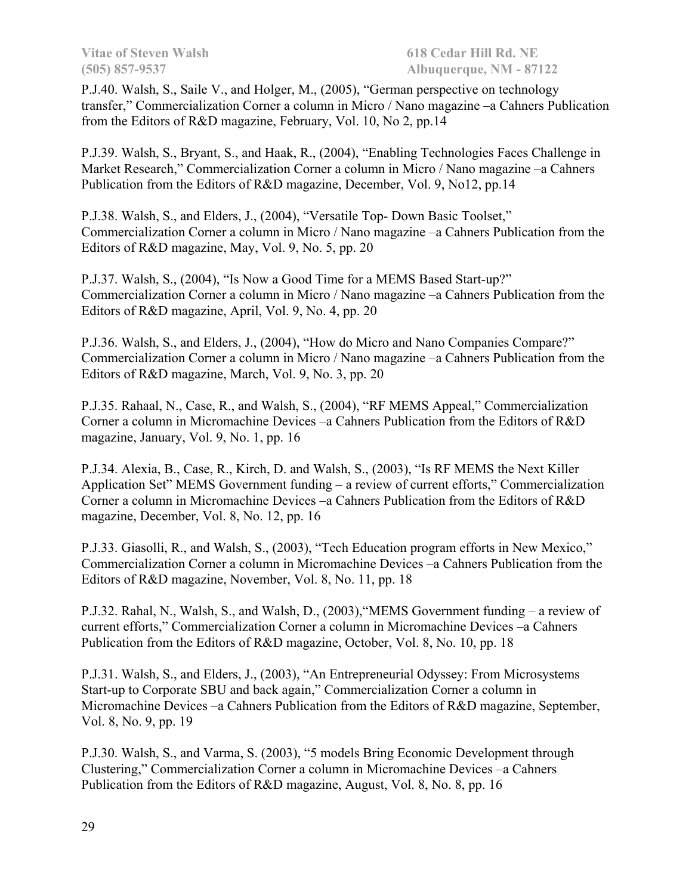P.J.40. Walsh, S., Saile V., and Holger, M., (2005), "German perspective on technology transfer," Commercialization Corner a column in Micro / Nano magazine –a Cahners Publication from the Editors of R&D magazine, February, Vol. 10, No 2, pp.14

P.J.39. Walsh, S., Bryant, S., and Haak, R., (2004), "Enabling Technologies Faces Challenge in Market Research," Commercialization Corner a column in Micro / Nano magazine –a Cahners Publication from the Editors of R&D magazine, December, Vol. 9, No12, pp.14

P.J.38. Walsh, S., and Elders, J., (2004), "Versatile Top- Down Basic Toolset," Commercialization Corner a column in Micro / Nano magazine –a Cahners Publication from the Editors of R&D magazine, May, Vol. 9, No. 5, pp. 20

P.J.37. Walsh, S., (2004), "Is Now a Good Time for a MEMS Based Start-up?" Commercialization Corner a column in Micro / Nano magazine –a Cahners Publication from the Editors of R&D magazine, April, Vol. 9, No. 4, pp. 20

P.J.36. Walsh, S., and Elders, J., (2004), "How do Micro and Nano Companies Compare?" Commercialization Corner a column in Micro / Nano magazine –a Cahners Publication from the Editors of R&D magazine, March, Vol. 9, No. 3, pp. 20

P.J.35. Rahaal, N., Case, R., and Walsh, S., (2004), "RF MEMS Appeal," Commercialization Corner a column in Micromachine Devices –a Cahners Publication from the Editors of R&D magazine, January, Vol. 9, No. 1, pp. 16

P.J.34. Alexia, B., Case, R., Kirch, D. and Walsh, S., (2003), "Is RF MEMS the Next Killer Application Set" MEMS Government funding – a review of current efforts," Commercialization Corner a column in Micromachine Devices –a Cahners Publication from the Editors of R&D magazine, December, Vol. 8, No. 12, pp. 16

P.J.33. Giasolli, R., and Walsh, S., (2003), "Tech Education program efforts in New Mexico," Commercialization Corner a column in Micromachine Devices –a Cahners Publication from the Editors of R&D magazine, November, Vol. 8, No. 11, pp. 18

P.J.32. Rahal, N., Walsh, S., and Walsh, D., (2003),"MEMS Government funding – a review of current efforts," Commercialization Corner a column in Micromachine Devices –a Cahners Publication from the Editors of R&D magazine, October, Vol. 8, No. 10, pp. 18

P.J.31. Walsh, S., and Elders, J., (2003), "An Entrepreneurial Odyssey: From Microsystems Start-up to Corporate SBU and back again," Commercialization Corner a column in Micromachine Devices –a Cahners Publication from the Editors of R&D magazine, September, Vol. 8, No. 9, pp. 19

P.J.30. Walsh, S., and Varma, S. (2003), "5 models Bring Economic Development through Clustering," Commercialization Corner a column in Micromachine Devices –a Cahners Publication from the Editors of R&D magazine, August, Vol. 8, No. 8, pp. 16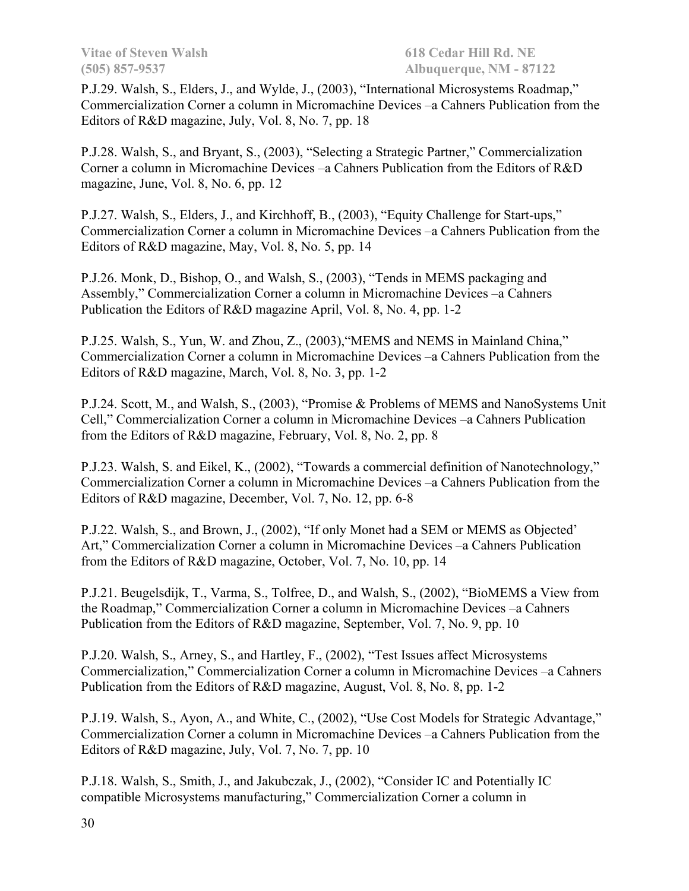P.J.29. Walsh, S., Elders, J., and Wylde, J., (2003), "International Microsystems Roadmap," Commercialization Corner a column in Micromachine Devices –a Cahners Publication from the Editors of R&D magazine, July, Vol. 8, No. 7, pp. 18

P.J.28. Walsh, S., and Bryant, S., (2003), "Selecting a Strategic Partner," Commercialization Corner a column in Micromachine Devices –a Cahners Publication from the Editors of R&D magazine, June, Vol. 8, No. 6, pp. 12

P.J.27. Walsh, S., Elders, J., and Kirchhoff, B., (2003), "Equity Challenge for Start-ups," Commercialization Corner a column in Micromachine Devices –a Cahners Publication from the Editors of R&D magazine, May, Vol. 8, No. 5, pp. 14

P.J.26. Monk, D., Bishop, O., and Walsh, S., (2003), "Tends in MEMS packaging and Assembly," Commercialization Corner a column in Micromachine Devices –a Cahners Publication the Editors of R&D magazine April, Vol. 8, No. 4, pp. 1-2

P.J.25. Walsh, S., Yun, W. and Zhou, Z., (2003),"MEMS and NEMS in Mainland China," Commercialization Corner a column in Micromachine Devices –a Cahners Publication from the Editors of R&D magazine, March, Vol. 8, No. 3, pp. 1-2

P.J.24. Scott, M., and Walsh, S., (2003), "Promise & Problems of MEMS and NanoSystems Unit Cell," Commercialization Corner a column in Micromachine Devices –a Cahners Publication from the Editors of R&D magazine, February, Vol. 8, No. 2, pp. 8

P.J.23. Walsh, S. and Eikel, K., (2002), "Towards a commercial definition of Nanotechnology," Commercialization Corner a column in Micromachine Devices –a Cahners Publication from the Editors of R&D magazine, December, Vol. 7, No. 12, pp. 6-8

P.J.22. Walsh, S., and Brown, J., (2002), "If only Monet had a SEM or MEMS as Objected' Art," Commercialization Corner a column in Micromachine Devices –a Cahners Publication from the Editors of R&D magazine, October, Vol. 7, No. 10, pp. 14

P.J.21. Beugelsdijk, T., Varma, S., Tolfree, D., and Walsh, S., (2002), "BioMEMS a View from the Roadmap," Commercialization Corner a column in Micromachine Devices –a Cahners Publication from the Editors of R&D magazine, September, Vol. 7, No. 9, pp. 10

P.J.20. Walsh, S., Arney, S., and Hartley, F., (2002), "Test Issues affect Microsystems Commercialization," Commercialization Corner a column in Micromachine Devices –a Cahners Publication from the Editors of R&D magazine, August, Vol. 8, No. 8, pp. 1-2

P.J.19. Walsh, S., Ayon, A., and White, C., (2002), "Use Cost Models for Strategic Advantage," Commercialization Corner a column in Micromachine Devices –a Cahners Publication from the Editors of R&D magazine, July, Vol. 7, No. 7, pp. 10

P.J.18. Walsh, S., Smith, J., and Jakubczak, J., (2002), "Consider IC and Potentially IC compatible Microsystems manufacturing," Commercialization Corner a column in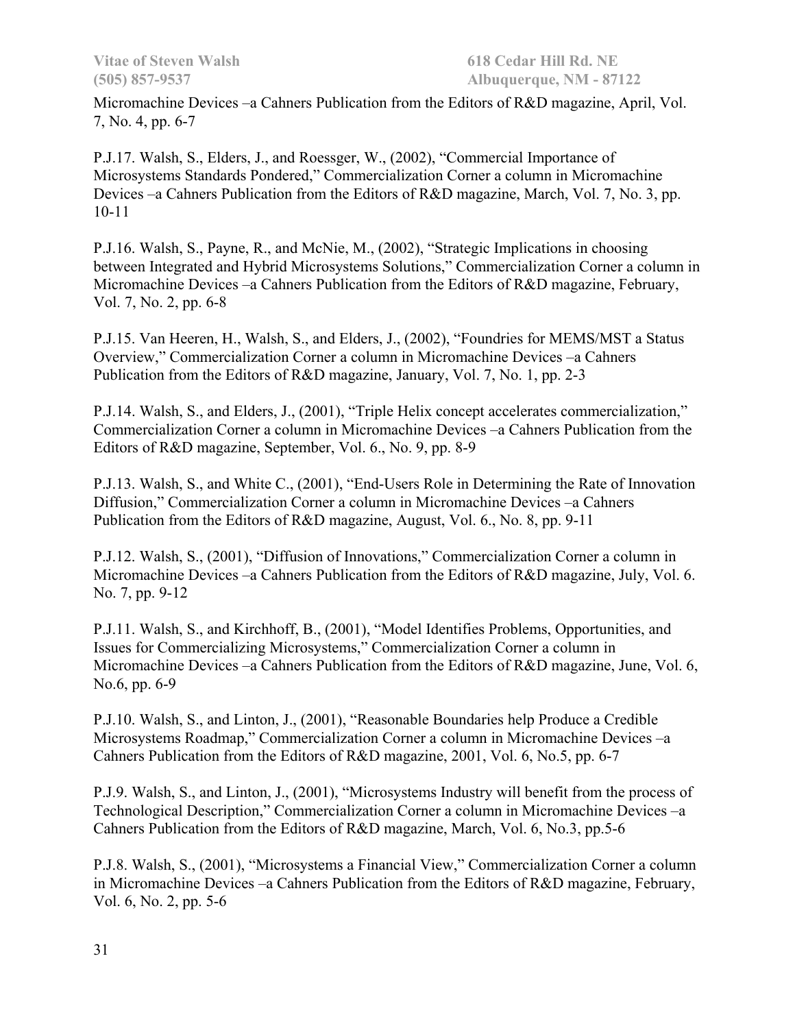Micromachine Devices –a Cahners Publication from the Editors of R&D magazine, April, Vol. 7, No. 4, pp. 6-7

P.J.17. Walsh, S., Elders, J., and Roessger, W., (2002), "Commercial Importance of Microsystems Standards Pondered," Commercialization Corner a column in Micromachine Devices –a Cahners Publication from the Editors of R&D magazine, March, Vol. 7, No. 3, pp. 10-11

P.J.16. Walsh, S., Payne, R., and McNie, M., (2002), "Strategic Implications in choosing between Integrated and Hybrid Microsystems Solutions," Commercialization Corner a column in Micromachine Devices –a Cahners Publication from the Editors of R&D magazine, February, Vol. 7, No. 2, pp. 6-8

P.J.15. Van Heeren, H., Walsh, S., and Elders, J., (2002), "Foundries for MEMS/MST a Status Overview," Commercialization Corner a column in Micromachine Devices –a Cahners Publication from the Editors of R&D magazine, January, Vol. 7, No. 1, pp. 2-3

P.J.14. Walsh, S., and Elders, J., (2001), "Triple Helix concept accelerates commercialization," Commercialization Corner a column in Micromachine Devices –a Cahners Publication from the Editors of R&D magazine, September, Vol. 6., No. 9, pp. 8-9

P.J.13. Walsh, S., and White C., (2001), "End-Users Role in Determining the Rate of Innovation Diffusion," Commercialization Corner a column in Micromachine Devices –a Cahners Publication from the Editors of R&D magazine, August, Vol. 6., No. 8, pp. 9-11

P.J.12. Walsh, S., (2001), "Diffusion of Innovations," Commercialization Corner a column in Micromachine Devices –a Cahners Publication from the Editors of R&D magazine, July, Vol. 6. No. 7, pp. 9-12

P.J.11. Walsh, S., and Kirchhoff, B., (2001), "Model Identifies Problems, Opportunities, and Issues for Commercializing Microsystems," Commercialization Corner a column in Micromachine Devices –a Cahners Publication from the Editors of R&D magazine, June, Vol. 6, No.6, pp. 6-9

P.J.10. Walsh, S., and Linton, J., (2001), "Reasonable Boundaries help Produce a Credible Microsystems Roadmap," Commercialization Corner a column in Micromachine Devices –a Cahners Publication from the Editors of R&D magazine, 2001, Vol. 6, No.5, pp. 6-7

P.J.9. Walsh, S., and Linton, J., (2001), "Microsystems Industry will benefit from the process of Technological Description," Commercialization Corner a column in Micromachine Devices –a Cahners Publication from the Editors of R&D magazine, March, Vol. 6, No.3, pp.5-6

P.J.8. Walsh, S., (2001), "Microsystems a Financial View," Commercialization Corner a column in Micromachine Devices –a Cahners Publication from the Editors of R&D magazine, February, Vol. 6, No. 2, pp. 5-6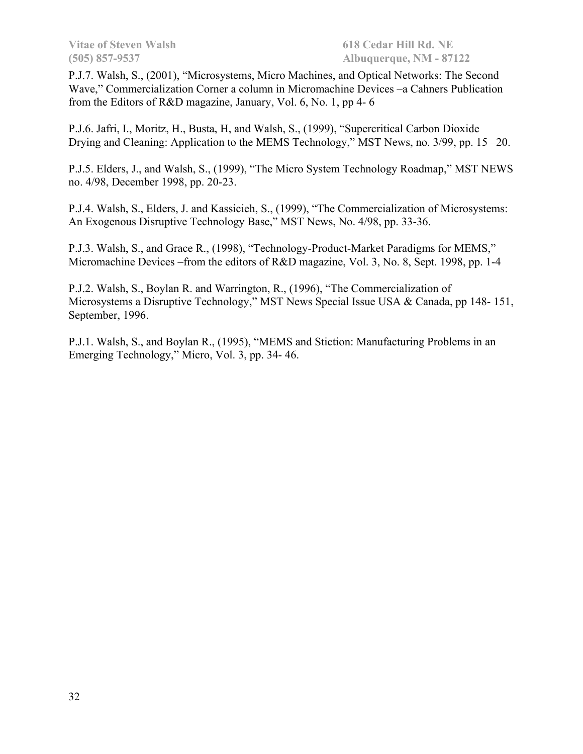P.J.7. Walsh, S., (2001), "Microsystems, Micro Machines, and Optical Networks: The Second Wave," Commercialization Corner a column in Micromachine Devices –a Cahners Publication from the Editors of R&D magazine, January, Vol. 6, No. 1, pp 4- 6

P.J.6. Jafri, I., Moritz, H., Busta, H, and Walsh, S., (1999), "Supercritical Carbon Dioxide Drying and Cleaning: Application to the MEMS Technology," MST News, no. 3/99, pp. 15 –20.

P.J.5. Elders, J., and Walsh, S., (1999), "The Micro System Technology Roadmap," MST NEWS no. 4/98, December 1998, pp. 20-23.

P.J.4. Walsh, S., Elders, J. and Kassicieh, S., (1999), "The Commercialization of Microsystems: An Exogenous Disruptive Technology Base," MST News, No. 4/98, pp. 33-36.

P.J.3. Walsh, S., and Grace R., (1998), "Technology-Product-Market Paradigms for MEMS," Micromachine Devices –from the editors of R&D magazine, Vol. 3, No. 8, Sept. 1998, pp. 1-4

P.J.2. Walsh, S., Boylan R. and Warrington, R., (1996), "The Commercialization of Microsystems a Disruptive Technology," MST News Special Issue USA & Canada, pp 148- 151, September, 1996.

P.J.1. Walsh, S., and Boylan R., (1995), "MEMS and Stiction: Manufacturing Problems in an Emerging Technology," Micro, Vol. 3, pp. 34- 46.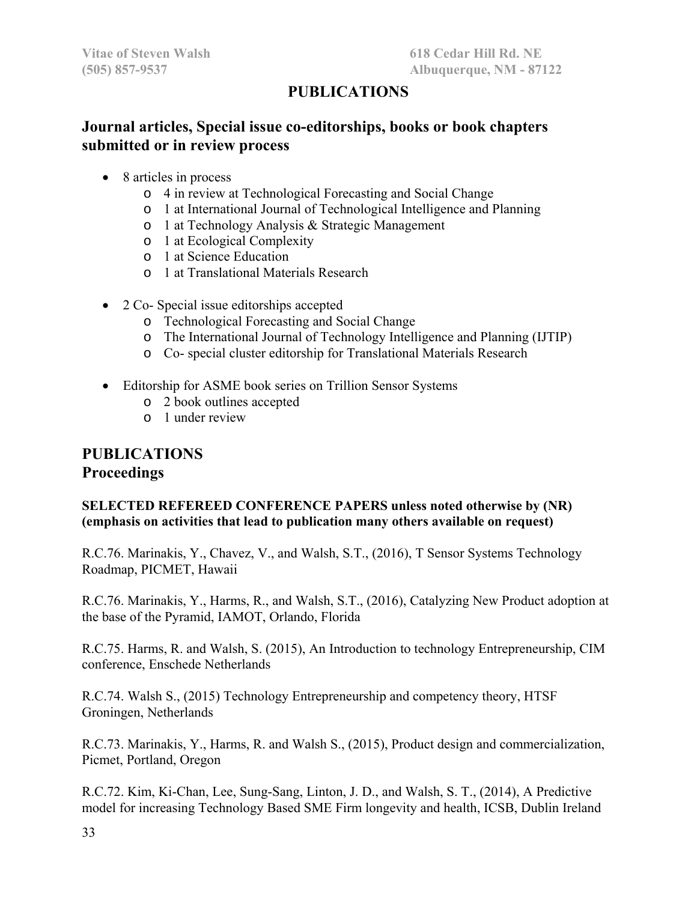# PUBLICATIONS

## Journal articles, Special issue co-editorships, books or book chapters submitted or in review process

- 8 articles in process
  - 4 in review at Technological Forecasting and Social Change
  - 1 at International Journal of Technological Intelligence and Planning
  - 1 at Technology Analysis & Strategic Management
  - 1 at Ecological Complexity
  - 1 at Science Education
  - 1 at Translational Materials Research

- 2 Co- Special issue editorships accepted
  - Technological Forecasting and Social Change
  - The International Journal of Technology Intelligence and Planning (IJTIP)
  - Co- special cluster editorship for Translational Materials Research

- Editorship for ASME book series on Trillion Sensor Systems
  - 2 book outlines accepted
  - 1 under review

## PUBLICATIONS
## Proceedings

**SELECTED REFEREED CONFERENCE PAPERS unless noted otherwise by (NR) (emphasis on activities that lead to publication many others available on request)**

R.C.76. Marinakis, Y., Chavez, V., and Walsh, S.T., (2016), T Sensor Systems Technology Roadmap, PICMET, Hawaii

R.C.76. Marinakis, Y., Harms, R., and Walsh, S.T., (2016), Catalyzing New Product adoption at the base of the Pyramid, IAMOT, Orlando, Florida

R.C.75. Harms, R. and Walsh, S. (2015), An Introduction to technology Entrepreneurship, CIM conference, Enschede Netherlands

R.C.74. Walsh S., (2015) Technology Entrepreneurship and competency theory, HTSF Groningen, Netherlands

R.C.73. Marinakis, Y., Harms, R. and Walsh S., (2015), Product design and commercialization, Picmet, Portland, Oregon

R.C.72. Kim, Ki-Chan, Lee, Sung-Sang, Linton, J. D., and Walsh, S. T., (2014), A Predictive model for increasing Technology Based SME Firm longevity and health, ICSB, Dublin Ireland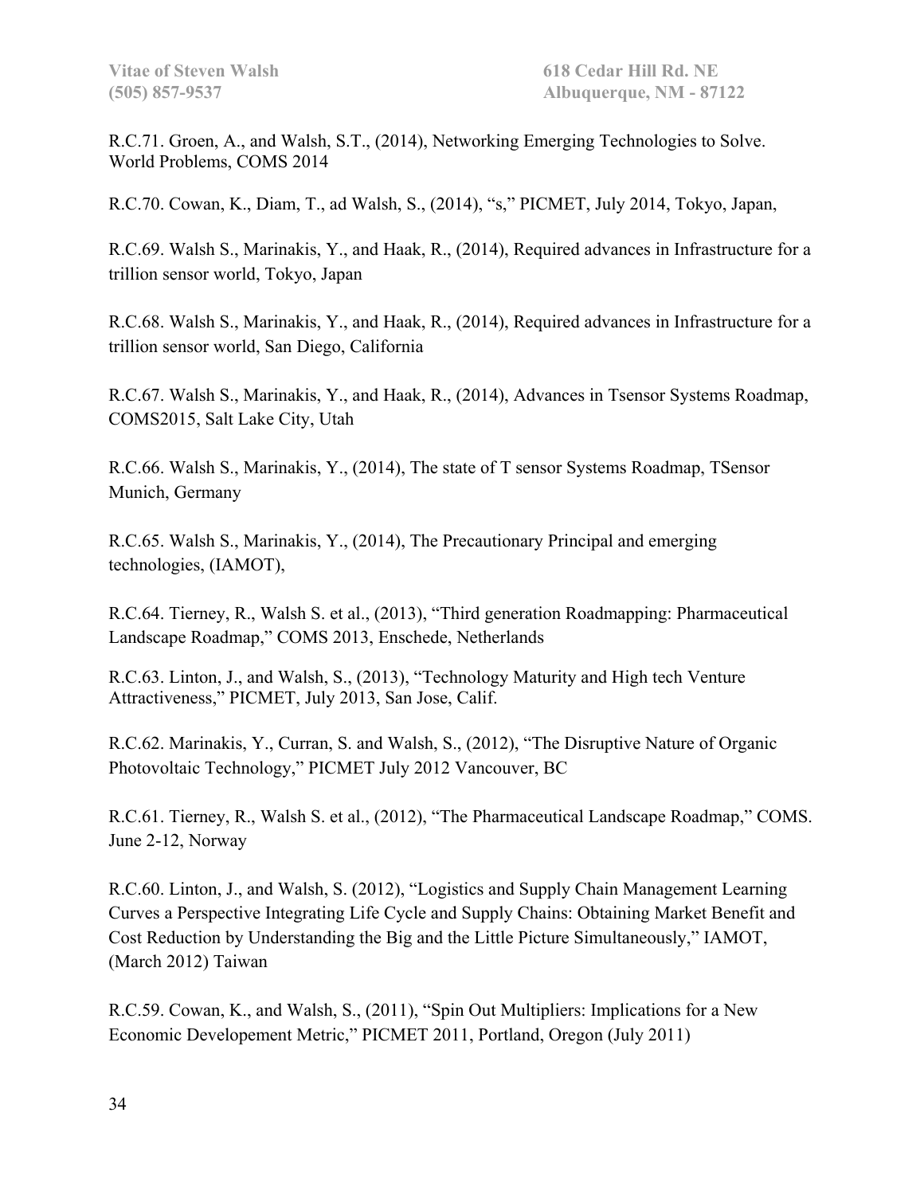R.C.71. Groen, A., and Walsh, S.T., (2014), Networking Emerging Technologies to Solve. World Problems, COMS 2014

R.C.70. Cowan, K., Diam, T., ad Walsh, S., (2014), “s,” PICMET, July 2014, Tokyo, Japan,

R.C.69. Walsh S., Marinakis, Y., and Haak, R., (2014), Required advances in Infrastructure for a trillion sensor world, Tokyo, Japan

R.C.68. Walsh S., Marinakis, Y., and Haak, R., (2014), Required advances in Infrastructure for a trillion sensor world, San Diego, California

R.C.67. Walsh S., Marinakis, Y., and Haak, R., (2014), Advances in Tsensor Systems Roadmap, COMS2015, Salt Lake City, Utah

R.C.66. Walsh S., Marinakis, Y., (2014), The state of T sensor Systems Roadmap, TSensor Munich, Germany

R.C.65. Walsh S., Marinakis, Y., (2014), The Precautionary Principal and emerging technologies, (IAMOT),

R.C.64. Tierney, R., Walsh S. et al., (2013), “Third generation Roadmapping: Pharmaceutical Landscape Roadmap,” COMS 2013, Enschede, Netherlands

R.C.63. Linton, J., and Walsh, S., (2013), “Technology Maturity and High tech Venture Attractiveness,” PICMET, July 2013, San Jose, Calif.

R.C.62. Marinakis, Y., Curran, S. and Walsh, S., (2012), “The Disruptive Nature of Organic Photovoltaic Technology,” PICMET July 2012 Vancouver, BC

R.C.61. Tierney, R., Walsh S. et al., (2012), “The Pharmaceutical Landscape Roadmap,” COMS. June 2-12, Norway

R.C.60. Linton, J., and Walsh, S. (2012), “Logistics and Supply Chain Management Learning Curves a Perspective Integrating Life Cycle and Supply Chains: Obtaining Market Benefit and Cost Reduction by Understanding the Big and the Little Picture Simultaneously,” IAMOT, (March 2012) Taiwan

R.C.59. Cowan, K., and Walsh, S., (2011), “Spin Out Multipliers: Implications for a New Economic Developement Metric,” PICMET 2011, Portland, Oregon (July 2011)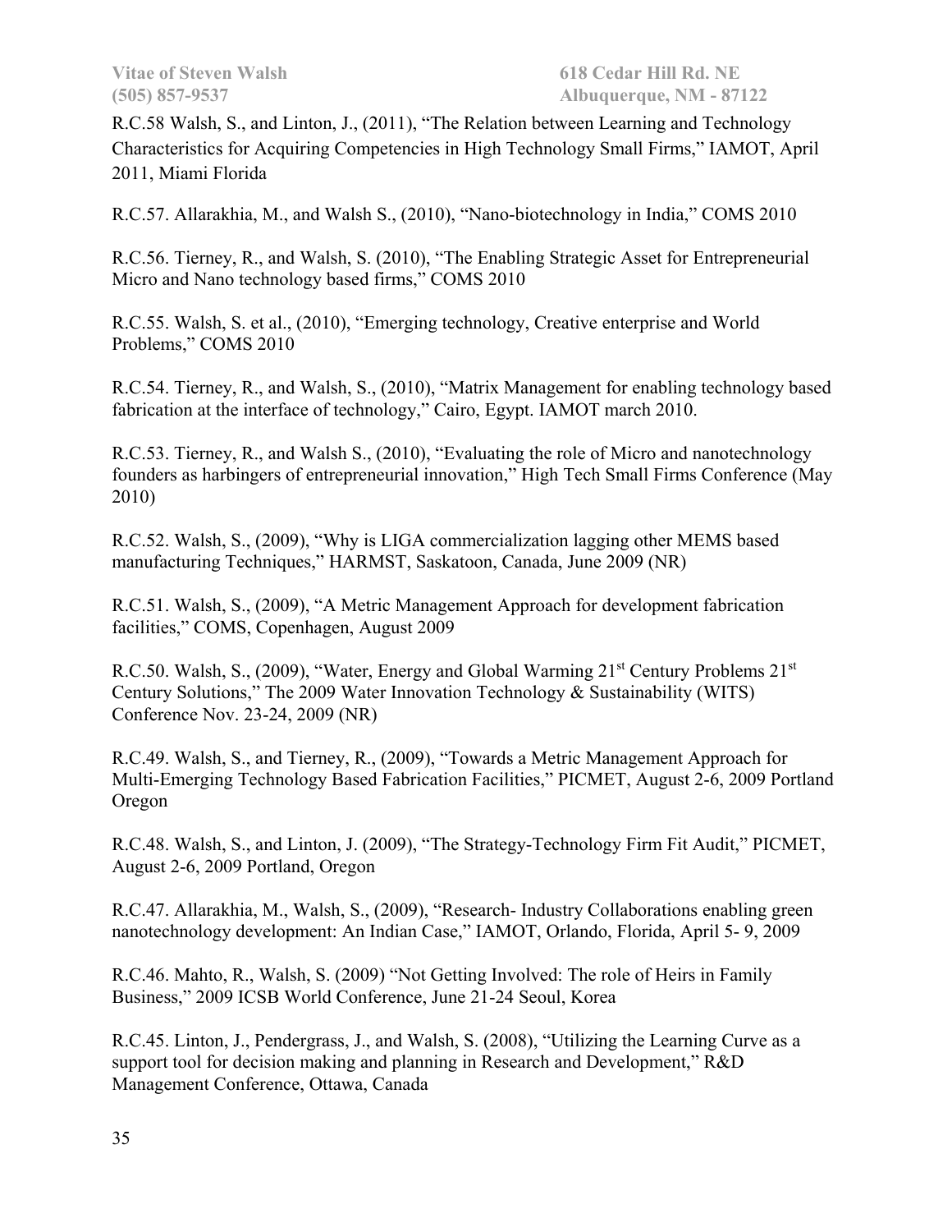R.C.58 Walsh, S., and Linton, J., (2011), “The Relation between Learning and Technology Characteristics for Acquiring Competencies in High Technology Small Firms,” IAMOT, April 2011, Miami Florida

R.C.57. Allarakhia, M., and Walsh S., (2010), “Nano-biotechnology in India,” COMS 2010

R.C.56. Tierney, R., and Walsh, S. (2010), “The Enabling Strategic Asset for Entrepreneurial Micro and Nano technology based firms,” COMS 2010

R.C.55. Walsh, S. et al., (2010), “Emerging technology, Creative enterprise and World Problems,” COMS 2010

R.C.54. Tierney, R., and Walsh, S., (2010), “Matrix Management for enabling technology based fabrication at the interface of technology,” Cairo, Egypt. IAMOT march 2010.

R.C.53. Tierney, R., and Walsh S., (2010), “Evaluating the role of Micro and nanotechnology founders as harbingers of entrepreneurial innovation,” High Tech Small Firms Conference (May 2010)

R.C.52. Walsh, S., (2009), “Why is LIGA commercialization lagging other MEMS based manufacturing Techniques,” HARMST, Saskatoon, Canada, June 2009 (NR)

R.C.51. Walsh, S., (2009), “A Metric Management Approach for development fabrication facilities,” COMS, Copenhagen, August 2009

R.C.50. Walsh, S., (2009), “Water, Energy and Global Warming 21st Century Problems 21st Century Solutions,” The 2009 Water Innovation Technology & Sustainability (WITS) Conference Nov. 23-24, 2009 (NR)

R.C.49. Walsh, S., and Tierney, R., (2009), “Towards a Metric Management Approach for Multi-Emerging Technology Based Fabrication Facilities,” PICMET, August 2-6, 2009 Portland Oregon

R.C.48. Walsh, S., and Linton, J. (2009), “The Strategy-Technology Firm Fit Audit,” PICMET, August 2-6, 2009 Portland, Oregon

R.C.47. Allarakhia, M., Walsh, S., (2009), “Research- Industry Collaborations enabling green nanotechnology development: An Indian Case,” IAMOT, Orlando, Florida, April 5- 9, 2009

R.C.46. Mahto, R., Walsh, S. (2009) “Not Getting Involved: The role of Heirs in Family Business,” 2009 ICSB World Conference, June 21-24 Seoul, Korea

R.C.45. Linton, J., Pendergrass, J., and Walsh, S. (2008), “Utilizing the Learning Curve as a support tool for decision making and planning in Research and Development,” R&D Management Conference, Ottawa, Canada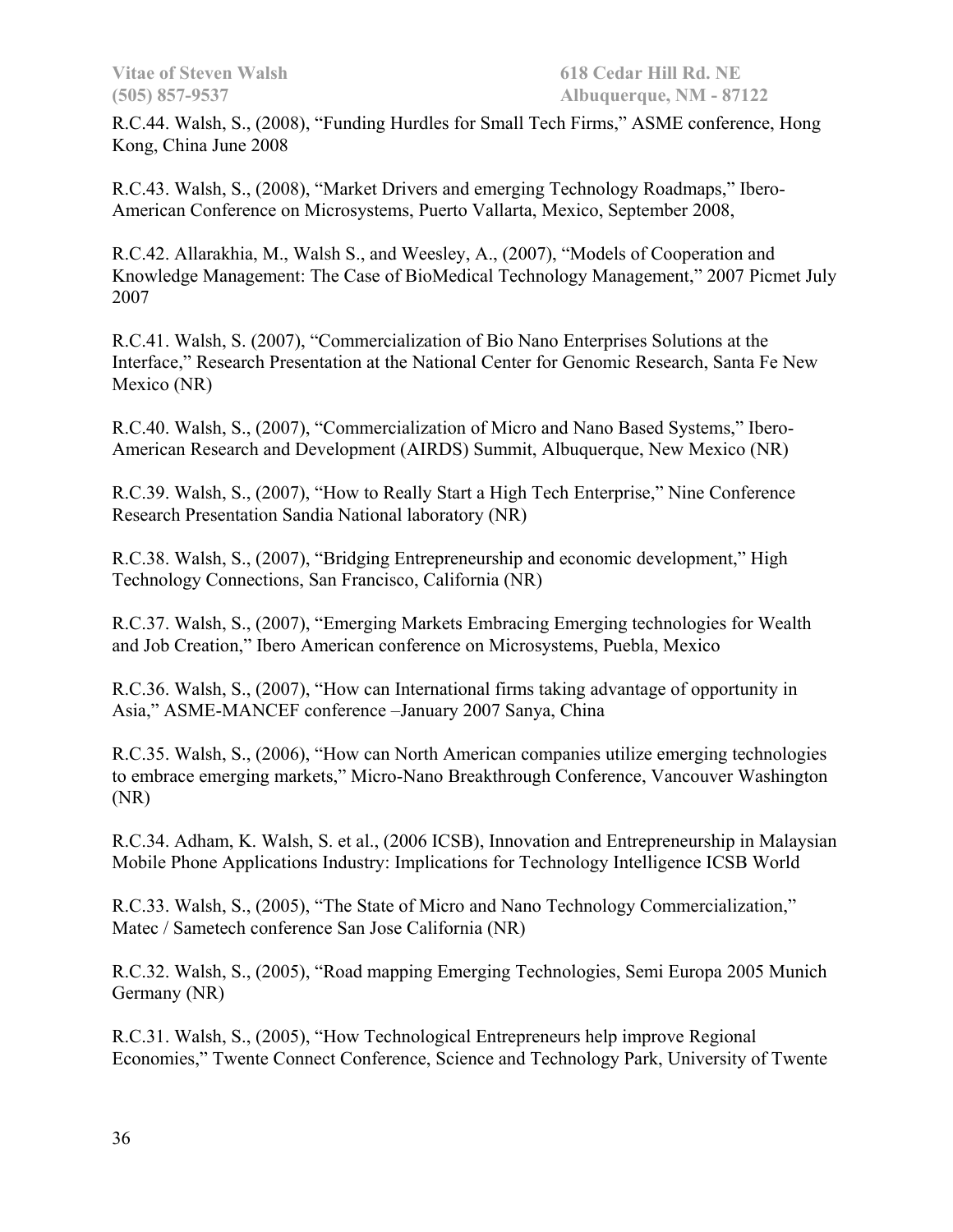R.C.44. Walsh, S., (2008), "Funding Hurdles for Small Tech Firms," ASME conference, Hong Kong, China June 2008

R.C.43. Walsh, S., (2008), "Market Drivers and emerging Technology Roadmaps," Ibero-American Conference on Microsystems, Puerto Vallarta, Mexico, September 2008,

R.C.42. Allarakhia, M., Walsh S., and Weesley, A., (2007), "Models of Cooperation and Knowledge Management: The Case of BioMedical Technology Management," 2007 Picmet July 2007

R.C.41. Walsh, S. (2007), "Commercialization of Bio Nano Enterprises Solutions at the Interface," Research Presentation at the National Center for Genomic Research, Santa Fe New Mexico (NR)

R.C.40. Walsh, S., (2007), "Commercialization of Micro and Nano Based Systems," Ibero-American Research and Development (AIRDS) Summit, Albuquerque, New Mexico (NR)

R.C.39. Walsh, S., (2007), "How to Really Start a High Tech Enterprise," Nine Conference Research Presentation Sandia National laboratory (NR)

R.C.38. Walsh, S., (2007), "Bridging Entrepreneurship and economic development," High Technology Connections, San Francisco, California (NR)

R.C.37. Walsh, S., (2007), "Emerging Markets Embracing Emerging technologies for Wealth and Job Creation," Ibero American conference on Microsystems, Puebla, Mexico

R.C.36. Walsh, S., (2007), "How can International firms taking advantage of opportunity in Asia," ASME-MANCEF conference –January 2007 Sanya, China

R.C.35. Walsh, S., (2006), "How can North American companies utilize emerging technologies to embrace emerging markets," Micro-Nano Breakthrough Conference, Vancouver Washington (NR)

R.C.34. Adham, K. Walsh, S. et al., (2006 ICSB), Innovation and Entrepreneurship in Malaysian Mobile Phone Applications Industry: Implications for Technology Intelligence ICSB World

R.C.33. Walsh, S., (2005), "The State of Micro and Nano Technology Commercialization," Matec / Sametech conference San Jose California (NR)

R.C.32. Walsh, S., (2005), "Road mapping Emerging Technologies, Semi Europa 2005 Munich Germany (NR)

R.C.31. Walsh, S., (2005), "How Technological Entrepreneurs help improve Regional Economies," Twente Connect Conference, Science and Technology Park, University of Twente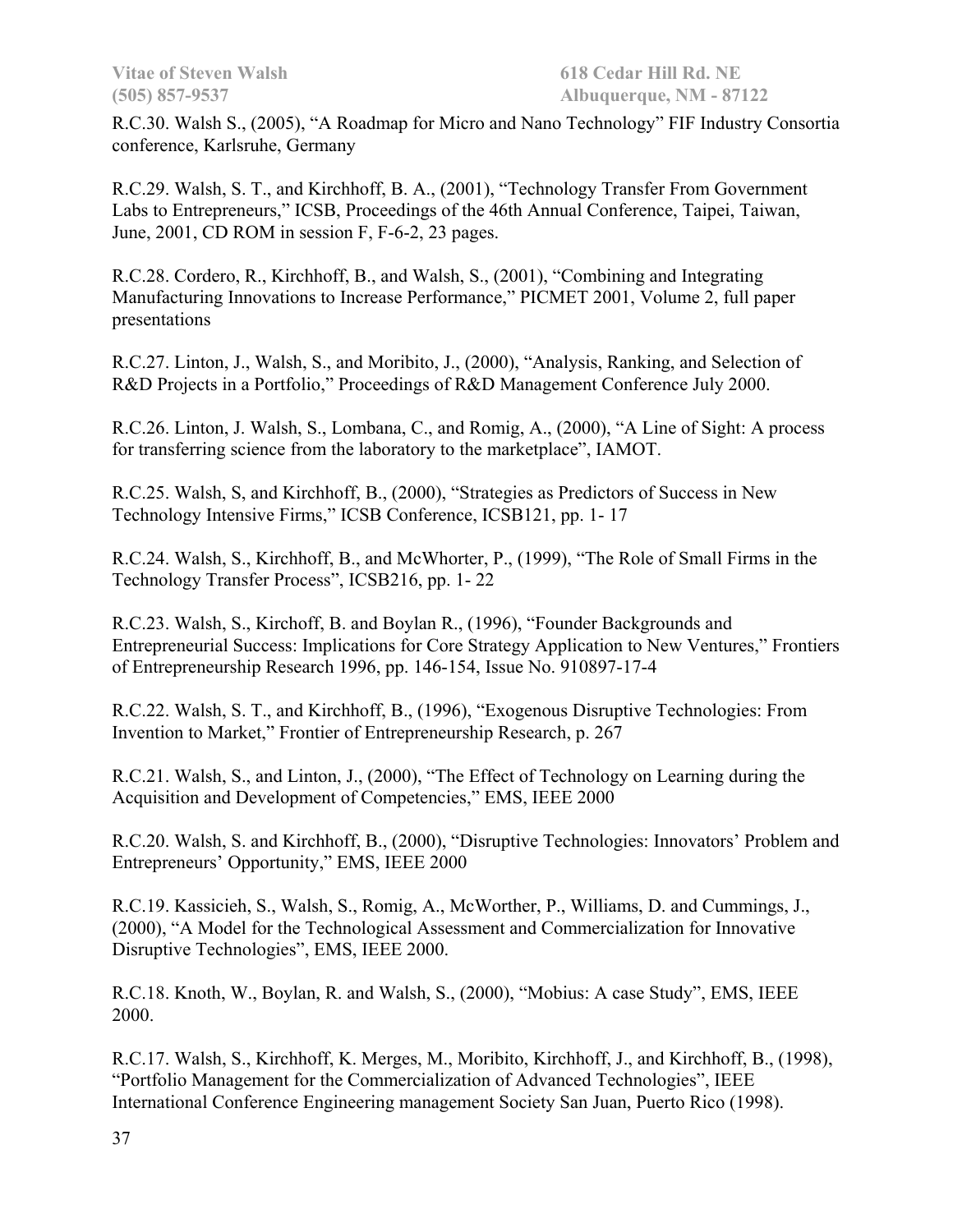R.C.30. Walsh S., (2005), "A Roadmap for Micro and Nano Technology" FIF Industry Consortia conference, Karlsruhe, Germany

R.C.29. Walsh, S. T., and Kirchhoff, B. A., (2001), "Technology Transfer From Government Labs to Entrepreneurs," ICSB, Proceedings of the 46th Annual Conference, Taipei, Taiwan, June, 2001, CD ROM in session F, F-6-2, 23 pages.

R.C.28. Cordero, R., Kirchhoff, B., and Walsh, S., (2001), "Combining and Integrating Manufacturing Innovations to Increase Performance," PICMET 2001, Volume 2, full paper presentations

R.C.27. Linton, J., Walsh, S., and Moribito, J., (2000), "Analysis, Ranking, and Selection of R&D Projects in a Portfolio," Proceedings of R&D Management Conference July 2000.

R.C.26. Linton, J. Walsh, S., Lombana, C., and Romig, A., (2000), "A Line of Sight: A process for transferring science from the laboratory to the marketplace", IAMOT.

R.C.25. Walsh, S, and Kirchhoff, B., (2000), "Strategies as Predictors of Success in New Technology Intensive Firms," ICSB Conference, ICSB121, pp. 1- 17

R.C.24. Walsh, S., Kirchhoff, B., and McWhorter, P., (1999), "The Role of Small Firms in the Technology Transfer Process", ICSB216, pp. 1- 22

R.C.23. Walsh, S., Kirchoff, B. and Boylan R., (1996), "Founder Backgrounds and Entrepreneurial Success: Implications for Core Strategy Application to New Ventures," Frontiers of Entrepreneurship Research 1996, pp. 146-154, Issue No. 910897-17-4

R.C.22. Walsh, S. T., and Kirchhoff, B., (1996), "Exogenous Disruptive Technologies: From Invention to Market," Frontier of Entrepreneurship Research, p. 267

R.C.21. Walsh, S., and Linton, J., (2000), "The Effect of Technology on Learning during the Acquisition and Development of Competencies," EMS, IEEE 2000

R.C.20. Walsh, S. and Kirchhoff, B., (2000), "Disruptive Technologies: Innovators' Problem and Entrepreneurs' Opportunity," EMS, IEEE 2000

R.C.19. Kassicieh, S., Walsh, S., Romig, A., McWorther, P., Williams, D. and Cummings, J., (2000), "A Model for the Technological Assessment and Commercialization for Innovative Disruptive Technologies", EMS, IEEE 2000.

R.C.18. Knoth, W., Boylan, R. and Walsh, S., (2000), "Mobius: A case Study", EMS, IEEE 2000.

R.C.17. Walsh, S., Kirchhoff, K. Merges, M., Moribito, Kirchhoff, J., and Kirchhoff, B., (1998), "Portfolio Management for the Commercialization of Advanced Technologies", IEEE International Conference Engineering management Society San Juan, Puerto Rico (1998).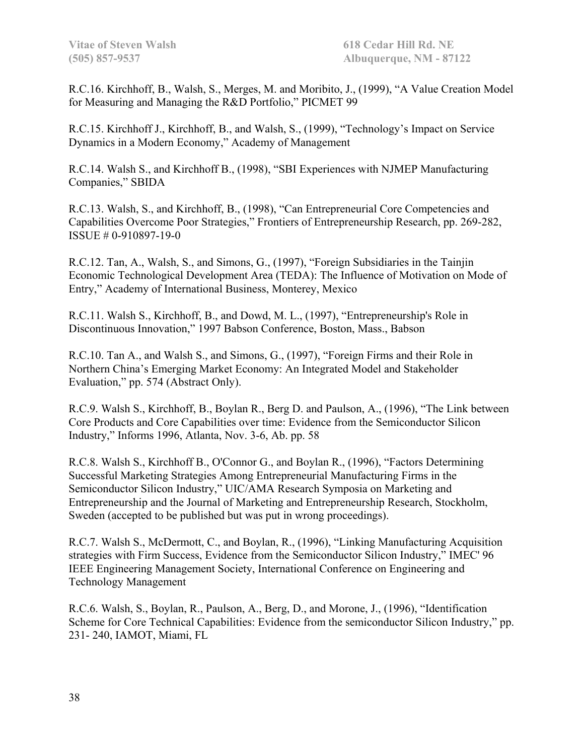R.C.16. Kirchhoff, B., Walsh, S., Merges, M. and Moribito, J., (1999), "A Value Creation Model for Measuring and Managing the R&D Portfolio," PICMET 99

R.C.15. Kirchhoff J., Kirchhoff, B., and Walsh, S., (1999), "Technology's Impact on Service Dynamics in a Modern Economy," Academy of Management

R.C.14. Walsh S., and Kirchhoff B., (1998), "SBI Experiences with NJMEP Manufacturing Companies," SBIDA

R.C.13. Walsh, S., and Kirchhoff, B., (1998), "Can Entrepreneurial Core Competencies and Capabilities Overcome Poor Strategies," Frontiers of Entrepreneurship Research, pp. 269-282, ISSUE # 0-910897-19-0

R.C.12. Tan, A., Walsh, S., and Simons, G., (1997), "Foreign Subsidiaries in the Tainjin Economic Technological Development Area (TEDA): The Influence of Motivation on Mode of Entry," Academy of International Business, Monterey, Mexico

R.C.11. Walsh S., Kirchhoff, B., and Dowd, M. L., (1997), "Entrepreneurship's Role in Discontinuous Innovation," 1997 Babson Conference, Boston, Mass., Babson

R.C.10. Tan A., and Walsh S., and Simons, G., (1997), "Foreign Firms and their Role in Northern China's Emerging Market Economy: An Integrated Model and Stakeholder Evaluation," pp. 574 (Abstract Only).

R.C.9. Walsh S., Kirchhoff, B., Boylan R., Berg D. and Paulson, A., (1996), "The Link between Core Products and Core Capabilities over time: Evidence from the Semiconductor Silicon Industry," Informs 1996, Atlanta, Nov. 3-6, Ab. pp. 58

R.C.8. Walsh S., Kirchhoff B., O'Connor G., and Boylan R., (1996), "Factors Determining Successful Marketing Strategies Among Entrepreneurial Manufacturing Firms in the Semiconductor Silicon Industry," UIC/AMA Research Symposia on Marketing and Entrepreneurship and the Journal of Marketing and Entrepreneurship Research, Stockholm, Sweden (accepted to be published but was put in wrong proceedings).

R.C.7. Walsh S., McDermott, C., and Boylan, R., (1996), "Linking Manufacturing Acquisition strategies with Firm Success, Evidence from the Semiconductor Silicon Industry," IMEC' 96 IEEE Engineering Management Society, International Conference on Engineering and Technology Management

R.C.6. Walsh, S., Boylan, R., Paulson, A., Berg, D., and Morone, J., (1996), "Identification Scheme for Core Technical Capabilities: Evidence from the semiconductor Silicon Industry," pp. 231- 240, IAMOT, Miami, FL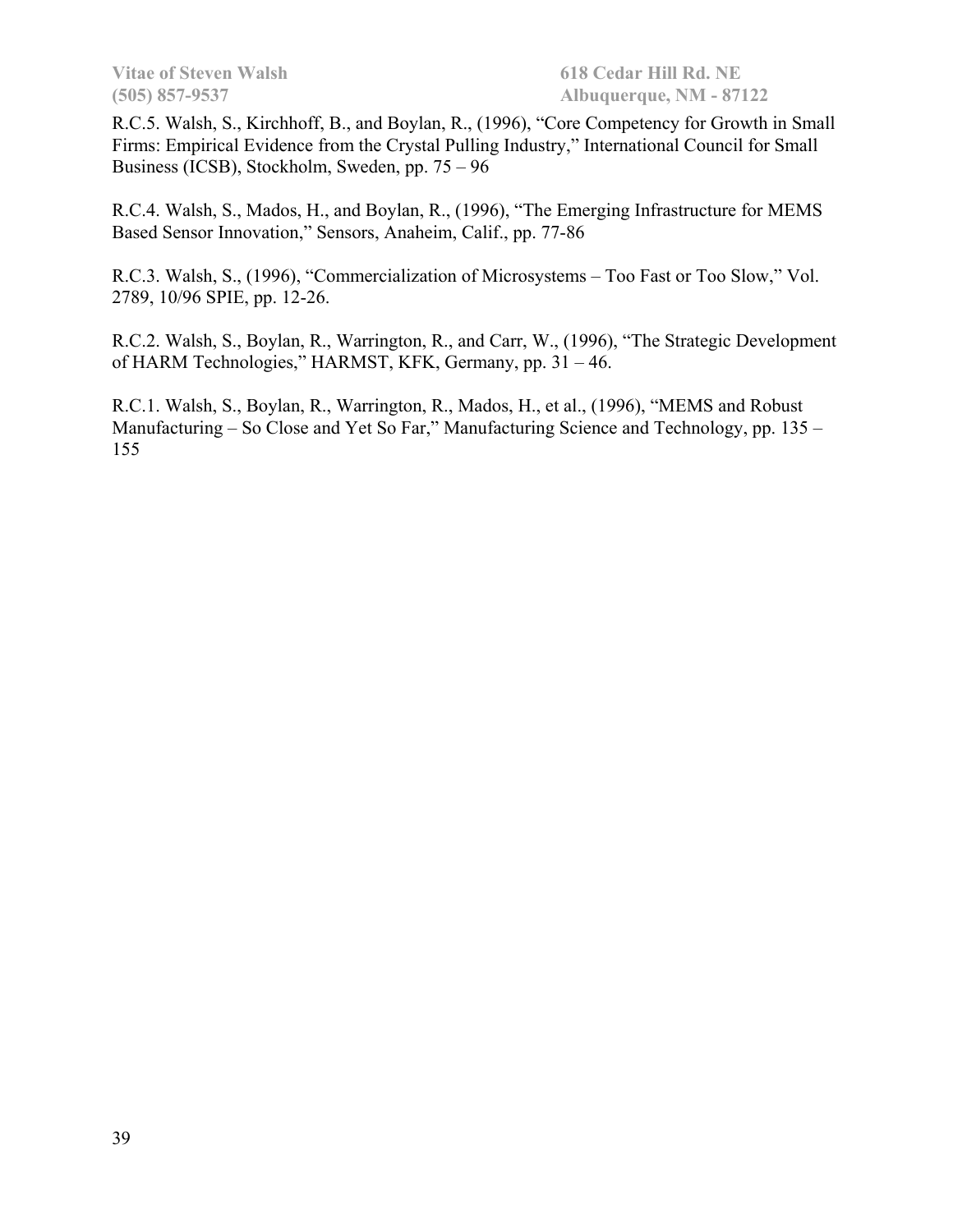R.C.5. Walsh, S., Kirchhoff, B., and Boylan, R., (1996), “Core Competency for Growth in Small Firms: Empirical Evidence from the Crystal Pulling Industry,” International Council for Small Business (ICSB), Stockholm, Sweden, pp. 75 – 96

R.C.4. Walsh, S., Mados, H., and Boylan, R., (1996), “The Emerging Infrastructure for MEMS Based Sensor Innovation,” Sensors, Anaheim, Calif., pp. 77-86

R.C.3. Walsh, S., (1996), “Commercialization of Microsystems – Too Fast or Too Slow,” Vol. 2789, 10/96 SPIE, pp. 12-26.

R.C.2. Walsh, S., Boylan, R., Warrington, R., and Carr, W., (1996), “The Strategic Development of HARM Technologies,” HARMST, KFK, Germany, pp. 31 – 46.

R.C.1. Walsh, S., Boylan, R., Warrington, R., Mados, H., et al., (1996), “MEMS and Robust Manufacturing – So Close and Yet So Far,” Manufacturing Science and Technology, pp. 135 – 155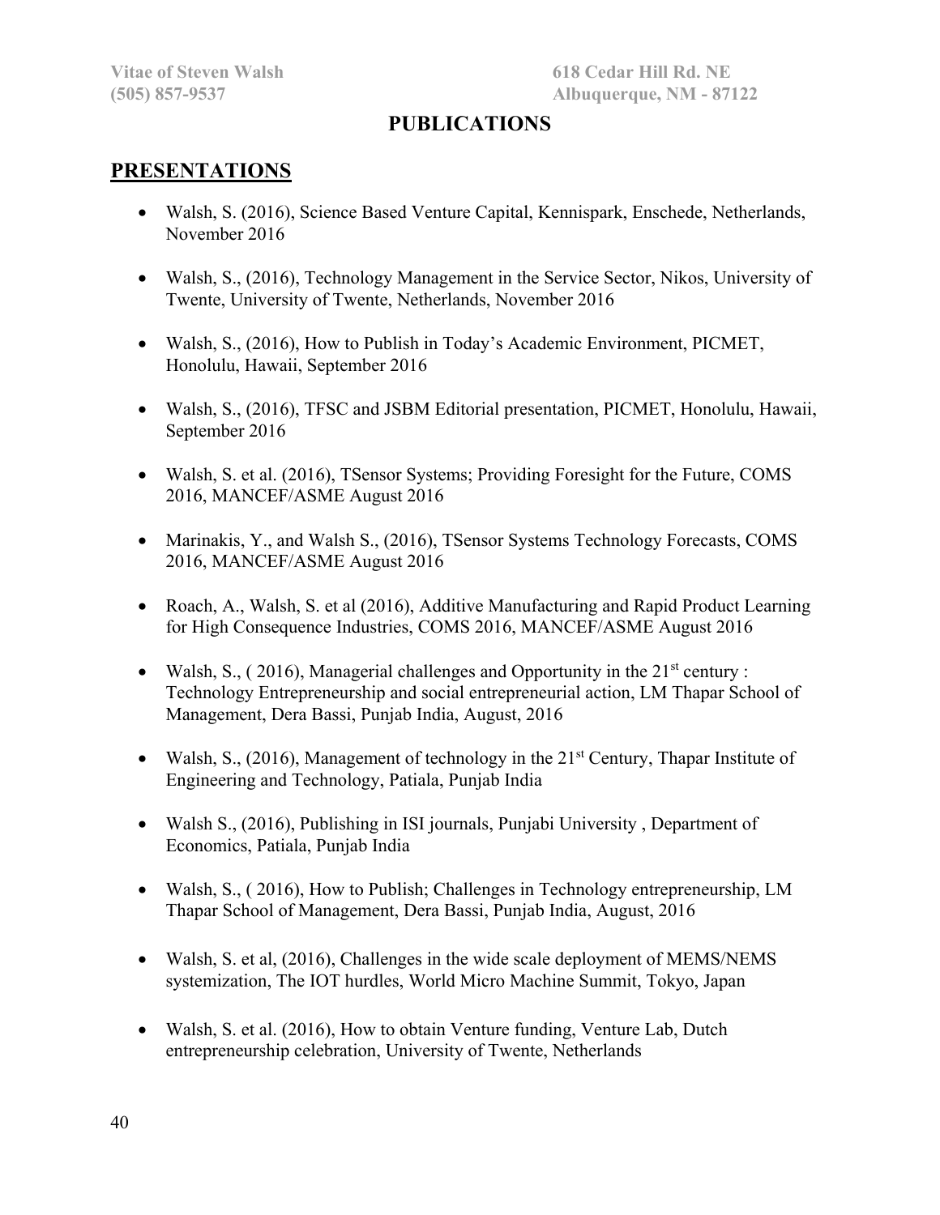# PUBLICATIONS

## PRESENTATIONS

- Walsh, S. (2016), Science Based Venture Capital, Kennispark, Enschede, Netherlands, November 2016
- Walsh, S., (2016), Technology Management in the Service Sector, Nikos, University of Twente, University of Twente, Netherlands, November 2016
- Walsh, S., (2016), How to Publish in Today's Academic Environment, PICMET, Honolulu, Hawaii, September 2016
- Walsh, S., (2016), TFSC and JSBM Editorial presentation, PICMET, Honolulu, Hawaii, September 2016
- Walsh, S. et al. (2016), TSensor Systems; Providing Foresight for the Future, COMS 2016, MANCEF/ASME August 2016
- Marinakis, Y., and Walsh S., (2016), TSensor Systems Technology Forecasts, COMS 2016, MANCEF/ASME August 2016
- Roach, A., Walsh, S. et al (2016), Additive Manufacturing and Rapid Product Learning for High Consequence Industries, COMS 2016, MANCEF/ASME August 2016
- Walsh, S., ( 2016), Managerial challenges and Opportunity in the 21st century : Technology Entrepreneurship and social entrepreneurial action, LM Thapar School of Management, Dera Bassi, Punjab India, August, 2016
- Walsh, S., (2016), Management of technology in the 21st Century, Thapar Institute of Engineering and Technology, Patiala, Punjab India
- Walsh S., (2016), Publishing in ISI journals, Punjabi University , Department of Economics, Patiala, Punjab India
- Walsh, S., ( 2016), How to Publish; Challenges in Technology entrepreneurship, LM Thapar School of Management, Dera Bassi, Punjab India, August, 2016
- Walsh, S. et al, (2016), Challenges in the wide scale deployment of MEMS/NEMS systemization, The IOT hurdles, World Micro Machine Summit, Tokyo, Japan
- Walsh, S. et al. (2016), How to obtain Venture funding, Venture Lab, Dutch entrepreneurship celebration, University of Twente, Netherlands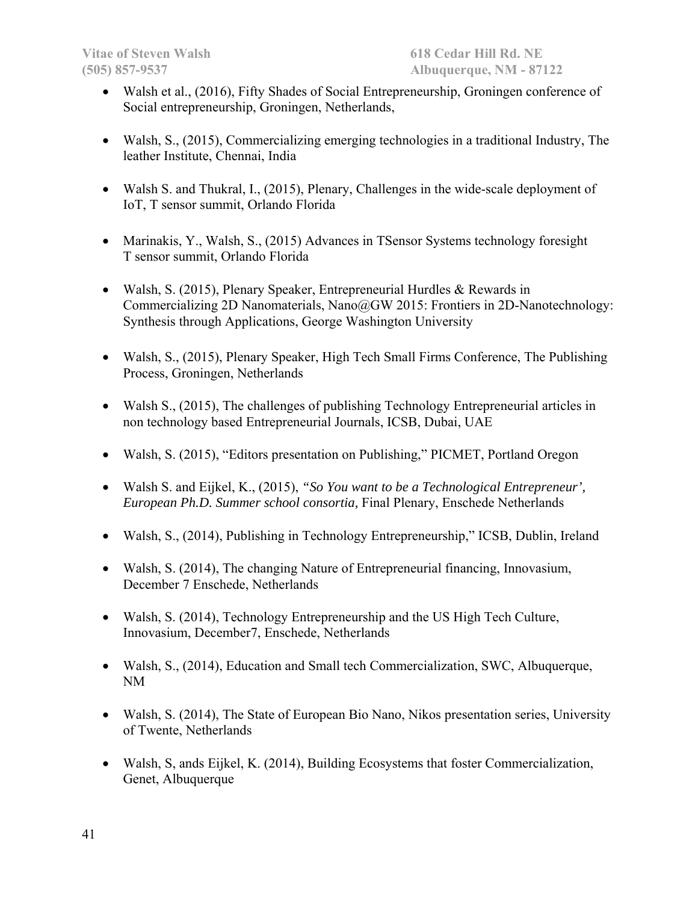- Walsh et al., (2016), Fifty Shades of Social Entrepreneurship, Groningen conference of Social entrepreneurship, Groningen, Netherlands,

- Walsh, S., (2015), Commercializing emerging technologies in a traditional Industry, The leather Institute, Chennai, India

- Walsh S. and Thukral, I., (2015), Plenary, Challenges in the wide-scale deployment of IoT, T sensor summit, Orlando Florida

- Marinakis, Y., Walsh, S., (2015) Advances in TSensor Systems technology foresight T sensor summit, Orlando Florida

- Walsh, S. (2015), Plenary Speaker, Entrepreneurial Hurdles & Rewards in Commercializing 2D Nanomaterials, Nano@GW 2015: Frontiers in 2D-Nanotechnology: Synthesis through Applications, George Washington University

- Walsh, S., (2015), Plenary Speaker, High Tech Small Firms Conference, The Publishing Process, Groningen, Netherlands

- Walsh S., (2015), The challenges of publishing Technology Entrepreneurial articles in non technology based Entrepreneurial Journals, ICSB, Dubai, UAE

- Walsh, S. (2015), "Editors presentation on Publishing," PICMET, Portland Oregon

- Walsh S. and Eijkel, K., (2015), *"So You want to be a Technological Entrepreneur', European Ph.D. Summer school consortia,* Final Plenary, Enschede Netherlands

- Walsh, S., (2014), Publishing in Technology Entrepreneurship," ICSB, Dublin, Ireland

- Walsh, S. (2014), The changing Nature of Entrepreneurial financing, Innovasium, December 7 Enschede, Netherlands

- Walsh, S. (2014), Technology Entrepreneurship and the US High Tech Culture, Innovasium, December7, Enschede, Netherlands

- Walsh, S., (2014), Education and Small tech Commercialization, SWC, Albuquerque, NM

- Walsh, S. (2014), The State of European Bio Nano, Nikos presentation series, University of Twente, Netherlands

- Walsh, S, ands Eijkel, K. (2014), Building Ecosystems that foster Commercialization, Genet, Albuquerque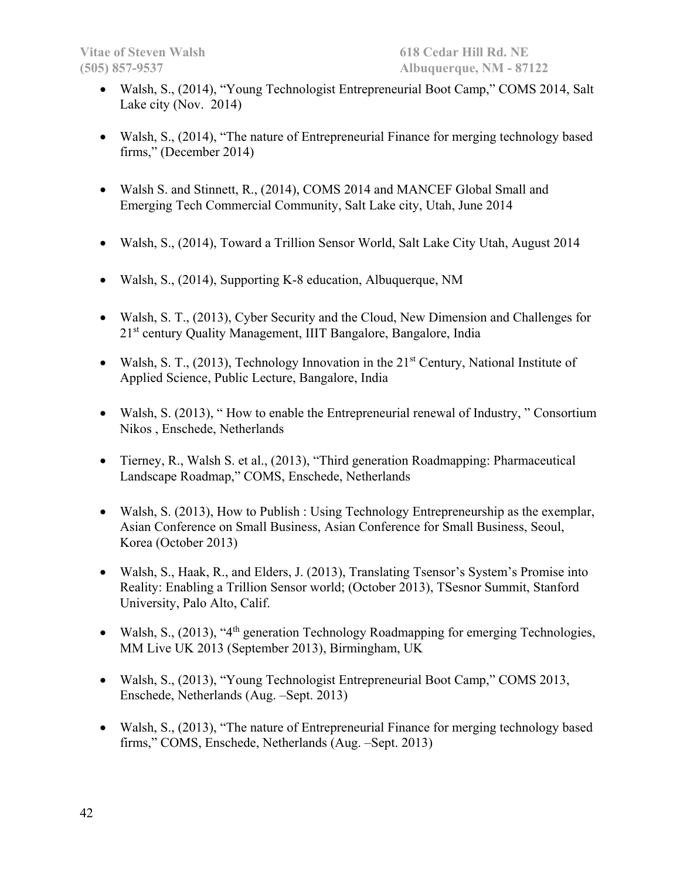- Walsh, S., (2014), "Young Technologist Entrepreneurial Boot Camp," COMS 2014, Salt Lake city (Nov. 2014)

- Walsh, S., (2014), "The nature of Entrepreneurial Finance for merging technology based firms," (December 2014)

- Walsh S. and Stinnett, R., (2014), COMS 2014 and MANCEF Global Small and Emerging Tech Commercial Community, Salt Lake city, Utah, June 2014

- Walsh, S., (2014), Toward a Trillion Sensor World, Salt Lake City Utah, August 2014

- Walsh, S., (2014), Supporting K-8 education, Albuquerque, NM

- Walsh, S. T., (2013), Cyber Security and the Cloud, New Dimension and Challenges for 21st century Quality Management, IIIT Bangalore, Bangalore, India

- Walsh, S. T., (2013), Technology Innovation in the 21st Century, National Institute of Applied Science, Public Lecture, Bangalore, India

- Walsh, S. (2013), " How to enable the Entrepreneurial renewal of Industry, " Consortium Nikos , Enschede, Netherlands

- Tierney, R., Walsh S. et al., (2013), "Third generation Roadmapping: Pharmaceutical Landscape Roadmap," COMS, Enschede, Netherlands

- Walsh, S. (2013), How to Publish : Using Technology Entrepreneurship as the exemplar, Asian Conference on Small Business, Asian Conference for Small Business, Seoul, Korea (October 2013)

- Walsh, S., Haak, R., and Elders, J. (2013), Translating Tsensor's System's Promise into Reality: Enabling a Trillion Sensor world; (October 2013), TSesnor Summit, Stanford University, Palo Alto, Calif.

- Walsh, S., (2013), "4th generation Technology Roadmapping for emerging Technologies, MM Live UK 2013 (September 2013), Birmingham, UK

- Walsh, S., (2013), "Young Technologist Entrepreneurial Boot Camp," COMS 2013, Enschede, Netherlands (Aug. –Sept. 2013)

- Walsh, S., (2013), "The nature of Entrepreneurial Finance for merging technology based firms," COMS, Enschede, Netherlands (Aug. –Sept. 2013)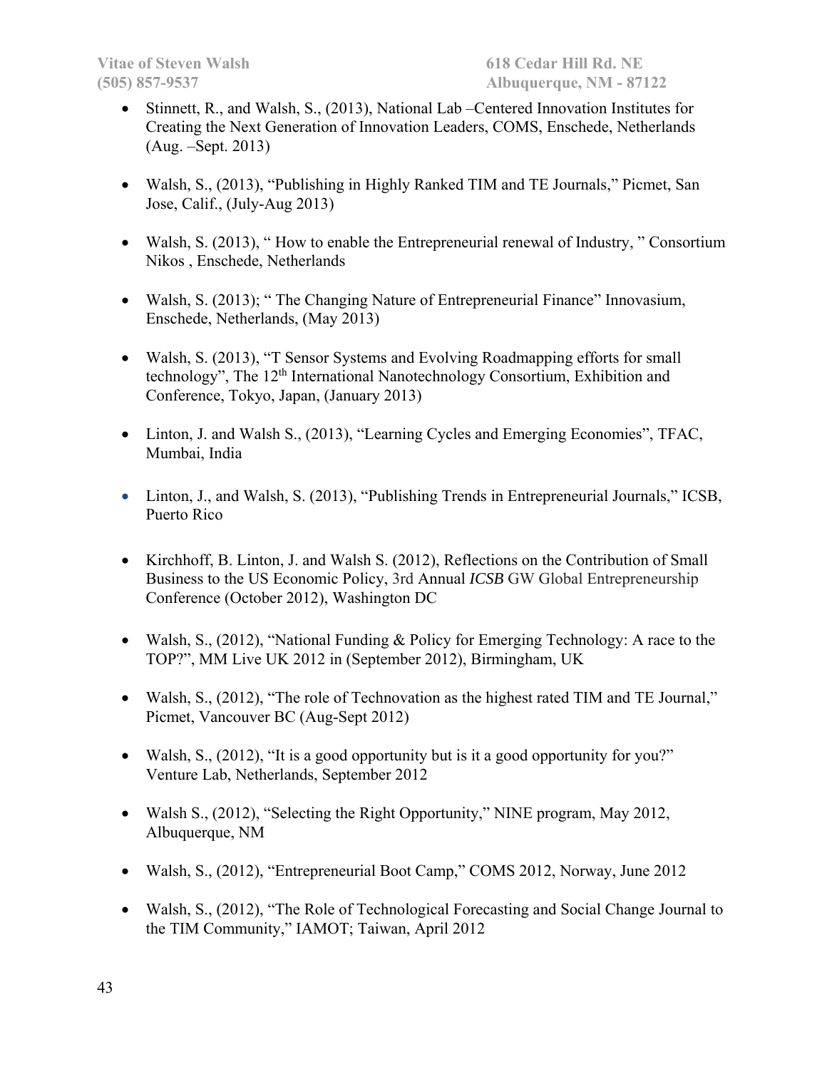- Stinnett, R., and Walsh, S., (2013), National Lab –Centered Innovation Institutes for Creating the Next Generation of Innovation Leaders, COMS, Enschede, Netherlands (Aug. –Sept. 2013)

- Walsh, S., (2013), "Publishing in Highly Ranked TIM and TE Journals," Picmet, San Jose, Calif., (July-Aug 2013)

- Walsh, S. (2013), " How to enable the Entrepreneurial renewal of Industry, " Consortium Nikos , Enschede, Netherlands

- Walsh, S. (2013); " The Changing Nature of Entrepreneurial Finance" Innovasium, Enschede, Netherlands, (May 2013)

- Walsh, S. (2013), "T Sensor Systems and Evolving Roadmapping efforts for small technology", The 12th International Nanotechnology Consortium, Exhibition and Conference, Tokyo, Japan, (January 2013)

- Linton, J. and Walsh S., (2013), "Learning Cycles and Emerging Economies", TFAC, Mumbai, India

- Linton, J., and Walsh, S. (2013), "Publishing Trends in Entrepreneurial Journals," ICSB, Puerto Rico

- Kirchhoff, B. Linton, J. and Walsh S. (2012), Reflections on the Contribution of Small Business to the US Economic Policy, 3rd Annual *ICSB* GW Global Entrepreneurship Conference (October 2012), Washington DC

- Walsh, S., (2012), "National Funding & Policy for Emerging Technology: A race to the TOP?", MM Live UK 2012 in (September 2012), Birmingham, UK

- Walsh, S., (2012), "The role of Technovation as the highest rated TIM and TE Journal," Picmet, Vancouver BC (Aug-Sept 2012)

- Walsh, S., (2012), "It is a good opportunity but is it a good opportunity for you?" Venture Lab, Netherlands, September 2012

- Walsh S., (2012), "Selecting the Right Opportunity," NINE program, May 2012, Albuquerque, NM

- Walsh, S., (2012), "Entrepreneurial Boot Camp," COMS 2012, Norway, June 2012

- Walsh, S., (2012), "The Role of Technological Forecasting and Social Change Journal to the TIM Community," IAMOT; Taiwan, April 2012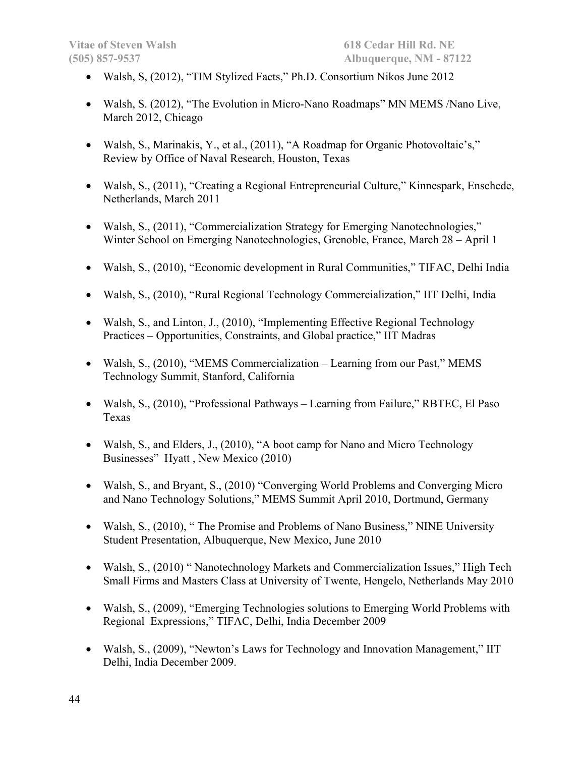- Walsh, S, (2012), "TIM Stylized Facts," Ph.D. Consortium Nikos June 2012

- Walsh, S. (2012), "The Evolution in Micro-Nano Roadmaps" MN MEMS /Nano Live, March 2012, Chicago

- Walsh, S., Marinakis, Y., et al., (2011), "A Roadmap for Organic Photovoltaic's," Review by Office of Naval Research, Houston, Texas

- Walsh, S., (2011), "Creating a Regional Entrepreneurial Culture," Kinnespark, Enschede, Netherlands, March 2011

- Walsh, S., (2011), "Commercialization Strategy for Emerging Nanotechnologies," Winter School on Emerging Nanotechnologies, Grenoble, France, March 28 – April 1

- Walsh, S., (2010), "Economic development in Rural Communities," TIFAC, Delhi India

- Walsh, S., (2010), "Rural Regional Technology Commercialization," IIT Delhi, India

- Walsh, S., and Linton, J., (2010), "Implementing Effective Regional Technology Practices – Opportunities, Constraints, and Global practice," IIT Madras

- Walsh, S., (2010), "MEMS Commercialization – Learning from our Past," MEMS Technology Summit, Stanford, California

- Walsh, S., (2010), "Professional Pathways – Learning from Failure," RBTEC, El Paso Texas

- Walsh, S., and Elders, J., (2010), "A boot camp for Nano and Micro Technology Businesses" Hyatt , New Mexico (2010)

- Walsh, S., and Bryant, S., (2010) "Converging World Problems and Converging Micro and Nano Technology Solutions," MEMS Summit April 2010, Dortmund, Germany

- Walsh, S., (2010), " The Promise and Problems of Nano Business," NINE University Student Presentation, Albuquerque, New Mexico, June 2010

- Walsh, S., (2010) " Nanotechnology Markets and Commercialization Issues," High Tech Small Firms and Masters Class at University of Twente, Hengelo, Netherlands May 2010

- Walsh, S., (2009), "Emerging Technologies solutions to Emerging World Problems with Regional Expressions," TIFAC, Delhi, India December 2009

- Walsh, S., (2009), "Newton's Laws for Technology and Innovation Management," IIT Delhi, India December 2009.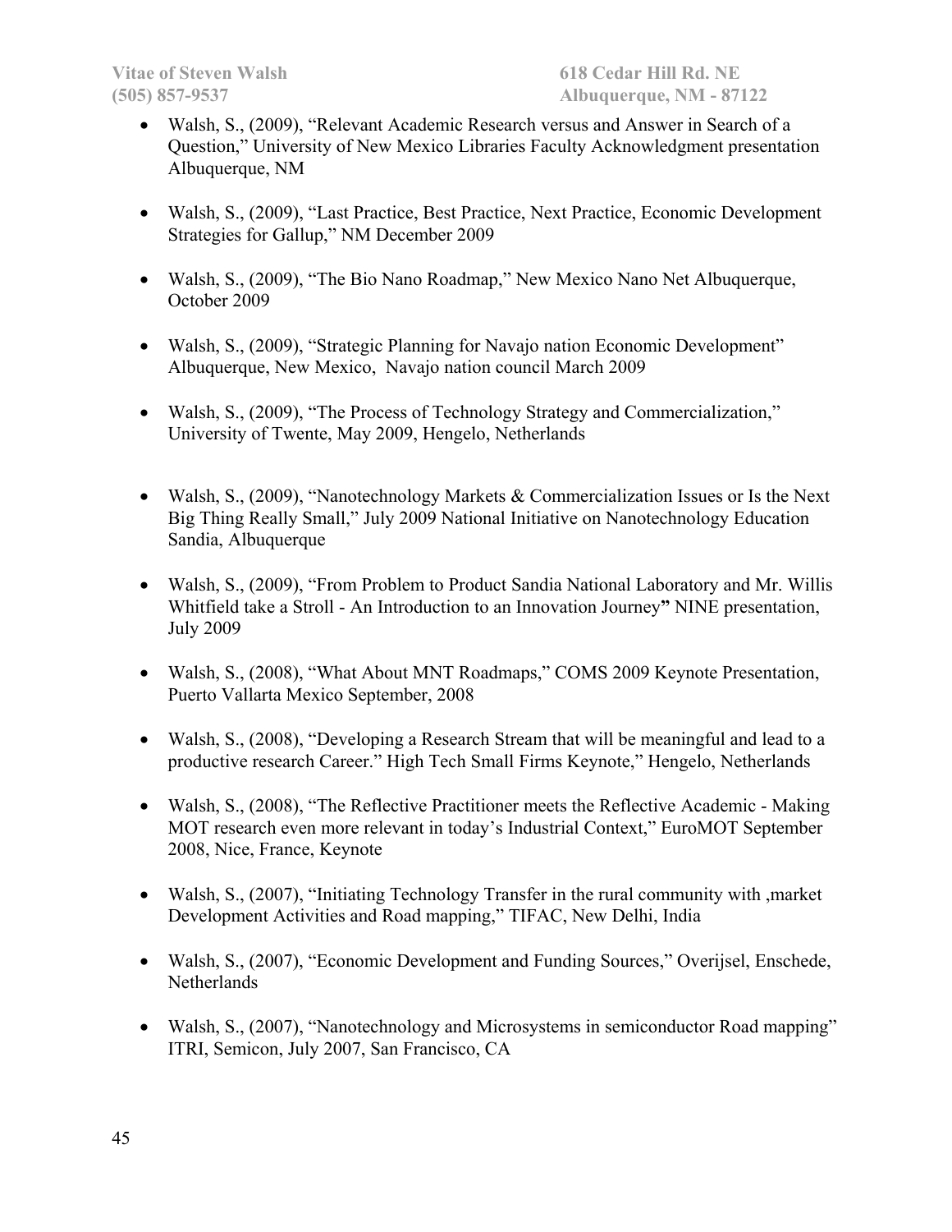- Walsh, S., (2009), "Relevant Academic Research versus and Answer in Search of a Question," University of New Mexico Libraries Faculty Acknowledgment presentation Albuquerque, NM

- Walsh, S., (2009), "Last Practice, Best Practice, Next Practice, Economic Development Strategies for Gallup," NM December 2009

- Walsh, S., (2009), "The Bio Nano Roadmap," New Mexico Nano Net Albuquerque, October 2009

- Walsh, S., (2009), "Strategic Planning for Navajo nation Economic Development" Albuquerque, New Mexico, Navajo nation council March 2009

- Walsh, S., (2009), "The Process of Technology Strategy and Commercialization," University of Twente, May 2009, Hengelo, Netherlands

- Walsh, S., (2009), "Nanotechnology Markets & Commercialization Issues or Is the Next Big Thing Really Small," July 2009 National Initiative on Nanotechnology Education Sandia, Albuquerque

- Walsh, S., (2009), "From Problem to Product Sandia National Laboratory and Mr. Willis Whitfield take a Stroll - An Introduction to an Innovation Journey**"** NINE presentation, July 2009

- Walsh, S., (2008), "What About MNT Roadmaps," COMS 2009 Keynote Presentation, Puerto Vallarta Mexico September, 2008

- Walsh, S., (2008), "Developing a Research Stream that will be meaningful and lead to a productive research Career." High Tech Small Firms Keynote," Hengelo, Netherlands

- Walsh, S., (2008), "The Reflective Practitioner meets the Reflective Academic - Making MOT research even more relevant in today's Industrial Context," EuroMOT September 2008, Nice, France, Keynote

- Walsh, S., (2007), "Initiating Technology Transfer in the rural community with ,market Development Activities and Road mapping," TIFAC, New Delhi, India

- Walsh, S., (2007), "Economic Development and Funding Sources," Overijsel, Enschede, Netherlands

- Walsh, S., (2007), "Nanotechnology and Microsystems in semiconductor Road mapping" ITRI, Semicon, July 2007, San Francisco, CA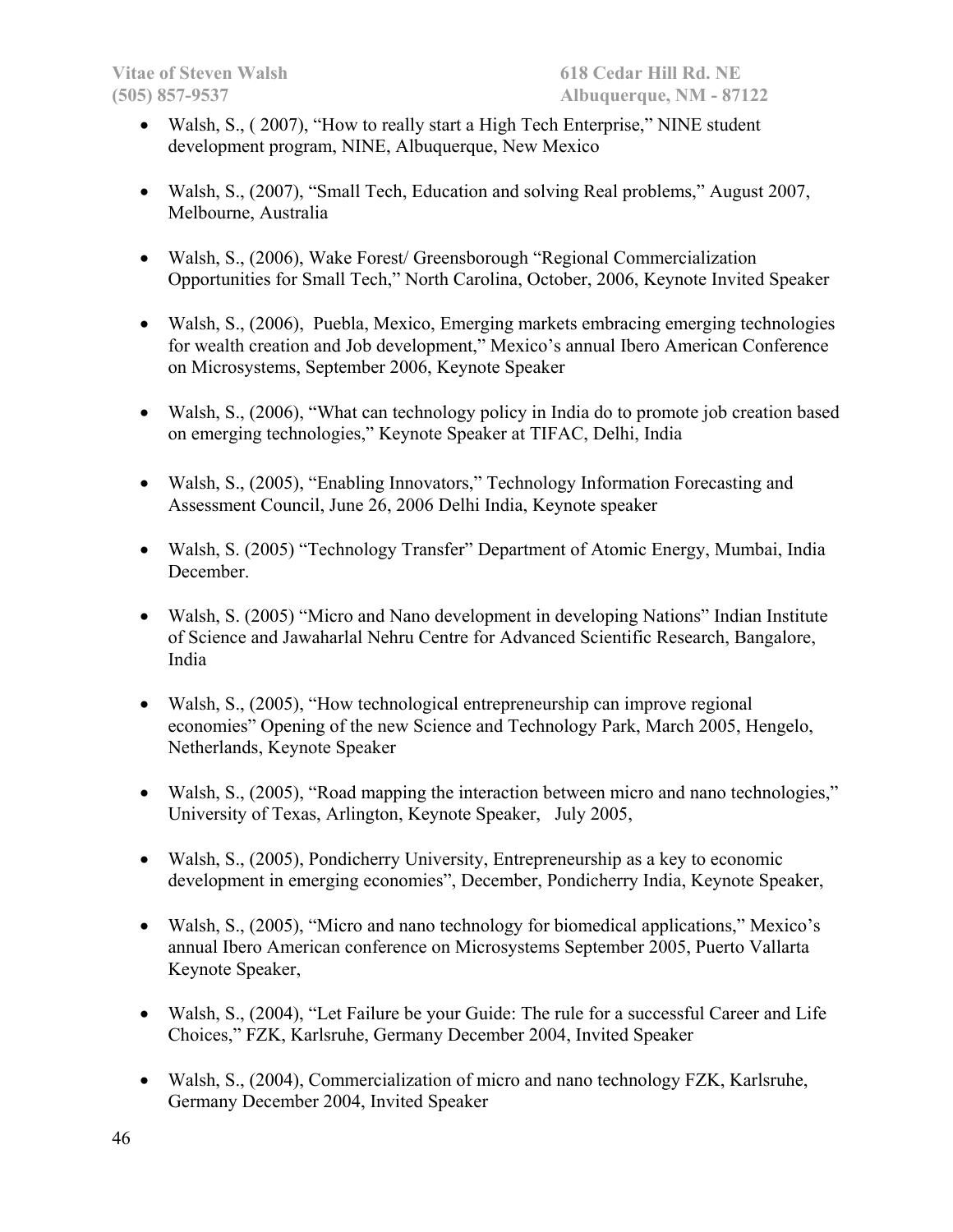- Walsh, S., ( 2007), “How to really start a High Tech Enterprise,” NINE student development program, NINE, Albuquerque, New Mexico

- Walsh, S., (2007), “Small Tech, Education and solving Real problems,” August 2007, Melbourne, Australia

- Walsh, S., (2006), Wake Forest/ Greensborough “Regional Commercialization Opportunities for Small Tech,” North Carolina, October, 2006, Keynote Invited Speaker

- Walsh, S., (2006), Puebla, Mexico, Emerging markets embracing emerging technologies for wealth creation and Job development,” Mexico’s annual Ibero American Conference on Microsystems, September 2006, Keynote Speaker

- Walsh, S., (2006), “What can technology policy in India do to promote job creation based on emerging technologies,” Keynote Speaker at TIFAC, Delhi, India

- Walsh, S., (2005), “Enabling Innovators,” Technology Information Forecasting and Assessment Council, June 26, 2006 Delhi India, Keynote speaker

- Walsh, S. (2005) “Technology Transfer” Department of Atomic Energy, Mumbai, India December.

- Walsh, S. (2005) “Micro and Nano development in developing Nations” Indian Institute of Science and Jawaharlal Nehru Centre for Advanced Scientific Research, Bangalore, India

- Walsh, S., (2005), “How technological entrepreneurship can improve regional economies” Opening of the new Science and Technology Park, March 2005, Hengelo, Netherlands, Keynote Speaker

- Walsh, S., (2005), “Road mapping the interaction between micro and nano technologies,” University of Texas, Arlington, Keynote Speaker, July 2005,

- Walsh, S., (2005), Pondicherry University, Entrepreneurship as a key to economic development in emerging economies”, December, Pondicherry India, Keynote Speaker,

- Walsh, S., (2005), “Micro and nano technology for biomedical applications,” Mexico’s annual Ibero American conference on Microsystems September 2005, Puerto Vallarta Keynote Speaker,

- Walsh, S., (2004), “Let Failure be your Guide: The rule for a successful Career and Life Choices,” FZK, Karlsruhe, Germany December 2004, Invited Speaker

- Walsh, S., (2004), Commercialization of micro and nano technology FZK, Karlsruhe, Germany December 2004, Invited Speaker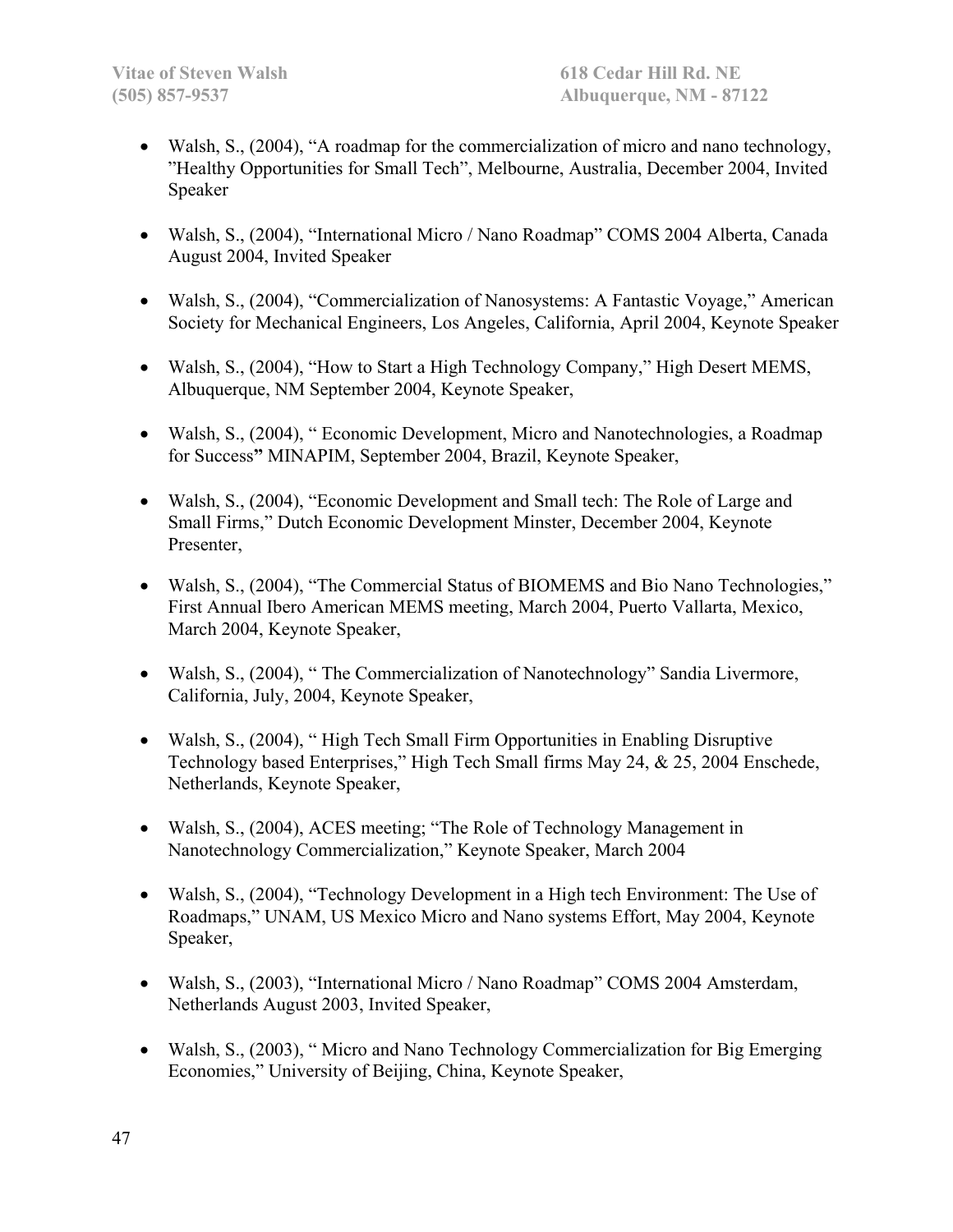- Walsh, S., (2004), “A roadmap for the commercialization of micro and nano technology, ”Healthy Opportunities for Small Tech”, Melbourne, Australia, December 2004, Invited Speaker

- Walsh, S., (2004), “International Micro / Nano Roadmap” COMS 2004 Alberta, Canada August 2004, Invited Speaker

- Walsh, S., (2004), “Commercialization of Nanosystems: A Fantastic Voyage,” American Society for Mechanical Engineers, Los Angeles, California, April 2004, Keynote Speaker

- Walsh, S., (2004), “How to Start a High Technology Company,” High Desert MEMS, Albuquerque, NM September 2004, Keynote Speaker,

- Walsh, S., (2004), “ Economic Development, Micro and Nanotechnologies, a Roadmap for Success**”** MINAPIM, September 2004, Brazil, Keynote Speaker,

- Walsh, S., (2004), “Economic Development and Small tech: The Role of Large and Small Firms,” Dutch Economic Development Minster, December 2004, Keynote Presenter,

- Walsh, S., (2004), “The Commercial Status of BIOMEMS and Bio Nano Technologies,” First Annual Ibero American MEMS meeting, March 2004, Puerto Vallarta, Mexico, March 2004, Keynote Speaker,

- Walsh, S., (2004), “ The Commercialization of Nanotechnology” Sandia Livermore, California, July, 2004, Keynote Speaker,

- Walsh, S., (2004), “ High Tech Small Firm Opportunities in Enabling Disruptive Technology based Enterprises,” High Tech Small firms May 24, & 25, 2004 Enschede, Netherlands, Keynote Speaker,

- Walsh, S., (2004), ACES meeting; “The Role of Technology Management in Nanotechnology Commercialization,” Keynote Speaker, March 2004

- Walsh, S., (2004), “Technology Development in a High tech Environment: The Use of Roadmaps,” UNAM, US Mexico Micro and Nano systems Effort, May 2004, Keynote Speaker,

- Walsh, S., (2003), “International Micro / Nano Roadmap” COMS 2004 Amsterdam, Netherlands August 2003, Invited Speaker,

- Walsh, S., (2003), “ Micro and Nano Technology Commercialization for Big Emerging Economies,” University of Beijing, China, Keynote Speaker,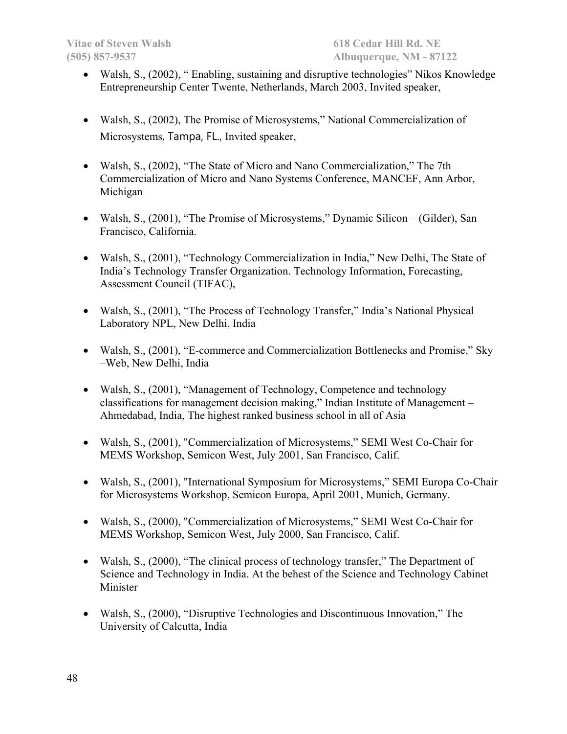- Walsh, S., (2002), " Enabling, sustaining and disruptive technologies" Nikos Knowledge Entrepreneurship Center Twente, Netherlands, March 2003, Invited speaker,

- Walsh, S., (2002), The Promise of Microsystems," National Commercialization of Microsystems, Tampa, FL., Invited speaker,

- Walsh, S., (2002), "The State of Micro and Nano Commercialization," The 7th Commercialization of Micro and Nano Systems Conference, MANCEF, Ann Arbor, Michigan

- Walsh, S., (2001), "The Promise of Microsystems," Dynamic Silicon – (Gilder), San Francisco, California.

- Walsh, S., (2001), "Technology Commercialization in India," New Delhi, The State of India's Technology Transfer Organization. Technology Information, Forecasting, Assessment Council (TIFAC),

- Walsh, S., (2001), "The Process of Technology Transfer," India's National Physical Laboratory NPL, New Delhi, India

- Walsh, S., (2001), "E-commerce and Commercialization Bottlenecks and Promise," Sky –Web, New Delhi, India

- Walsh, S., (2001), "Management of Technology, Competence and technology classifications for management decision making," Indian Institute of Management – Ahmedabad, India, The highest ranked business school in all of Asia

- Walsh, S., (2001), "Commercialization of Microsystems," SEMI West Co-Chair for MEMS Workshop, Semicon West, July 2001, San Francisco, Calif.

- Walsh, S., (2001), "International Symposium for Microsystems," SEMI Europa Co-Chair for Microsystems Workshop, Semicon Europa, April 2001, Munich, Germany.

- Walsh, S., (2000), "Commercialization of Microsystems," SEMI West Co-Chair for MEMS Workshop, Semicon West, July 2000, San Francisco, Calif.

- Walsh, S., (2000), "The clinical process of technology transfer," The Department of Science and Technology in India. At the behest of the Science and Technology Cabinet Minister

- Walsh, S., (2000), "Disruptive Technologies and Discontinuous Innovation," The University of Calcutta, India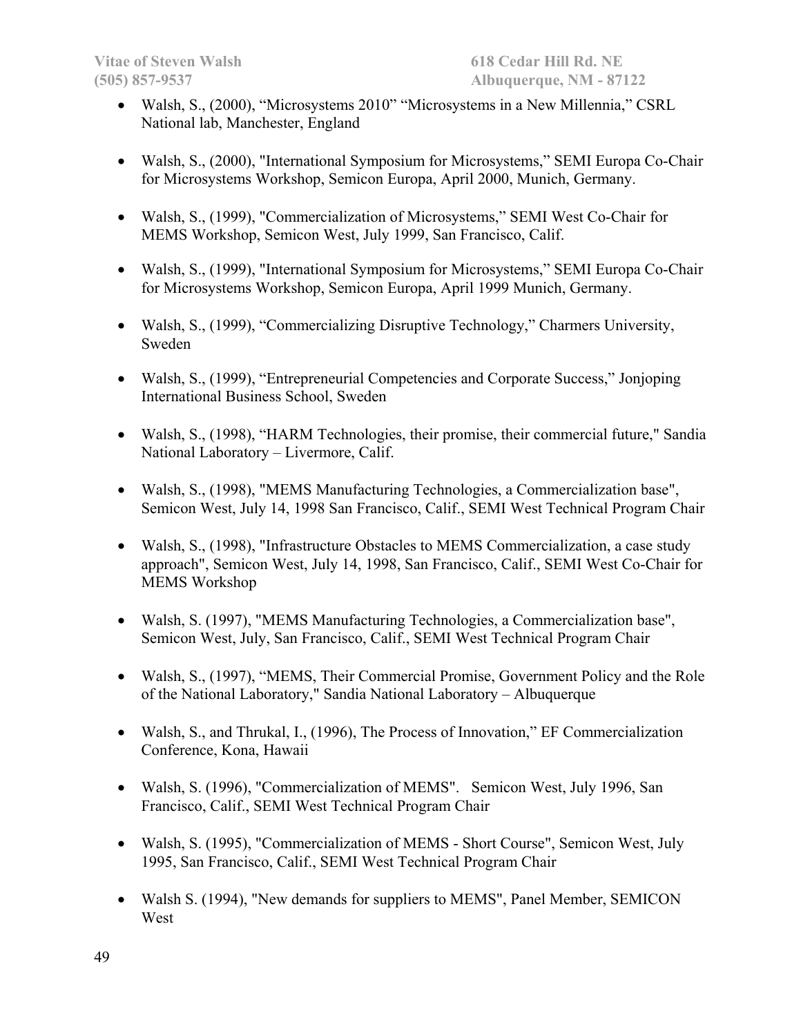- Walsh, S., (2000), “Microsystems 2010” “Microsystems in a New Millennia,” CSRL National lab, Manchester, England

- Walsh, S., (2000), "International Symposium for Microsystems,” SEMI Europa Co-Chair for Microsystems Workshop, Semicon Europa, April 2000, Munich, Germany.

- Walsh, S., (1999), "Commercialization of Microsystems,” SEMI West Co-Chair for MEMS Workshop, Semicon West, July 1999, San Francisco, Calif.

- Walsh, S., (1999), "International Symposium for Microsystems,” SEMI Europa Co-Chair for Microsystems Workshop, Semicon Europa, April 1999 Munich, Germany.

- Walsh, S., (1999), “Commercializing Disruptive Technology,” Charmers University, Sweden

- Walsh, S., (1999), “Entrepreneurial Competencies and Corporate Success,” Jonjoping International Business School, Sweden

- Walsh, S., (1998), “HARM Technologies, their promise, their commercial future," Sandia National Laboratory – Livermore, Calif.

- Walsh, S., (1998), "MEMS Manufacturing Technologies, a Commercialization base", Semicon West, July 14, 1998 San Francisco, Calif., SEMI West Technical Program Chair

- Walsh, S., (1998), "Infrastructure Obstacles to MEMS Commercialization, a case study approach", Semicon West, July 14, 1998, San Francisco, Calif., SEMI West Co-Chair for MEMS Workshop

- Walsh, S. (1997), "MEMS Manufacturing Technologies, a Commercialization base", Semicon West, July, San Francisco, Calif., SEMI West Technical Program Chair

- Walsh, S., (1997), “MEMS, Their Commercial Promise, Government Policy and the Role of the National Laboratory," Sandia National Laboratory – Albuquerque

- Walsh, S., and Thrukal, I., (1996), The Process of Innovation,” EF Commercialization Conference, Kona, Hawaii

- Walsh, S. (1996), "Commercialization of MEMS". Semicon West, July 1996, San Francisco, Calif., SEMI West Technical Program Chair

- Walsh, S. (1995), "Commercialization of MEMS - Short Course", Semicon West, July 1995, San Francisco, Calif., SEMI West Technical Program Chair

- Walsh S. (1994), "New demands for suppliers to MEMS", Panel Member, SEMICON West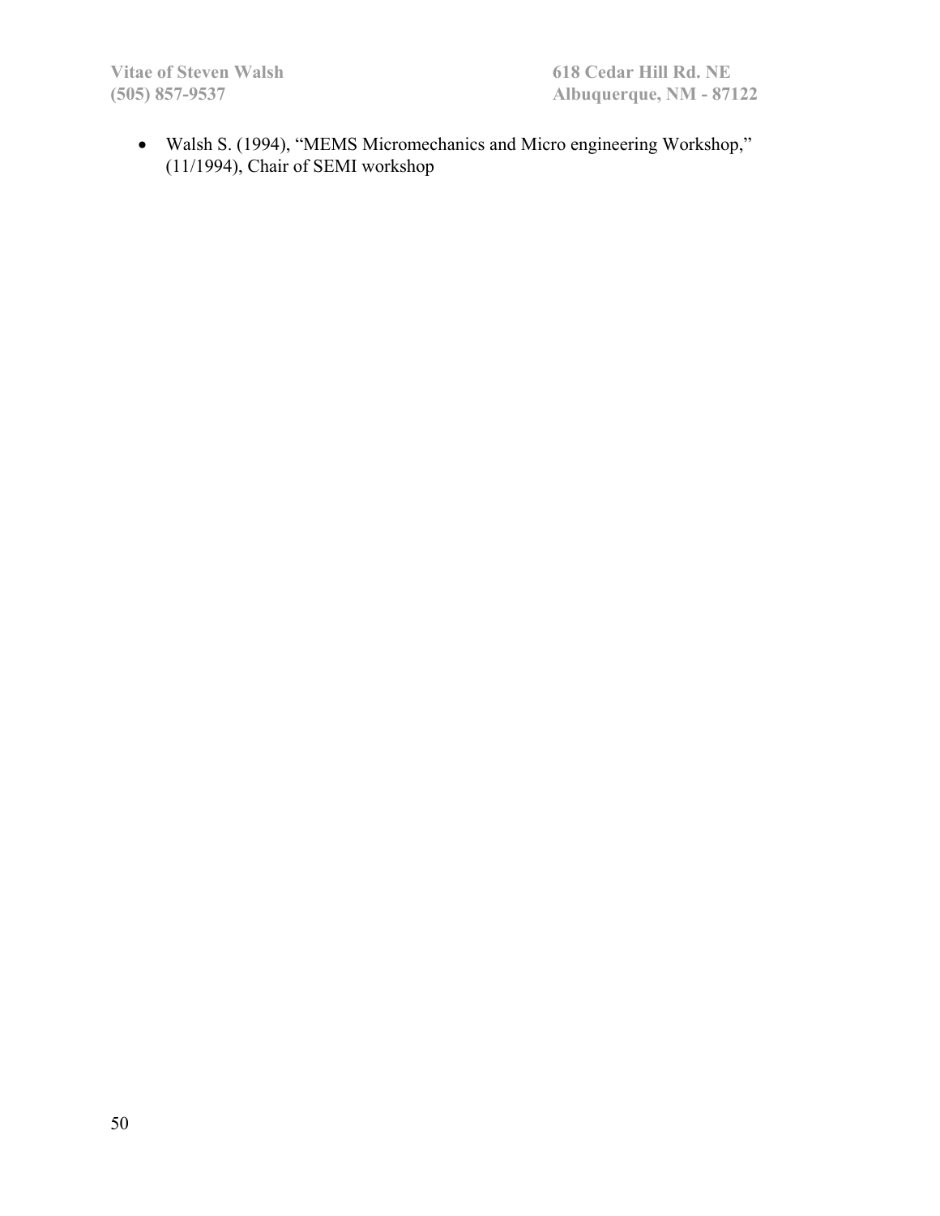- Walsh S. (1994), “MEMS Micromechanics and Micro engineering Workshop,” (11/1994), Chair of SEMI workshop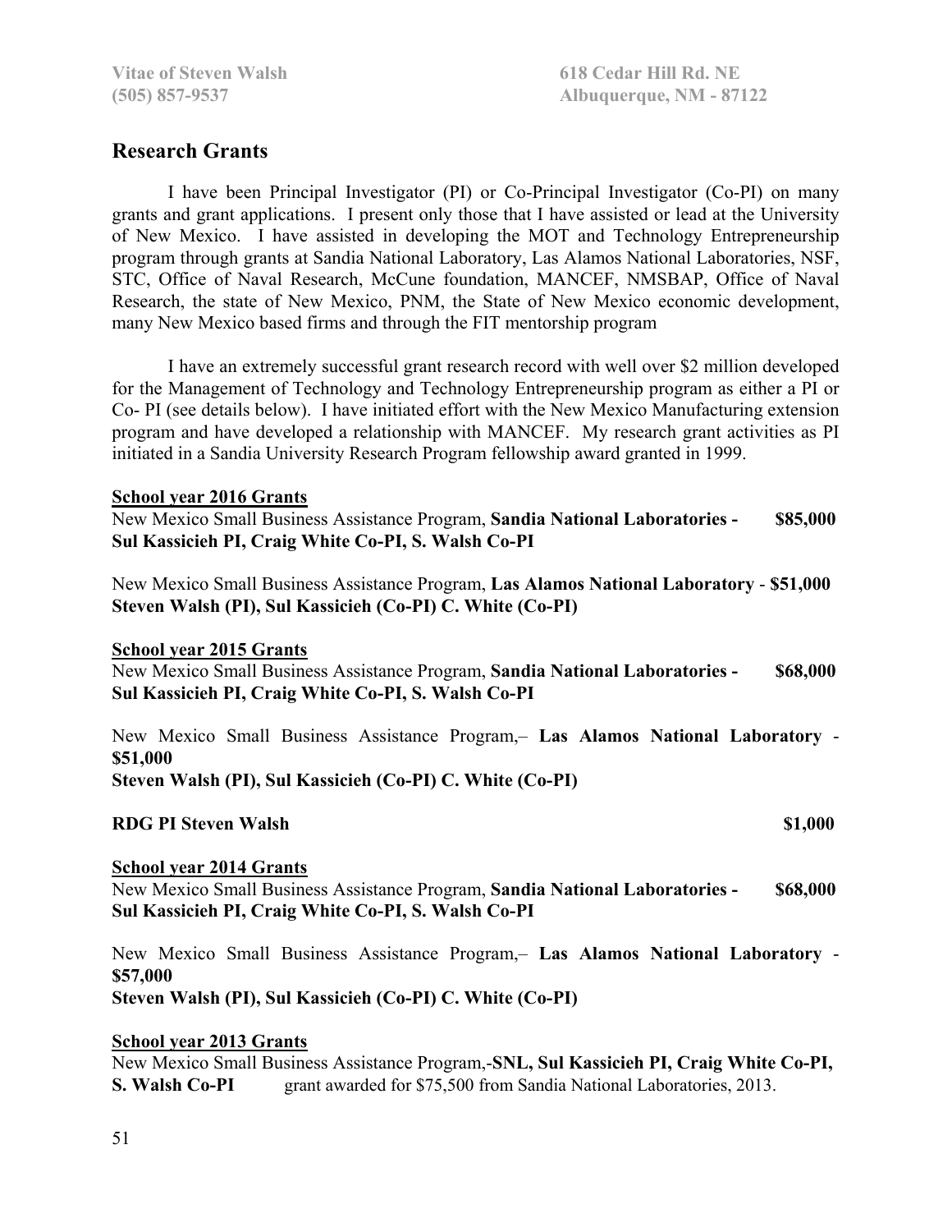## Research Grants

I have been Principal Investigator (PI) or Co-Principal Investigator (Co-PI) on many grants and grant applications. I present only those that I have assisted or lead at the University of New Mexico. I have assisted in developing the MOT and Technology Entrepreneurship program through grants at Sandia National Laboratory, Las Alamos National Laboratories, NSF, STC, Office of Naval Research, McCune foundation, MANCEF, NMSBAP, Office of Naval Research, the state of New Mexico, PNM, the State of New Mexico economic development, many New Mexico based firms and through the FIT mentorship program

I have an extremely successful grant research record with well over $2 million developed for the Management of Technology and Technology Entrepreneurship program as either a PI or Co- PI (see details below). I have initiated effort with the New Mexico Manufacturing extension program and have developed a relationship with MANCEF. My research grant activities as PI initiated in a Sandia University Research Program fellowship award granted in 1999.

**School year 2016 Grants**

New Mexico Small Business Assistance Program, **Sandia National Laboratories - $85,000**
**Sul Kassicieh PI, Craig White Co-PI, S. Walsh Co-PI**

New Mexico Small Business Assistance Program, **Las Alamos National Laboratory** - **$51,000**
**Steven Walsh (PI), Sul Kassicieh (Co-PI) C. White (Co-PI)**

**School year 2015 Grants**

New Mexico Small Business Assistance Program, **Sandia National Laboratories - $68,000**
**Sul Kassicieh PI, Craig White Co-PI, S. Walsh Co-PI**

New Mexico Small Business Assistance Program,– **Las Alamos National Laboratory** - **$51,000**
**Steven Walsh (PI), Sul Kassicieh (Co-PI) C. White (Co-PI)**

**RDG PI Steven Walsh $1,000**

**School year 2014 Grants**

New Mexico Small Business Assistance Program, **Sandia National Laboratories - $68,000**
**Sul Kassicieh PI, Craig White Co-PI, S. Walsh Co-PI**

New Mexico Small Business Assistance Program,– **Las Alamos National Laboratory** - **$57,000**
**Steven Walsh (PI), Sul Kassicieh (Co-PI) C. White (Co-PI)**

**School year 2013 Grants**

New Mexico Small Business Assistance Program,-**SNL, Sul Kassicieh PI, Craig White Co-PI, S. Walsh Co-PI** grant awarded for $75,500 from Sandia National Laboratories, 2013.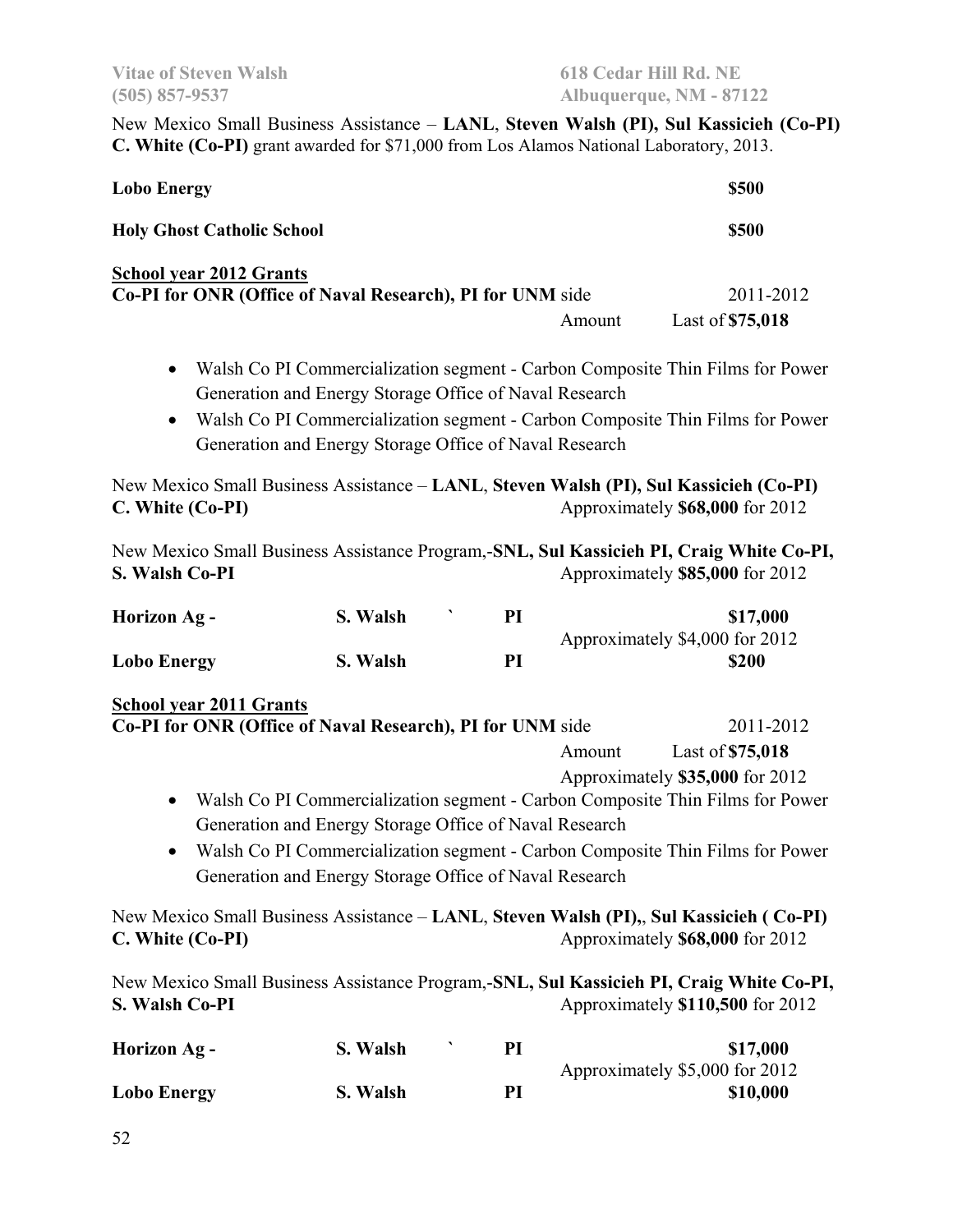New Mexico Small Business Assistance – **LANL**, **Steven Walsh (PI)**, **Sul Kassicieh (Co-PI)** **C. White (Co-PI)** grant awarded for $71,000 from Los Alamos National Laboratory, 2013.

**Lobo Energy** **$500**

**Holy Ghost Catholic School** **$500**

**School year 2012 Grants**

**Co-PI for ONR (Office of Naval Research), PI for UNM** side 2011-2012

Amount Last of **$75,018**

- Walsh Co PI Commercialization segment - Carbon Composite Thin Films for Power Generation and Energy Storage Office of Naval Research
- Walsh Co PI Commercialization segment - Carbon Composite Thin Films for Power Generation and Energy Storage Office of Naval Research

New Mexico Small Business Assistance – **LANL**, **Steven Walsh (PI), Sul Kassicieh (Co-PI)** **C. White (Co-PI)** Approximately **$68,000** for 2012

New Mexico Small Business Assistance Program,-**SNL, Sul Kassicieh PI, Craig White Co-PI, S. Walsh Co-PI** Approximately **$85,000** for 2012

| | | | |
|---|---|---|---|
| **Horizon Ag -** | **S. Walsh** | **PI** | **$17,000** |
| | | | Approximately $4,000 for 2012 |
| **Lobo Energy** | **S. Walsh** | **PI** | **$200** |

**School year 2011 Grants**

**Co-PI for ONR (Office of Naval Research), PI for UNM** side 2011-2012

Amount Last of **$75,018**

Approximately **$35,000** for 2012

- Walsh Co PI Commercialization segment - Carbon Composite Thin Films for Power Generation and Energy Storage Office of Naval Research
- Walsh Co PI Commercialization segment - Carbon Composite Thin Films for Power Generation and Energy Storage Office of Naval Research

New Mexico Small Business Assistance – **LANL**, **Steven Walsh (PI),, Sul Kassicieh ( Co-PI)** **C. White (Co-PI)** Approximately **$68,000** for 2012

New Mexico Small Business Assistance Program,-**SNL, Sul Kassicieh PI, Craig White Co-PI, S. Walsh Co-PI** Approximately **$110,500** for 2012

| | | | |
|---|---|---|---|
| **Horizon Ag -** | **S. Walsh** | **PI** | **$17,000** |
| | | | Approximately $5,000 for 2012 |
| **Lobo Energy** | **S. Walsh** | **PI** | **$10,000** |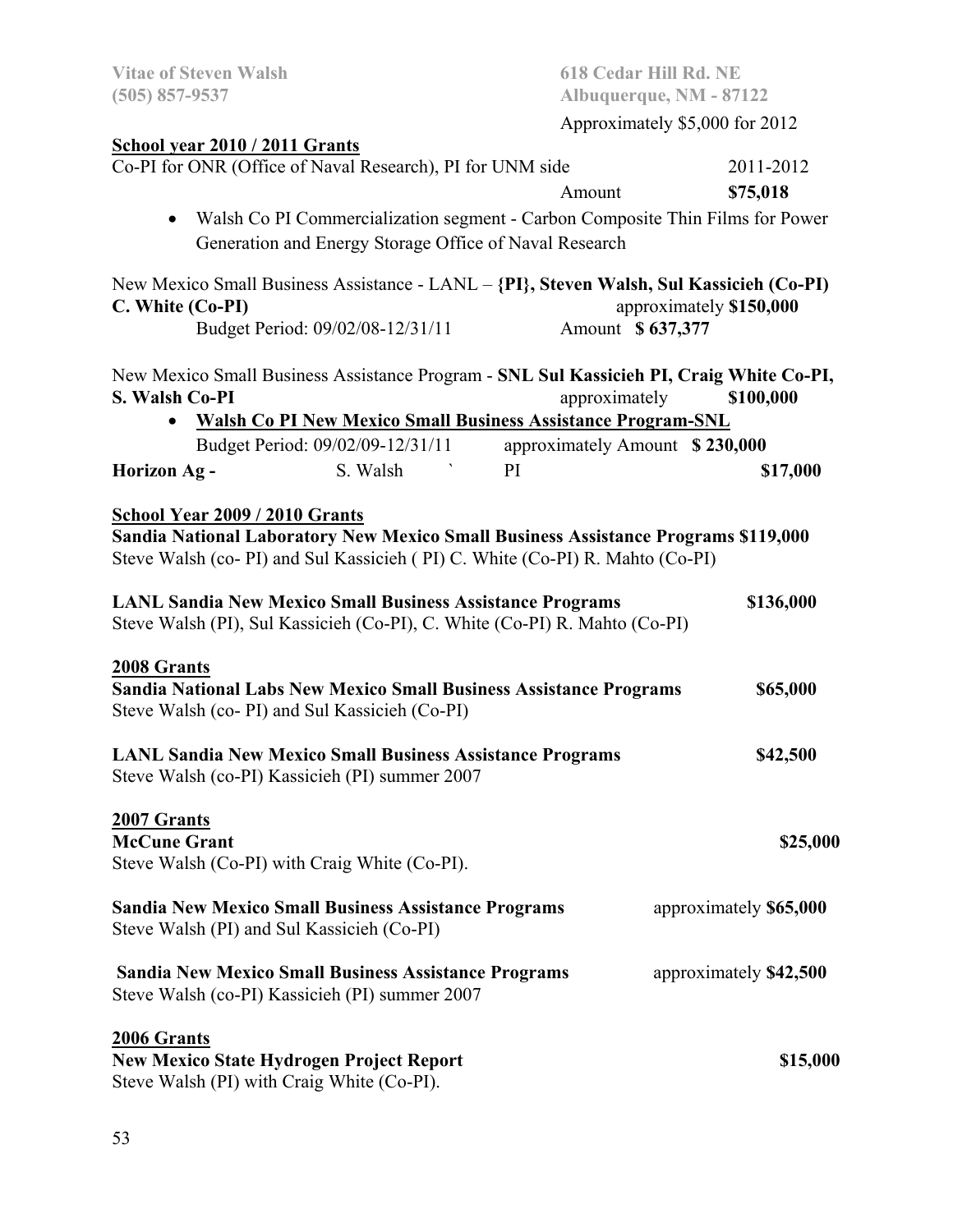Approximately $5,000 for 2012

**School year 2010 / 2011 Grants**

Co-PI for ONR (Office of Naval Research), PI for UNM side 2011-2012

Amount **$75,018**

- Walsh Co PI Commercialization segment - Carbon Composite Thin Films for Power Generation and Energy Storage Office of Naval Research

New Mexico Small Business Assistance - LANL – **{PI}, Steven Walsh, Sul Kassicieh (Co-PI) C. White (Co-PI)** approximately **$150,000**

Budget Period: 09/02/08-12/31/11 Amount **$ 637,377**

New Mexico Small Business Assistance Program - **SNL Sul Kassicieh PI, Craig White Co-PI, S. Walsh Co-PI** approximately **$100,000**

- **Walsh Co PI New Mexico Small Business Assistance Program-SNL**

Budget Period: 09/02/09-12/31/11 approximately Amount **$ 230,000**

**Horizon Ag -** S. Walsh ` PI **$17,000**

**School Year 2009 / 2010 Grants**

**Sandia National Laboratory New Mexico Small Business Assistance Programs $119,000**

Steve Walsh (co- PI) and Sul Kassicieh ( PI) C. White (Co-PI) R. Mahto (Co-PI)

**LANL Sandia New Mexico Small Business Assistance Programs $136,000**

Steve Walsh (PI), Sul Kassicieh (Co-PI), C. White (Co-PI) R. Mahto (Co-PI)

**2008 Grants**

**Sandia National Labs New Mexico Small Business Assistance Programs $65,000**

Steve Walsh (co- PI) and Sul Kassicieh (Co-PI)

**LANL Sandia New Mexico Small Business Assistance Programs $42,500**

Steve Walsh (co-PI) Kassicieh (PI) summer 2007

**2007 Grants**

**McCune Grant $25,000**

Steve Walsh (Co-PI) with Craig White (Co-PI).

**Sandia New Mexico Small Business Assistance Programs** approximately **$65,000**

Steve Walsh (PI) and Sul Kassicieh (Co-PI)

**Sandia New Mexico Small Business Assistance Programs** approximately **$42,500**

Steve Walsh (co-PI) Kassicieh (PI) summer 2007

**2006 Grants**

**New Mexico State Hydrogen Project Report $15,000**

Steve Walsh (PI) with Craig White (Co-PI).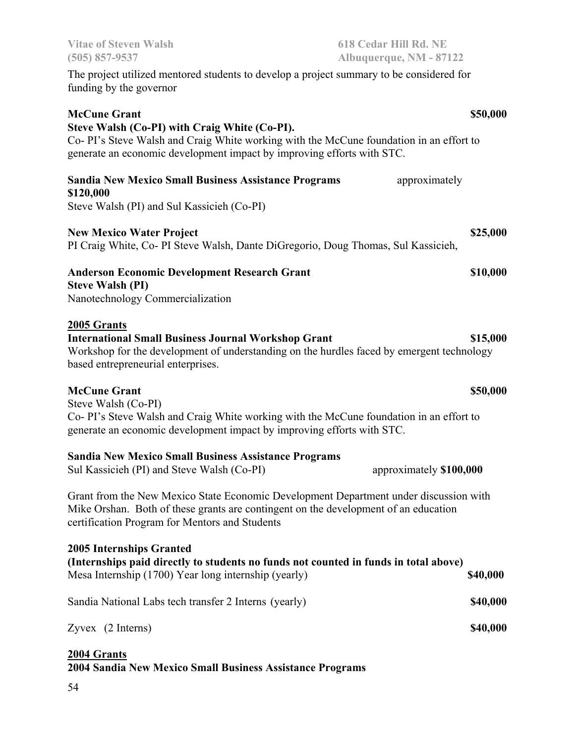The project utilized mentored students to develop a project summary to be considered for funding by the governor

**McCune Grant** **$50,000**
**Steve Walsh (Co-PI) with Craig White (Co-PI).**
Co- PI's Steve Walsh and Craig White working with the McCune foundation in an effort to generate an economic development impact by improving efforts with STC.

**Sandia New Mexico Small Business Assistance Programs** approximately **$120,000**
Steve Walsh (PI) and Sul Kassicieh (Co-PI)

**New Mexico Water Project** **$25,000**
PI Craig White, Co- PI Steve Walsh, Dante DiGregorio, Doug Thomas, Sul Kassicieh,

**Anderson Economic Development Research Grant** **$10,000**
**Steve Walsh (PI)**
Nanotechnology Commercialization

## 2005 Grants

**International Small Business Journal Workshop Grant** **$15,000**
Workshop for the development of understanding on the hurdles faced by emergent technology based entrepreneurial enterprises.

**McCune Grant** **$50,000**
Steve Walsh (Co-PI)
Co- PI's Steve Walsh and Craig White working with the McCune foundation in an effort to generate an economic development impact by improving efforts with STC.

**Sandia New Mexico Small Business Assistance Programs**
Sul Kassicieh (PI) and Steve Walsh (Co-PI) approximately **$100,000**

Grant from the New Mexico State Economic Development Department under discussion with Mike Orshan. Both of these grants are contingent on the development of an education certification Program for Mentors and Students

**2005 Internships Granted**
**(Internships paid directly to students no funds not counted in funds in total above)**

Mesa Internship (1700) Year long internship (yearly) **$40,000**

Sandia National Labs tech transfer 2 Interns (yearly) **$40,000**

Zyvex (2 Interns) **$40,000**

## 2004 Grants

**2004 Sandia New Mexico Small Business Assistance Programs**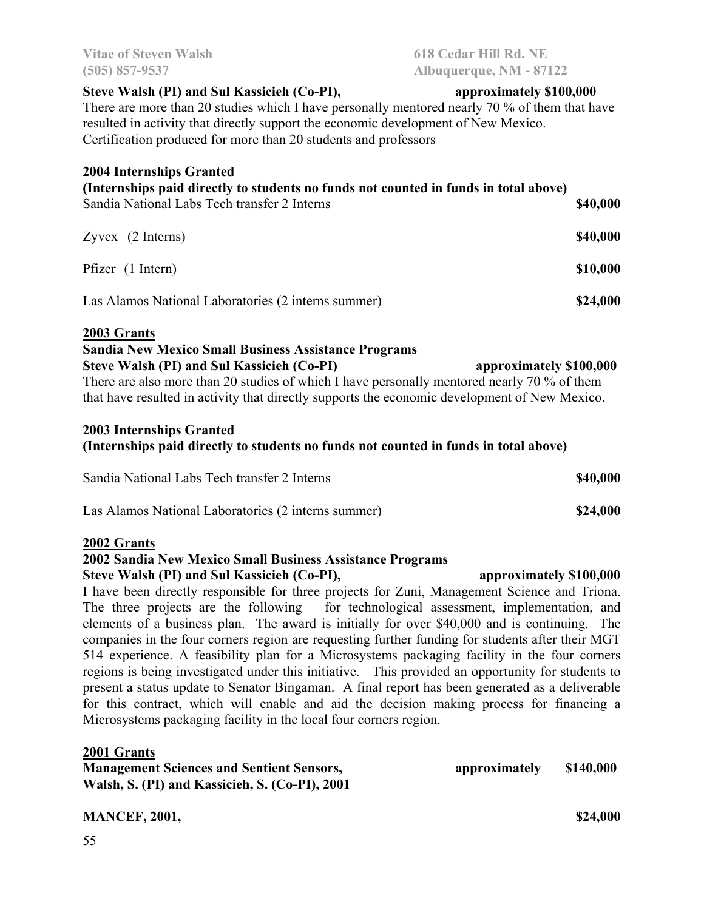**Steve Walsh (PI) and Sul Kassicieh (Co-PI), approximately $100,000**

There are more than 20 studies which I have personally mentored nearly 70 % of them that have resulted in activity that directly support the economic development of New Mexico. Certification produced for more than 20 students and professors

**2004 Internships Granted**

**(Internships paid directly to students no funds not counted in funds in total above)**

Sandia National Labs Tech transfer 2 Interns **$40,000**

Zyvex (2 Interns) **$40,000**

Pfizer (1 Intern) **$10,000**

Las Alamos National Laboratories (2 interns summer) **$24,000**

**2003 Grants**

**Sandia New Mexico Small Business Assistance Programs**

**Steve Walsh (PI) and Sul Kassicieh (Co-PI) approximately $100,000**

There are also more than 20 studies of which I have personally mentored nearly 70 % of them that have resulted in activity that directly supports the economic development of New Mexico.

**2003 Internships Granted**

**(Internships paid directly to students no funds not counted in funds in total above)**

Sandia National Labs Tech transfer 2 Interns **$40,000**

Las Alamos National Laboratories (2 interns summer) **$24,000**

**2002 Grants**

**2002 Sandia New Mexico Small Business Assistance Programs**

**Steve Walsh (PI) and Sul Kassicieh (Co-PI), approximately $100,000**

I have been directly responsible for three projects for Zuni, Management Science and Triona. The three projects are the following – for technological assessment, implementation, and elements of a business plan. The award is initially for over $40,000 and is continuing. The companies in the four corners region are requesting further funding for students after their MGT 514 experience. A feasibility plan for a Microsystems packaging facility in the four corners regions is being investigated under this initiative. This provided an opportunity for students to present a status update to Senator Bingaman. A final report has been generated as a deliverable for this contract, which will enable and aid the decision making process for financing a Microsystems packaging facility in the local four corners region.

**2001 Grants**

**Management Sciences and Sentient Sensors, approximately $140,000**
**Walsh, S. (PI) and Kassicieh, S. (Co-PI), 2001**

**MANCEF, 2001, $24,000**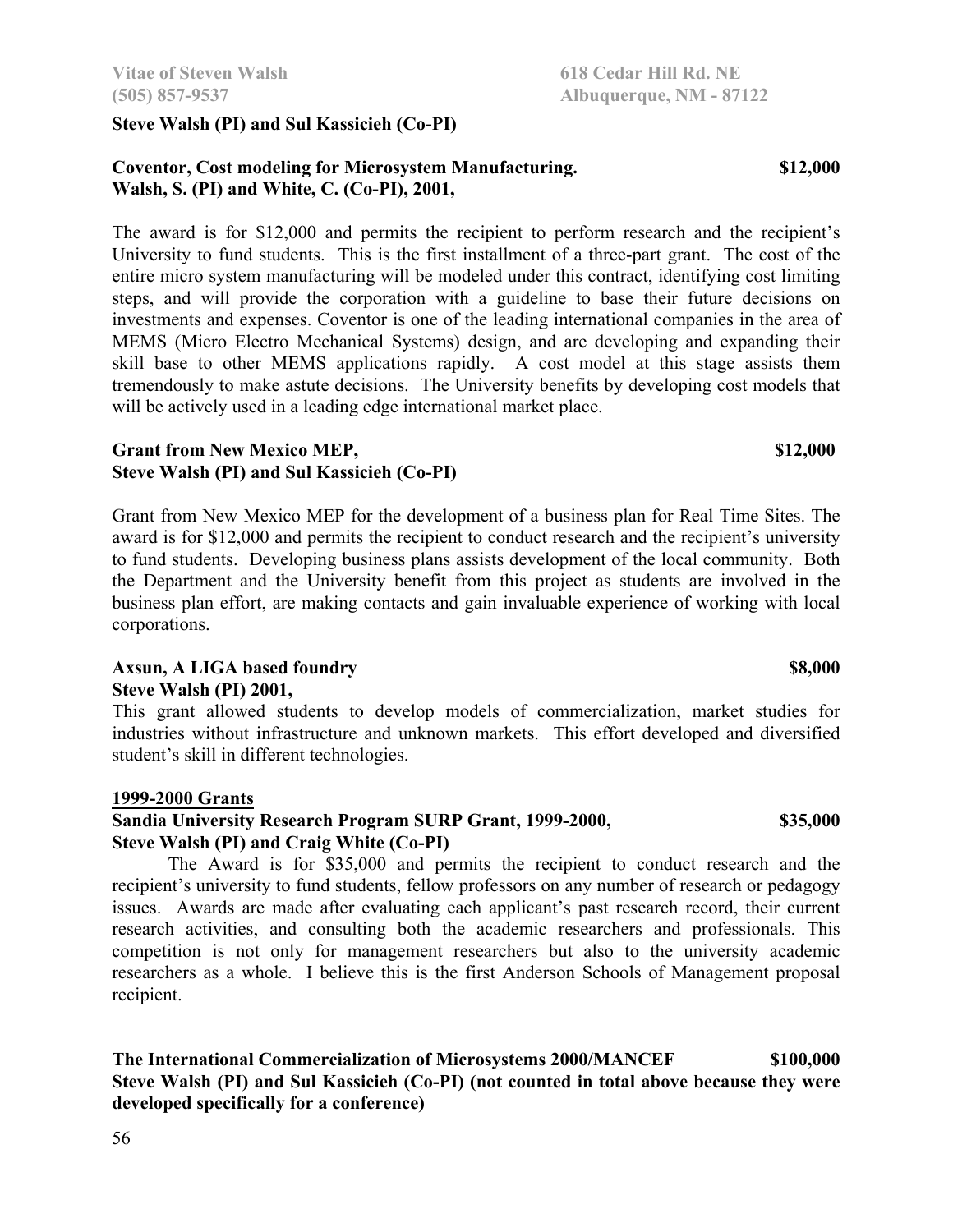**Steve Walsh (PI) and Sul Kassicieh (Co-PI)**

**Coventor, Cost modeling for Microsystem Manufacturing. $12,000**
**Walsh, S. (PI) and White, C. (Co-PI), 2001,**

The award is for $12,000 and permits the recipient to perform research and the recipient's University to fund students. This is the first installment of a three-part grant. The cost of the entire micro system manufacturing will be modeled under this contract, identifying cost limiting steps, and will provide the corporation with a guideline to base their future decisions on investments and expenses. Coventor is one of the leading international companies in the area of MEMS (Micro Electro Mechanical Systems) design, and are developing and expanding their skill base to other MEMS applications rapidly. A cost model at this stage assists them tremendously to make astute decisions. The University benefits by developing cost models that will be actively used in a leading edge international market place.

**Grant from New Mexico MEP, $12,000**
**Steve Walsh (PI) and Sul Kassicieh (Co-PI)**

Grant from New Mexico MEP for the development of a business plan for Real Time Sites. The award is for $12,000 and permits the recipient to conduct research and the recipient's university to fund students. Developing business plans assists development of the local community. Both the Department and the University benefit from this project as students are involved in the business plan effort, are making contacts and gain invaluable experience of working with local corporations.

**Axsun, A LIGA based foundry $8,000**
**Steve Walsh (PI) 2001,**

This grant allowed students to develop models of commercialization, market studies for industries without infrastructure and unknown markets. This effort developed and diversified student's skill in different technologies.

**<u>1999-2000 Grants</u>**

**Sandia University Research Program SURP Grant, 1999-2000, $35,000**
**Steve Walsh (PI) and Craig White (Co-PI)**

The Award is for $35,000 and permits the recipient to conduct research and the recipient's university to fund students, fellow professors on any number of research or pedagogy issues. Awards are made after evaluating each applicant's past research record, their current research activities, and consulting both the academic researchers and professionals. This competition is not only for management researchers but also to the university academic researchers as a whole. I believe this is the first Anderson Schools of Management proposal recipient.

**The International Commercialization of Microsystems 2000/MANCEF $100,000**
**Steve Walsh (PI) and Sul Kassicieh (Co-PI) (not counted in total above because they were developed specifically for a conference)**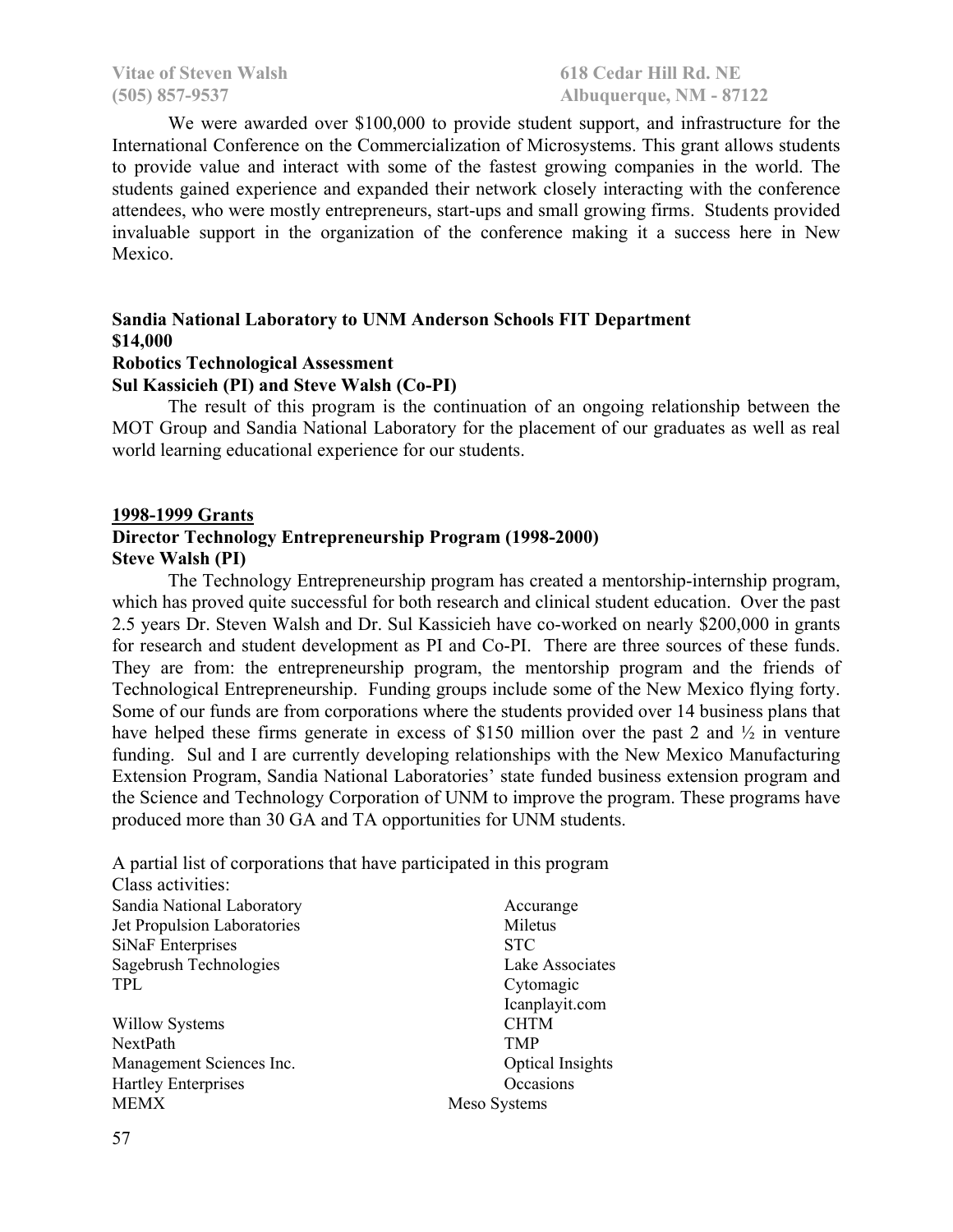We were awarded over $100,000 to provide student support, and infrastructure for the International Conference on the Commercialization of Microsystems. This grant allows students to provide value and interact with some of the fastest growing companies in the world. The students gained experience and expanded their network closely interacting with the conference attendees, who were mostly entrepreneurs, start-ups and small growing firms. Students provided invaluable support in the organization of the conference making it a success here in New Mexico.

**Sandia National Laboratory to UNM Anderson Schools FIT Department**
**$14,000**
**Robotics Technological Assessment**
**Sul Kassicieh (PI) and Steve Walsh (Co-PI)**

The result of this program is the continuation of an ongoing relationship between the MOT Group and Sandia National Laboratory for the placement of our graduates as well as real world learning educational experience for our students.

**1998-1999 Grants**

**Director Technology Entrepreneurship Program (1998-2000)**
**Steve Walsh (PI)**

The Technology Entrepreneurship program has created a mentorship-internship program, which has proved quite successful for both research and clinical student education. Over the past 2.5 years Dr. Steven Walsh and Dr. Sul Kassicieh have co-worked on nearly $200,000 in grants for research and student development as PI and Co-PI. There are three sources of these funds. They are from: the entrepreneurship program, the mentorship program and the friends of Technological Entrepreneurship. Funding groups include some of the New Mexico flying forty. Some of our funds are from corporations where the students provided over 14 business plans that have helped these firms generate in excess of $150 million over the past 2 and ½ in venture funding. Sul and I are currently developing relationships with the New Mexico Manufacturing Extension Program, Sandia National Laboratories' state funded business extension program and the Science and Technology Corporation of UNM to improve the program. These programs have produced more than 30 GA and TA opportunities for UNM students.

A partial list of corporations that have participated in this program
Class activities:

- Sandia National Laboratory
- Jet Propulsion Laboratories
- SiNaF Enterprises
- Sagebrush Technologies
- TPL
- Willow Systems
- NextPath
- Management Sciences Inc.
- Hartley Enterprises
- MEMX
- Accurange
- Miletus
- STC
- Lake Associates
- Cytomagic
- Icanplayit.com
- CHTM
- TMP
- Optical Insights
- Occasions
- Meso Systems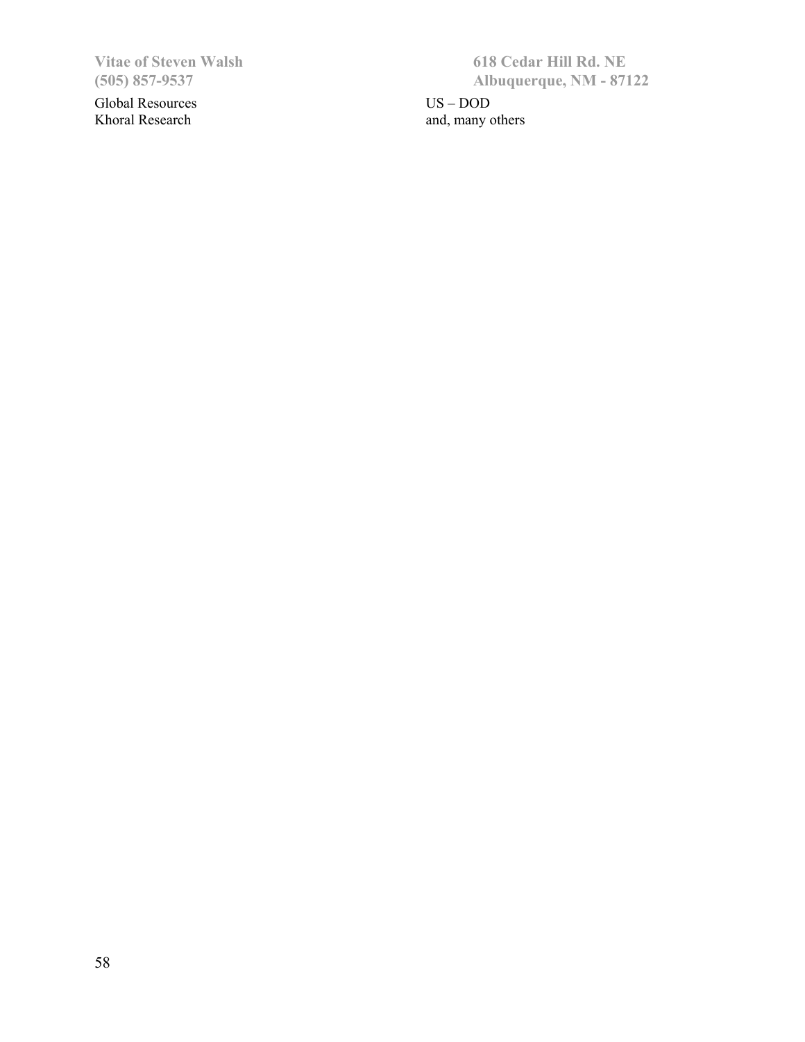Global Resources

Khoral Research

US – DOD

and, many others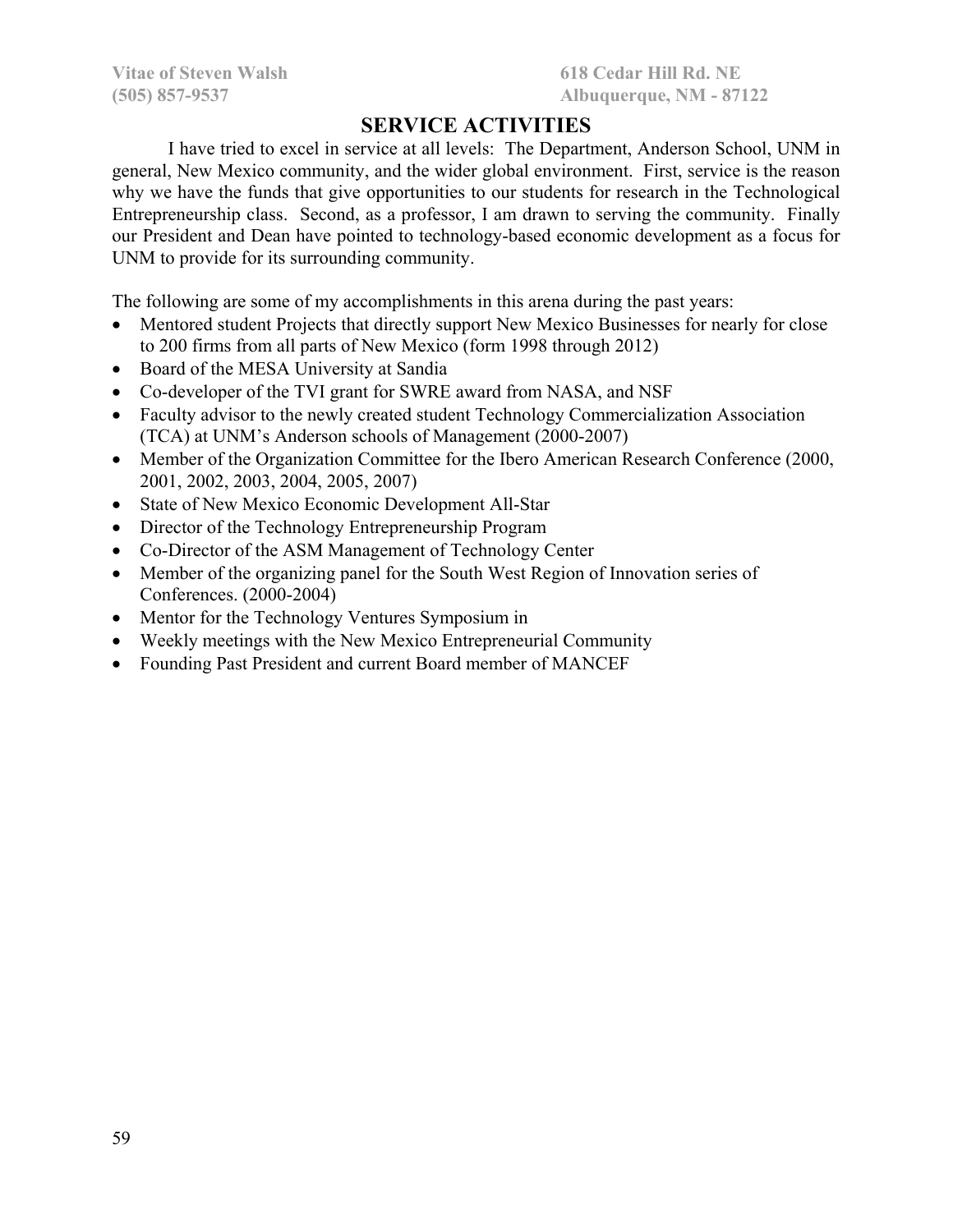# SERVICE ACTIVITIES

I have tried to excel in service at all levels: The Department, Anderson School, UNM in general, New Mexico community, and the wider global environment. First, service is the reason why we have the funds that give opportunities to our students for research in the Technological Entrepreneurship class. Second, as a professor, I am drawn to serving the community. Finally our President and Dean have pointed to technology-based economic development as a focus for UNM to provide for its surrounding community.

The following are some of my accomplishments in this arena during the past years:

- Mentored student Projects that directly support New Mexico Businesses for nearly for close to 200 firms from all parts of New Mexico (form 1998 through 2012)
- Board of the MESA University at Sandia
- Co-developer of the TVI grant for SWRE award from NASA, and NSF
- Faculty advisor to the newly created student Technology Commercialization Association (TCA) at UNM's Anderson schools of Management (2000-2007)
- Member of the Organization Committee for the Ibero American Research Conference (2000, 2001, 2002, 2003, 2004, 2005, 2007)
- State of New Mexico Economic Development All-Star
- Director of the Technology Entrepreneurship Program
- Co-Director of the ASM Management of Technology Center
- Member of the organizing panel for the South West Region of Innovation series of Conferences. (2000-2004)
- Mentor for the Technology Ventures Symposium in
- Weekly meetings with the New Mexico Entrepreneurial Community
- Founding Past President and current Board member of MANCEF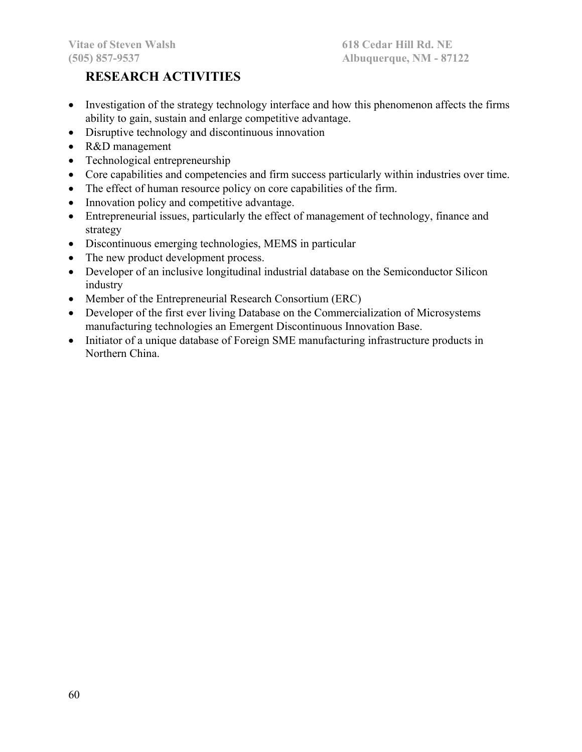## RESEARCH ACTIVITIES

- Investigation of the strategy technology interface and how this phenomenon affects the firms ability to gain, sustain and enlarge competitive advantage.
- Disruptive technology and discontinuous innovation
- R&D management
- Technological entrepreneurship
- Core capabilities and competencies and firm success particularly within industries over time.
- The effect of human resource policy on core capabilities of the firm.
- Innovation policy and competitive advantage.
- Entrepreneurial issues, particularly the effect of management of technology, finance and strategy
- Discontinuous emerging technologies, MEMS in particular
- The new product development process.
- Developer of an inclusive longitudinal industrial database on the Semiconductor Silicon industry
- Member of the Entrepreneurial Research Consortium (ERC)
- Developer of the first ever living Database on the Commercialization of Microsystems manufacturing technologies an Emergent Discontinuous Innovation Base.
- Initiator of a unique database of Foreign SME manufacturing infrastructure products in Northern China.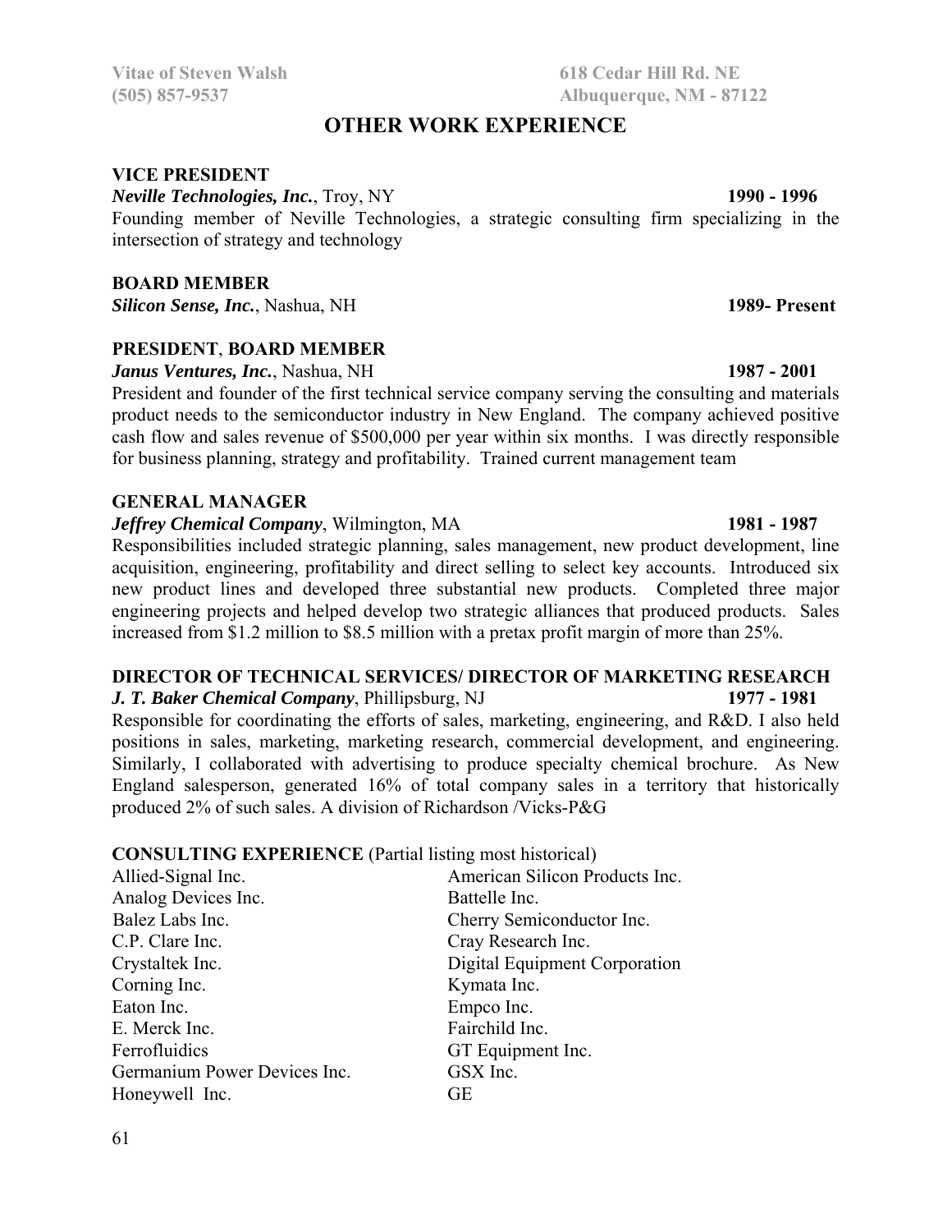## OTHER WORK EXPERIENCE

**VICE PRESIDENT**
***Neville Technologies, Inc.***, Troy, NY **1990 - 1996**
Founding member of Neville Technologies, a strategic consulting firm specializing in the intersection of strategy and technology

**BOARD MEMBER**
***Silicon Sense, Inc.***, Nashua, NH **1989- Present**

**PRESIDENT**, **BOARD MEMBER**
***Janus Ventures, Inc.***, Nashua, NH **1987 - 2001**
President and founder of the first technical service company serving the consulting and materials product needs to the semiconductor industry in New England. The company achieved positive cash flow and sales revenue of $500,000 per year within six months. I was directly responsible for business planning, strategy and profitability. Trained current management team

**GENERAL MANAGER**
***Jeffrey Chemical Company***, Wilmington, MA **1981 - 1987**
Responsibilities included strategic planning, sales management, new product development, line acquisition, engineering, profitability and direct selling to select key accounts. Introduced six new product lines and developed three substantial new products. Completed three major engineering projects and helped develop two strategic alliances that produced products. Sales increased from $1.2 million to $8.5 million with a pretax profit margin of more than 25%.

**DIRECTOR OF TECHNICAL SERVICES/ DIRECTOR OF MARKETING RESEARCH**
***J. T. Baker Chemical Company***, Phillipsburg, NJ **1977 - 1981**
Responsible for coordinating the efforts of sales, marketing, engineering, and R&D. I also held positions in sales, marketing, marketing research, commercial development, and engineering. Similarly, I collaborated with advertising to produce specialty chemical brochure. As New England salesperson, generated 16% of total company sales in a territory that historically produced 2% of such sales. A division of Richardson /Vicks-P&G

**CONSULTING EXPERIENCE** (Partial listing most historical)

- Allied-Signal Inc.
- American Silicon Products Inc.
- Analog Devices Inc.
- Battelle Inc.
- Balez Labs Inc.
- Cherry Semiconductor Inc.
- C.P. Clare Inc.
- Cray Research Inc.
- Crystaltek Inc.
- Digital Equipment Corporation
- Corning Inc.
- Kymata Inc.
- Eaton Inc.
- Empco Inc.
- E. Merck Inc.
- Fairchild Inc.
- Ferrofluidics
- GT Equipment Inc.
- Germanium Power Devices Inc.
- GSX Inc.
- Honeywell Inc.
- GE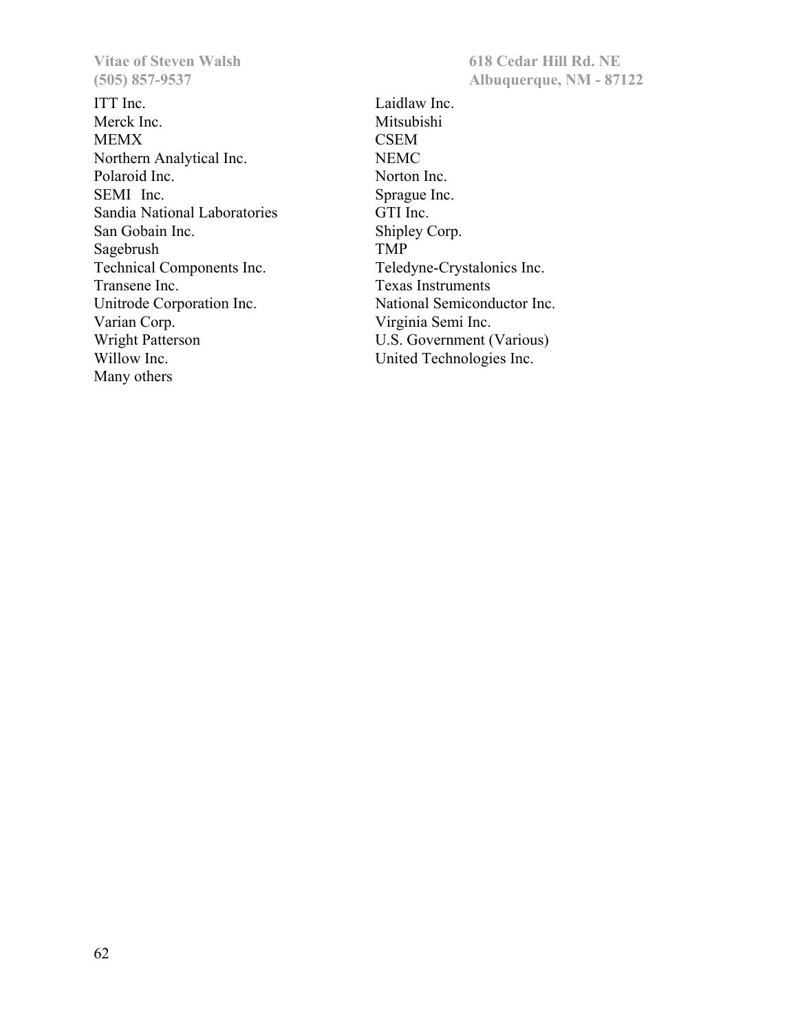ITT Inc.
Merck Inc.
MEMX
Northern Analytical Inc.
Polaroid Inc.
SEMI Inc.
Sandia National Laboratories
San Gobain Inc.
Sagebrush
Technical Components Inc.
Transene Inc.
Unitrode Corporation Inc.
Varian Corp.
Wright Patterson
Willow Inc.
Many others

Laidlaw Inc.
Mitsubishi
CSEM
NEMC
Norton Inc.
Sprague Inc.
GTI Inc.
Shipley Corp.
TMP
Teledyne-Crystalonics Inc.
Texas Instruments
National Semiconductor Inc.
Virginia Semi Inc.
U.S. Government (Various)
United Technologies Inc.